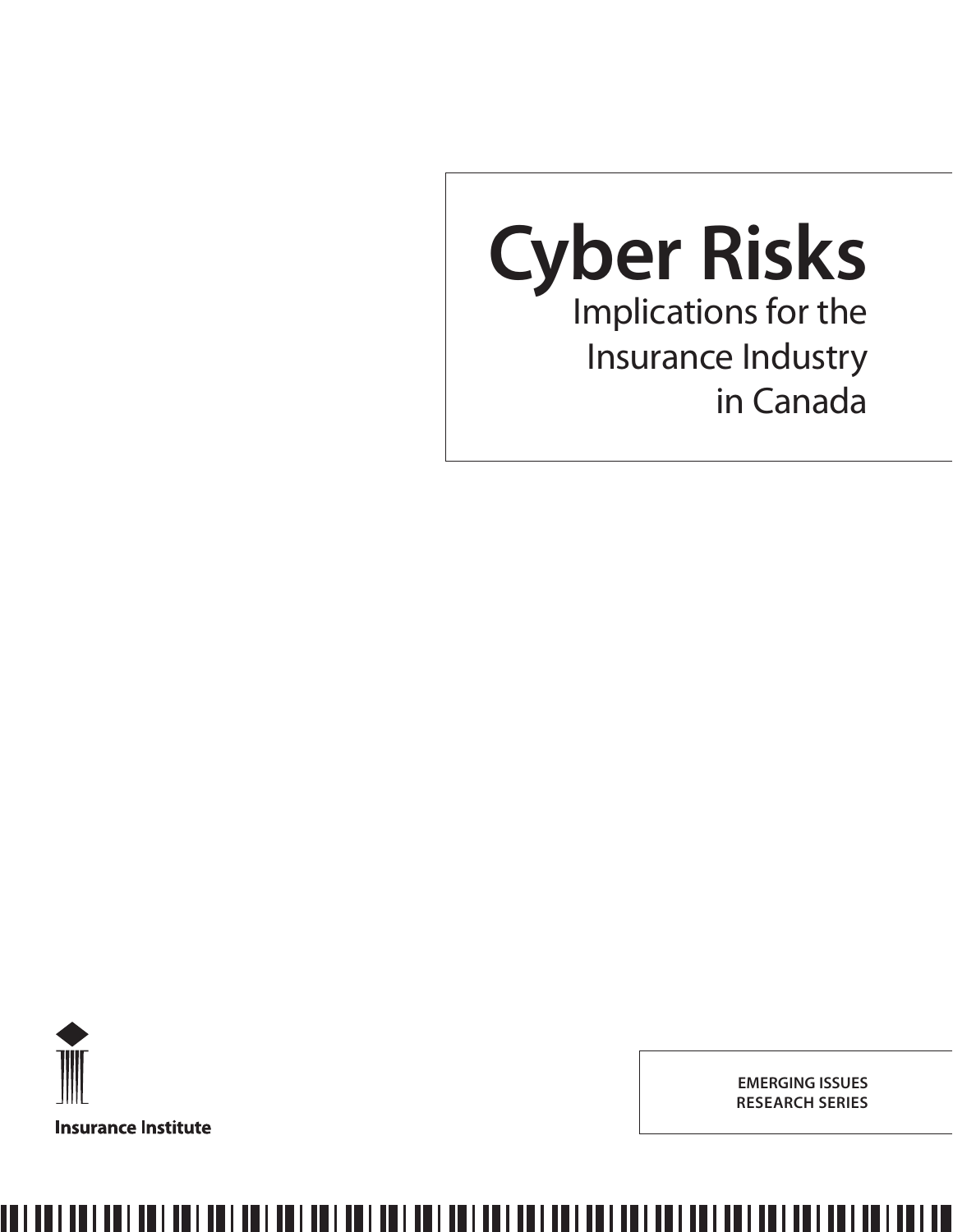# Cyber Risks

## Implications for the Insurance Industry in Canada

Insurance Institute

EMERGING ISSUES RESEARCH SERIES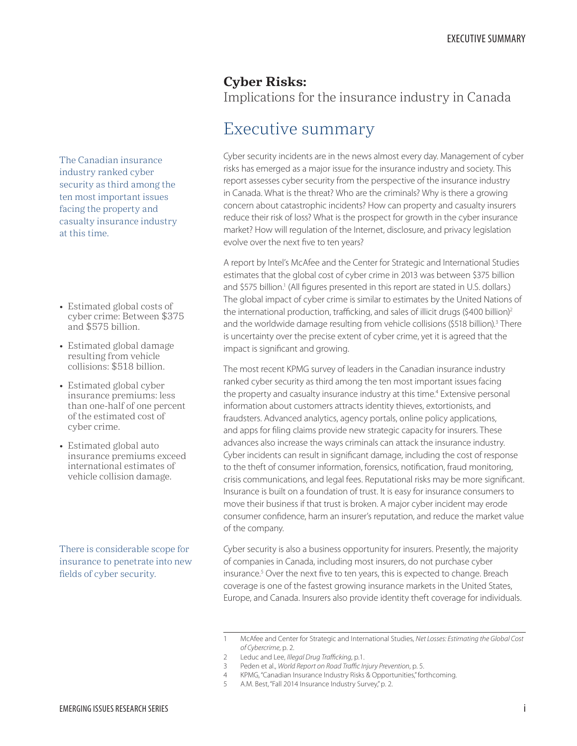**Cyber Risks:**
Implications for the insurance industry in Canada

# Executive summary

The Canadian insurance industry ranked cyber security as third among the ten most important issues facing the property and casualty insurance industry at this time.

Cyber security incidents are in the news almost every day. Management of cyber risks has emerged as a major issue for the insurance industry and society. This report assesses cyber security from the perspective of the insurance industry in Canada. What is the threat? Who are the criminals? Why is there a growing concern about catastrophic incidents? How can property and casualty insurers reduce their risk of loss? What is the prospect for growth in the cyber insurance market? How will regulation of the Internet, disclosure, and privacy legislation evolve over the next five to ten years?

- Estimated global costs of cyber crime: Between $375 and $575 billion.
- Estimated global damage resulting from vehicle collisions: $518 billion.
- Estimated global cyber insurance premiums: less than one-half of one percent of the estimated cost of cyber crime.
- Estimated global auto insurance premiums exceed international estimates of vehicle collision damage.

A report by Intel's McAfee and the Center for Strategic and International Studies estimates that the global cost of cyber crime in 2013 was between $375 billion and $575 billion.[1] (All figures presented in this report are stated in U.S. dollars.) The global impact of cyber crime is similar to estimates by the United Nations of the international production, trafficking, and sales of illicit drugs ($400 billion)[2] and the worldwide damage resulting from vehicle collisions ($518 billion).[3] There is uncertainty over the precise extent of cyber crime, yet it is agreed that the impact is significant and growing.

The most recent KPMG survey of leaders in the Canadian insurance industry ranked cyber security as third among the ten most important issues facing the property and casualty insurance industry at this time.[4] Extensive personal information about customers attracts identity thieves, extortionists, and fraudsters. Advanced analytics, agency portals, online policy applications, and apps for filing claims provide new strategic capacity for insurers. These advances also increase the ways criminals can attack the insurance industry. Cyber incidents can result in significant damage, including the cost of response to the theft of consumer information, forensics, notification, fraud monitoring, crisis communications, and legal fees. Reputational risks may be more significant. Insurance is built on a foundation of trust. It is easy for insurance consumers to move their business if that trust is broken. A major cyber incident may erode consumer confidence, harm an insurer's reputation, and reduce the market value of the company.

There is considerable scope for insurance to penetrate into new fields of cyber security.

Cyber security is also a business opportunity for insurers. Presently, the majority of companies in Canada, including most insurers, do not purchase cyber insurance.[5] Over the next five to ten years, this is expected to change. Breach coverage is one of the fastest growing insurance markets in the United States, Europe, and Canada. Insurers also provide identity theft coverage for individuals.

---

1 McAfee and Center for Strategic and International Studies, *Net Losses: Estimating the Global Cost of Cybercrime*, p. 2.

2 Leduc and Lee, *Illegal Drug Trafficking*, p.1.

3 Peden et al., *World Report on Road Traffic Injury Prevention*, p. 5.

4 KPMG, "Canadian Insurance Industry Risks & Opportunities," forthcoming.

5 A.M. Best, "Fall 2014 Insurance Industry Survey," p. 2.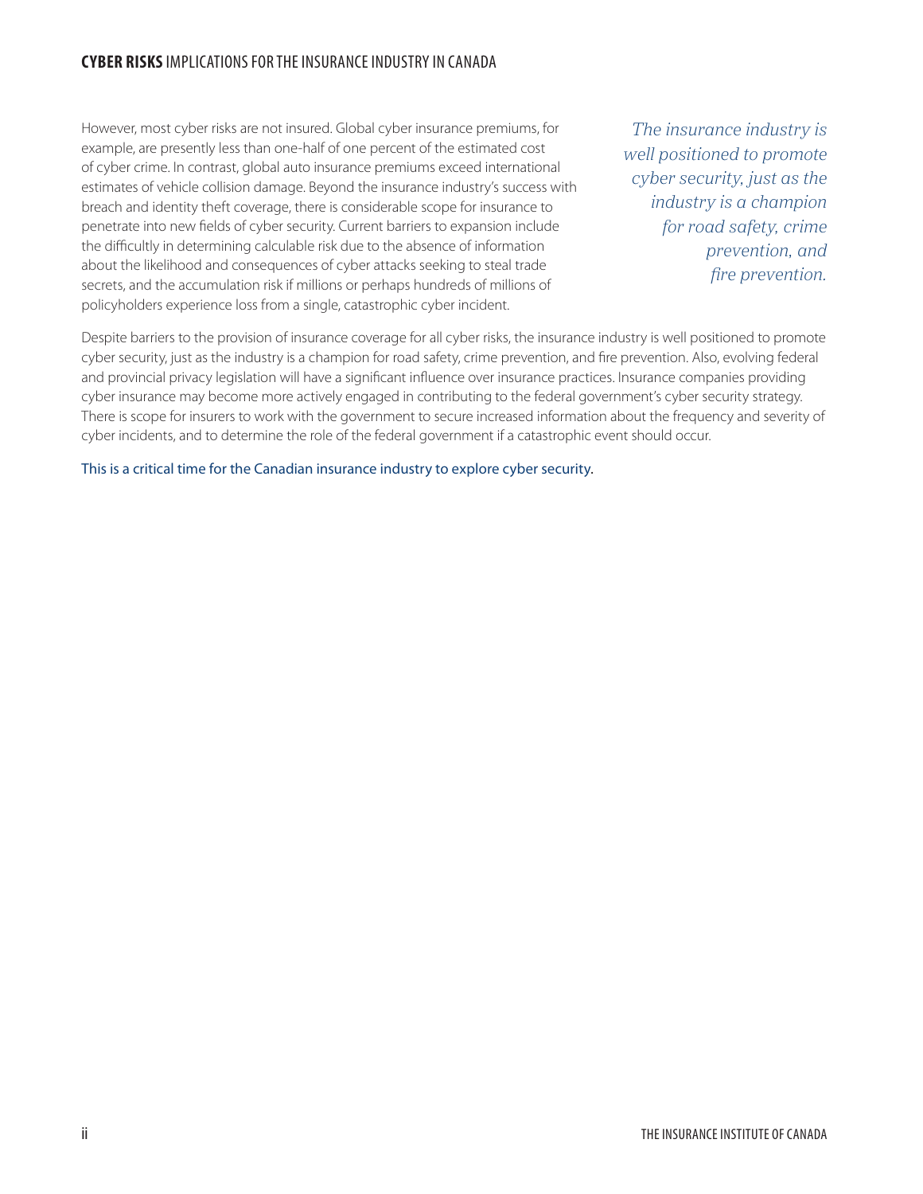However, most cyber risks are not insured. Global cyber insurance premiums, for example, are presently less than one-half of one percent of the estimated cost of cyber crime. In contrast, global auto insurance premiums exceed international estimates of vehicle collision damage. Beyond the insurance industry's success with breach and identity theft coverage, there is considerable scope for insurance to penetrate into new fields of cyber security. Current barriers to expansion include the difficultly in determining calculable risk due to the absence of information about the likelihood and consequences of cyber attacks seeking to steal trade secrets, and the accumulation risk if millions or perhaps hundreds of millions of policyholders experience loss from a single, catastrophic cyber incident.

*The insurance industry is well positioned to promote cyber security, just as the industry is a champion for road safety, crime prevention, and fire prevention.*

Despite barriers to the provision of insurance coverage for all cyber risks, the insurance industry is well positioned to promote cyber security, just as the industry is a champion for road safety, crime prevention, and fire prevention. Also, evolving federal and provincial privacy legislation will have a significant influence over insurance practices. Insurance companies providing cyber insurance may become more actively engaged in contributing to the federal government's cyber security strategy. There is scope for insurers to work with the government to secure increased information about the frequency and severity of cyber incidents, and to determine the role of the federal government if a catastrophic event should occur.

This is a critical time for the Canadian insurance industry to explore cyber security.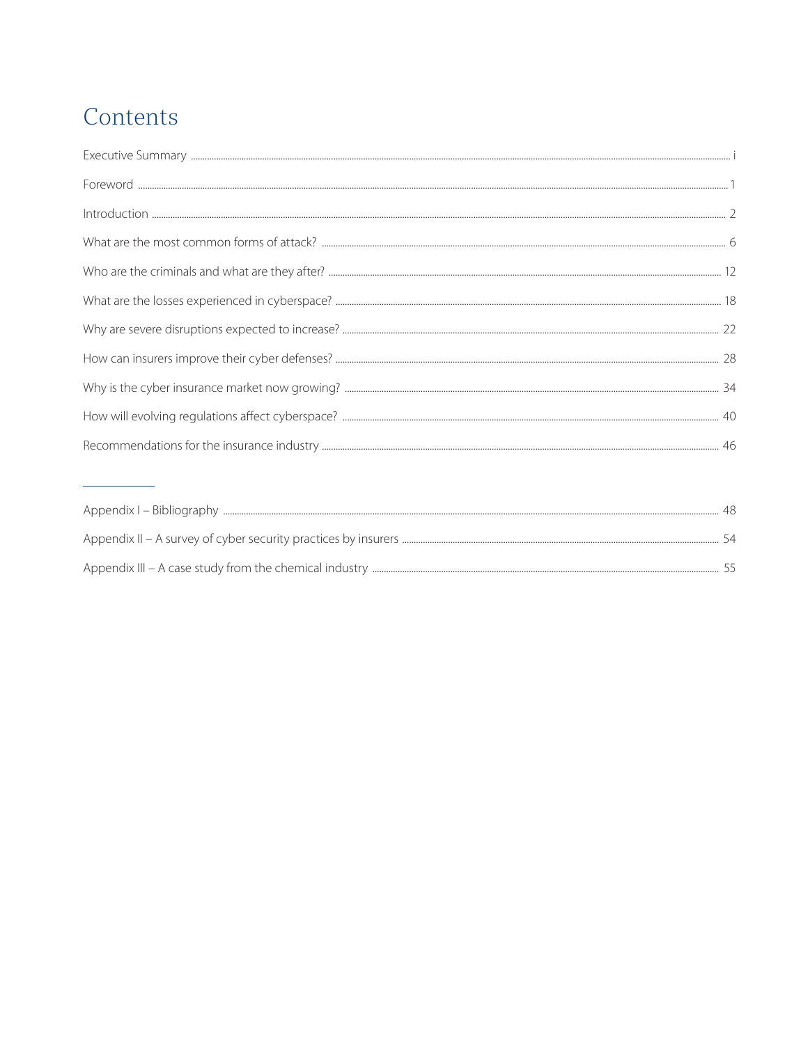# Contents

Executive Summary ..... i

Foreword ..... 1

Introduction ..... 2

What are the most common forms of attack? ..... 6

Who are the criminals and what are they after? ..... 12

What are the losses experienced in cyberspace? ..... 18

Why are severe disruptions expected to increase? ..... 22

How can insurers improve their cyber defenses? ..... 28

Why is the cyber insurance market now growing? ..... 34

How will evolving regulations affect cyberspace? ..... 40

Recommendations for the insurance industry ..... 46

---

Appendix I – Bibliography ..... 48

Appendix II – A survey of cyber security practices by insurers ..... 54

Appendix III – A case study from the chemical industry ..... 55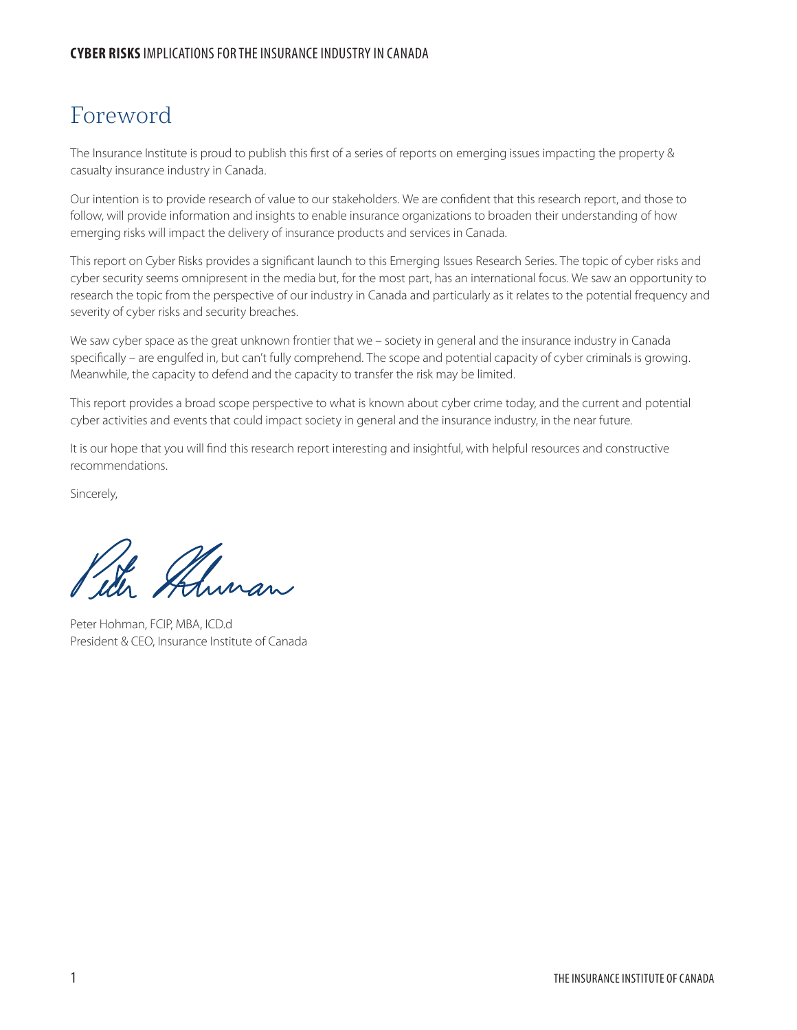# Foreword

The Insurance Institute is proud to publish this first of a series of reports on emerging issues impacting the property & casualty insurance industry in Canada.

Our intention is to provide research of value to our stakeholders. We are confident that this research report, and those to follow, will provide information and insights to enable insurance organizations to broaden their understanding of how emerging risks will impact the delivery of insurance products and services in Canada.

This report on Cyber Risks provides a significant launch to this Emerging Issues Research Series. The topic of cyber risks and cyber security seems omnipresent in the media but, for the most part, has an international focus. We saw an opportunity to research the topic from the perspective of our industry in Canada and particularly as it relates to the potential frequency and severity of cyber risks and security breaches.

We saw cyber space as the great unknown frontier that we – society in general and the insurance industry in Canada specifically – are engulfed in, but can't fully comprehend. The scope and potential capacity of cyber criminals is growing. Meanwhile, the capacity to defend and the capacity to transfer the risk may be limited.

This report provides a broad scope perspective to what is known about cyber crime today, and the current and potential cyber activities and events that could impact society in general and the insurance industry, in the near future.

It is our hope that you will find this research report interesting and insightful, with helpful resources and constructive recommendations.

Sincerely,

Peter Hohman, FCIP, MBA, ICD.d
President & CEO, Insurance Institute of Canada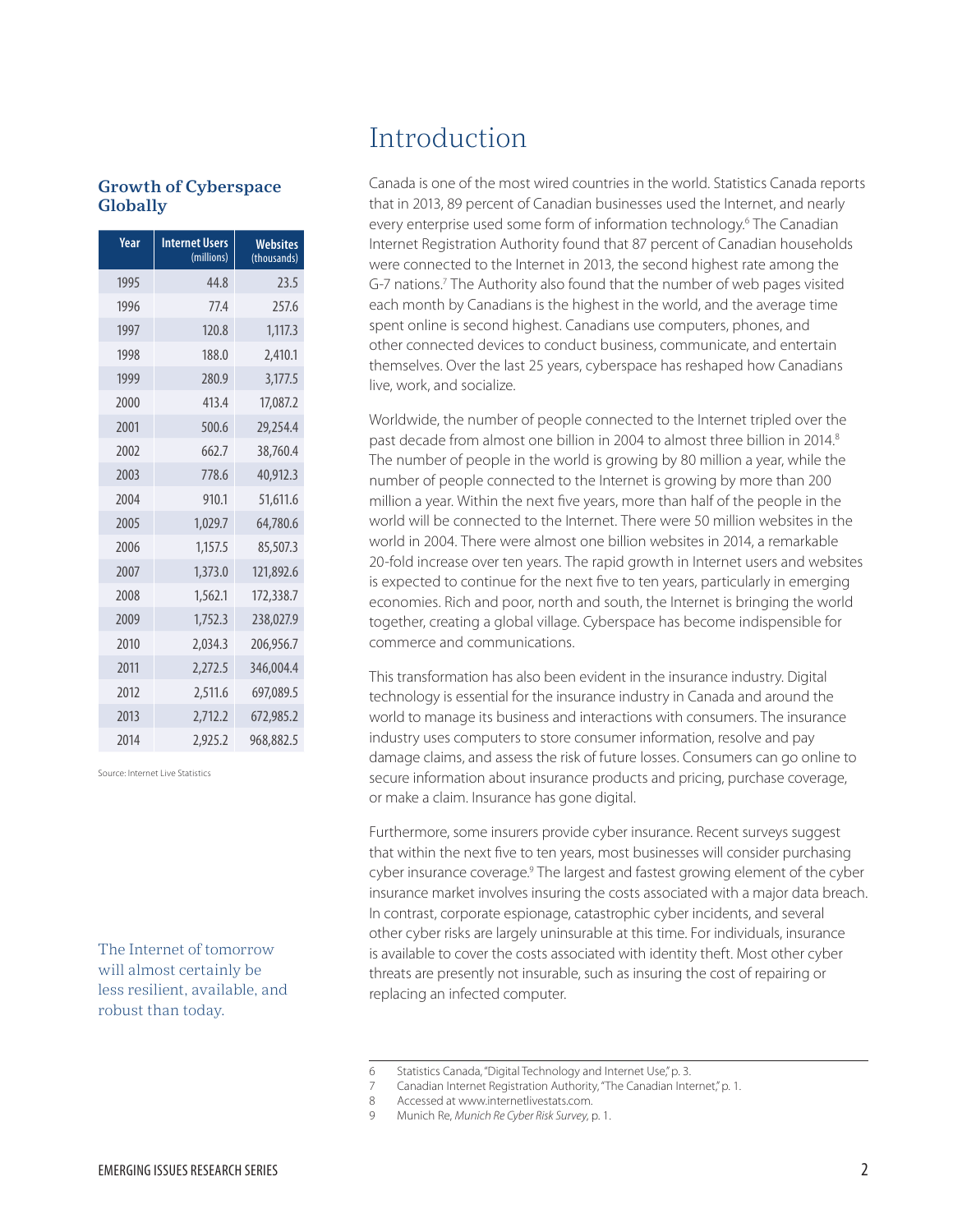## Growth of Cyberspace Globally

| Year | Internet Users (millions) | Websites (thousands) |
|---|---|---|
| 1995 | 44.8 | 23.5 |
| 1996 | 77.4 | 257.6 |
| 1997 | 120.8 | 1,117.3 |
| 1998 | 188.0 | 2,410.1 |
| 1999 | 280.9 | 3,177.5 |
| 2000 | 413.4 | 17,087.2 |
| 2001 | 500.6 | 29,254.4 |
| 2002 | 662.7 | 38,760.4 |
| 2003 | 778.6 | 40,912.3 |
| 2004 | 910.1 | 51,611.6 |
| 2005 | 1,029.7 | 64,780.6 |
| 2006 | 1,157.5 | 85,507.3 |
| 2007 | 1,373.0 | 121,892.6 |
| 2008 | 1,562.1 | 172,338.7 |
| 2009 | 1,752.3 | 238,027.9 |
| 2010 | 2,034.3 | 206,956.7 |
| 2011 | 2,272.5 | 346,004.4 |
| 2012 | 2,511.6 | 697,089.5 |
| 2013 | 2,712.2 | 672,985.2 |
| 2014 | 2,925.2 | 968,882.5 |

Source: Internet Live Statistics

# Introduction

Canada is one of the most wired countries in the world. Statistics Canada reports that in 2013, 89 percent of Canadian businesses used the Internet, and nearly every enterprise used some form of information technology.[6] The Canadian Internet Registration Authority found that 87 percent of Canadian households were connected to the Internet in 2013, the second highest rate among the G-7 nations.[7] The Authority also found that the number of web pages visited each month by Canadians is the highest in the world, and the average time spent online is second highest. Canadians use computers, phones, and other connected devices to conduct business, communicate, and entertain themselves. Over the last 25 years, cyberspace has reshaped how Canadians live, work, and socialize.

Worldwide, the number of people connected to the Internet tripled over the past decade from almost one billion in 2004 to almost three billion in 2014.[8] The number of people in the world is growing by 80 million a year, while the number of people connected to the Internet is growing by more than 200 million a year. Within the next five years, more than half of the people in the world will be connected to the Internet. There were 50 million websites in the world in 2004. There were almost one billion websites in 2014, a remarkable 20-fold increase over ten years. The rapid growth in Internet users and websites is expected to continue for the next five to ten years, particularly in emerging economies. Rich and poor, north and south, the Internet is bringing the world together, creating a global village. Cyberspace has become indispensible for commerce and communications.

This transformation has also been evident in the insurance industry. Digital technology is essential for the insurance industry in Canada and around the world to manage its business and interactions with consumers. The insurance industry uses computers to store consumer information, resolve and pay damage claims, and assess the risk of future losses. Consumers can go online to secure information about insurance products and pricing, purchase coverage, or make a claim. Insurance has gone digital.

Furthermore, some insurers provide cyber insurance. Recent surveys suggest that within the next five to ten years, most businesses will consider purchasing cyber insurance coverage.[9] The largest and fastest growing element of the cyber insurance market involves insuring the costs associated with a major data breach. In contrast, corporate espionage, catastrophic cyber incidents, and several other cyber risks are largely uninsurable at this time. For individuals, insurance is available to cover the costs associated with identity theft. Most other cyber threats are presently not insurable, such as insuring the cost of repairing or replacing an infected computer.

The Internet of tomorrow will almost certainly be less resilient, available, and robust than today.

6 Statistics Canada, "Digital Technology and Internet Use," p. 3.
7 Canadian Internet Registration Authority, "The Canadian Internet," p. 1.
8 Accessed at www.internetlivestats.com.
9 Munich Re, *Munich Re Cyber Risk Survey*, p. 1.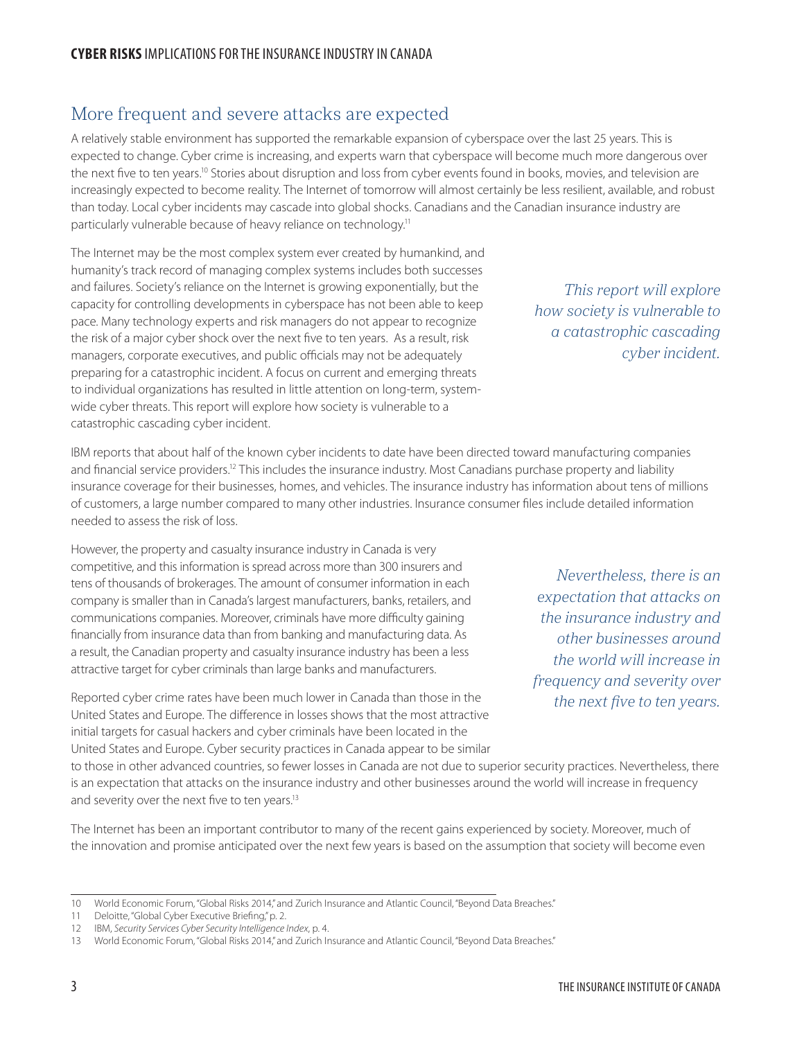## More frequent and severe attacks are expected

A relatively stable environment has supported the remarkable expansion of cyberspace over the last 25 years. This is expected to change. Cyber crime is increasing, and experts warn that cyberspace will become much more dangerous over the next five to ten years.[10] Stories about disruption and loss from cyber events found in books, movies, and television are increasingly expected to become reality. The Internet of tomorrow will almost certainly be less resilient, available, and robust than today. Local cyber incidents may cascade into global shocks. Canadians and the Canadian insurance industry are particularly vulnerable because of heavy reliance on technology.[11]

The Internet may be the most complex system ever created by humankind, and humanity's track record of managing complex systems includes both successes and failures. Society's reliance on the Internet is growing exponentially, but the capacity for controlling developments in cyberspace has not been able to keep pace. Many technology experts and risk managers do not appear to recognize the risk of a major cyber shock over the next five to ten years. As a result, risk managers, corporate executives, and public officials may not be adequately preparing for a catastrophic incident. A focus on current and emerging threats to individual organizations has resulted in little attention on long-term, system-wide cyber threats. This report will explore how society is vulnerable to a catastrophic cascading cyber incident.

*This report will explore how society is vulnerable to a catastrophic cascading cyber incident.*

IBM reports that about half of the known cyber incidents to date have been directed toward manufacturing companies and financial service providers.[12] This includes the insurance industry. Most Canadians purchase property and liability insurance coverage for their businesses, homes, and vehicles. The insurance industry has information about tens of millions of customers, a large number compared to many other industries. Insurance consumer files include detailed information needed to assess the risk of loss.

However, the property and casualty insurance industry in Canada is very competitive, and this information is spread across more than 300 insurers and tens of thousands of brokerages. The amount of consumer information in each company is smaller than in Canada's largest manufacturers, banks, retailers, and communications companies. Moreover, criminals have more difficulty gaining financially from insurance data than from banking and manufacturing data. As a result, the Canadian property and casualty insurance industry has been a less attractive target for cyber criminals than large banks and manufacturers.

*Nevertheless, there is an expectation that attacks on the insurance industry and other businesses around the world will increase in frequency and severity over the next five to ten years.*

Reported cyber crime rates have been much lower in Canada than those in the United States and Europe. The difference in losses shows that the most attractive initial targets for casual hackers and cyber criminals have been located in the United States and Europe. Cyber security practices in Canada appear to be similar to those in other advanced countries, so fewer losses in Canada are not due to superior security practices. Nevertheless, there is an expectation that attacks on the insurance industry and other businesses around the world will increase in frequency and severity over the next five to ten years.[13]

The Internet has been an important contributor to many of the recent gains experienced by society. Moreover, much of the innovation and promise anticipated over the next few years is based on the assumption that society will become even

---

10 World Economic Forum, "Global Risks 2014," and Zurich Insurance and Atlantic Council, "Beyond Data Breaches."

11 Deloitte, "Global Cyber Executive Briefing," p. 2.

12 IBM, *Security Services Cyber Security Intelligence Index*, p. 4.

13 World Economic Forum, "Global Risks 2014," and Zurich Insurance and Atlantic Council, "Beyond Data Breaches."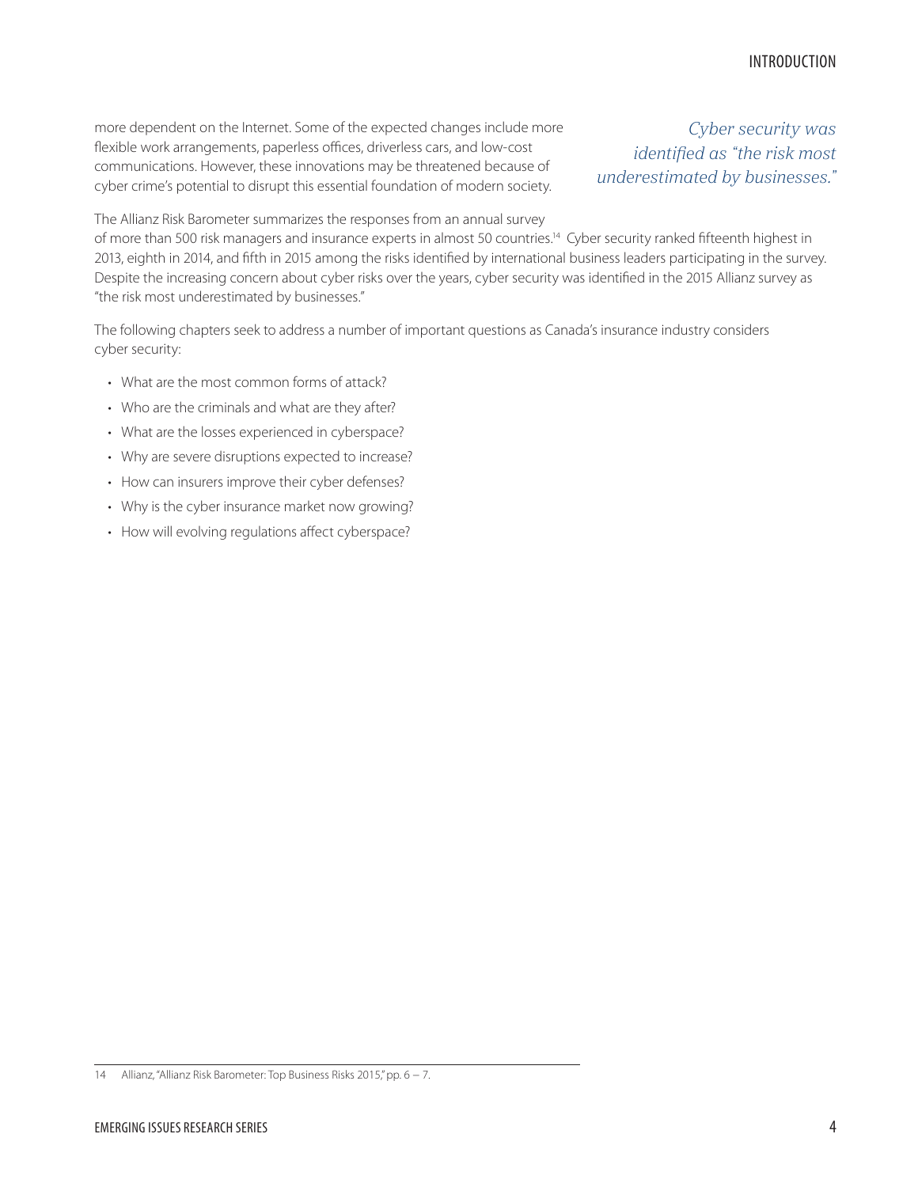more dependent on the Internet. Some of the expected changes include more flexible work arrangements, paperless offices, driverless cars, and low-cost communications. However, these innovations may be threatened because of cyber crime's potential to disrupt this essential foundation of modern society.

*Cyber security was identified as "the risk most underestimated by businesses."*

The Allianz Risk Barometer summarizes the responses from an annual survey of more than 500 risk managers and insurance experts in almost 50 countries.[14] Cyber security ranked fifteenth highest in 2013, eighth in 2014, and fifth in 2015 among the risks identified by international business leaders participating in the survey. Despite the increasing concern about cyber risks over the years, cyber security was identified in the 2015 Allianz survey as "the risk most underestimated by businesses."

The following chapters seek to address a number of important questions as Canada's insurance industry considers cyber security:

- What are the most common forms of attack?
- Who are the criminals and what are they after?
- What are the losses experienced in cyberspace?
- Why are severe disruptions expected to increase?
- How can insurers improve their cyber defenses?
- Why is the cyber insurance market now growing?
- How will evolving regulations affect cyberspace?

---

14 Allianz, "Allianz Risk Barometer: Top Business Risks 2015," pp. 6 – 7.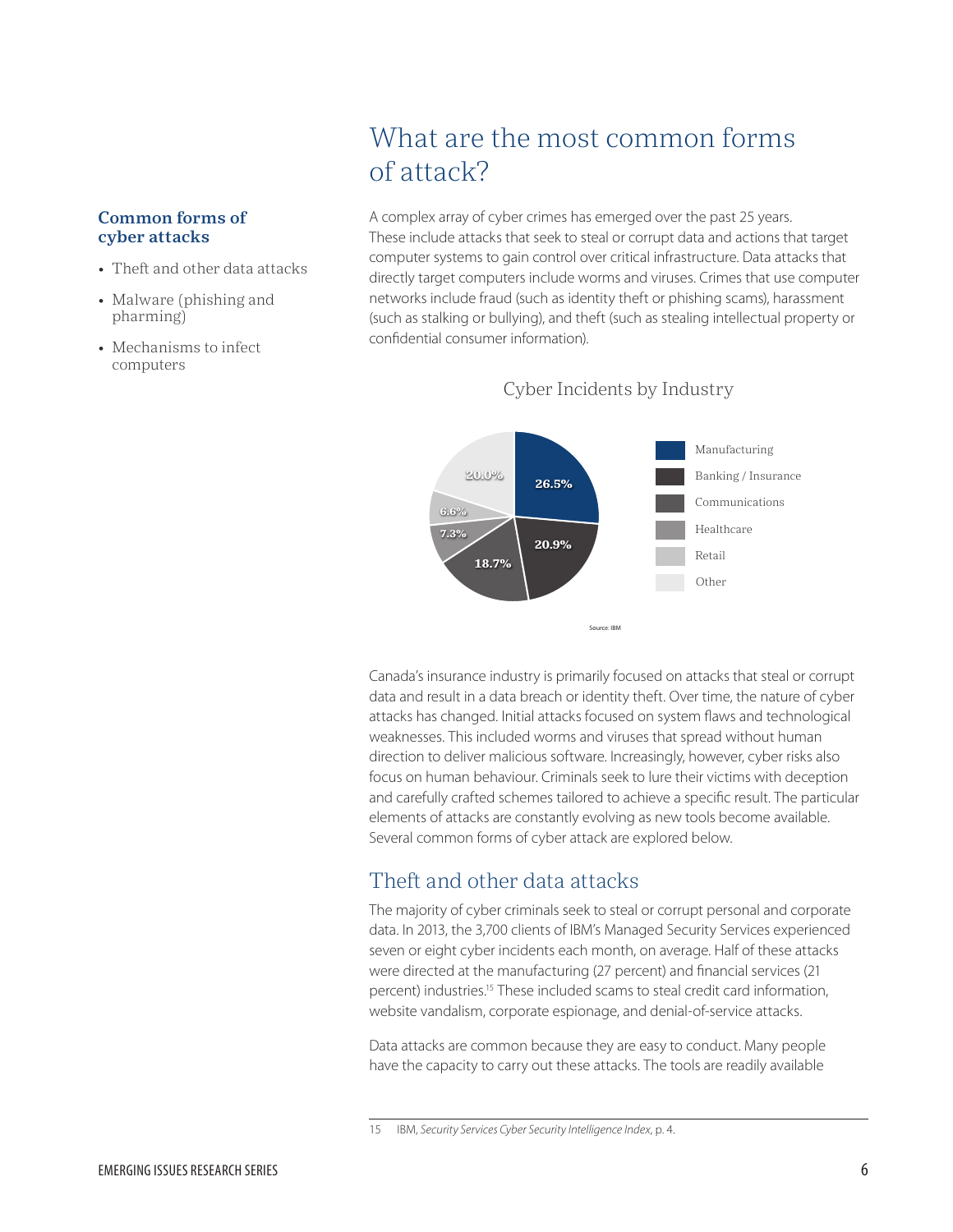## Common forms of cyber attacks

- Theft and other data attacks
- Malware (phishing and pharming)
- Mechanisms to infect computers

# What are the most common forms of attack?

A complex array of cyber crimes has emerged over the past 25 years. These include attacks that seek to steal or corrupt data and actions that target computer systems to gain control over critical infrastructure. Data attacks that directly target computers include worms and viruses. Crimes that use computer networks include fraud (such as identity theft or phishing scams), harassment (such as stalking or bullying), and theft (such as stealing intellectual property or confidential consumer information).

Cyber Incidents by Industry

| Industry | Share |
|---|---|
| Manufacturing | 26.5% |
| Banking / Insurance | 20.9% |
| Communications | 18.7% |
| Healthcare | 7.3% |
| Retail | 6.6% |
| Other | 20.0% |

Source: IBM

Canada's insurance industry is primarily focused on attacks that steal or corrupt data and result in a data breach or identity theft. Over time, the nature of cyber attacks has changed. Initial attacks focused on system flaws and technological weaknesses. This included worms and viruses that spread without human direction to deliver malicious software. Increasingly, however, cyber risks also focus on human behaviour. Criminals seek to lure their victims with deception and carefully crafted schemes tailored to achieve a specific result. The particular elements of attacks are constantly evolving as new tools become available. Several common forms of cyber attack are explored below.

## Theft and other data attacks

The majority of cyber criminals seek to steal or corrupt personal and corporate data. In 2013, the 3,700 clients of IBM's Managed Security Services experienced seven or eight cyber incidents each month, on average. Half of these were directed at the manufacturing (27 percent) and financial services (21 percent) industries.[15] These included scams to steal credit card information, website vandalism, corporate espionage, and denial-of-service attacks.

Data attacks are common because they are easy to conduct. Many people have the capacity to carry out these attacks. The tools are readily available

15 IBM, *Security Services Cyber Security Intelligence Index*, p. 4.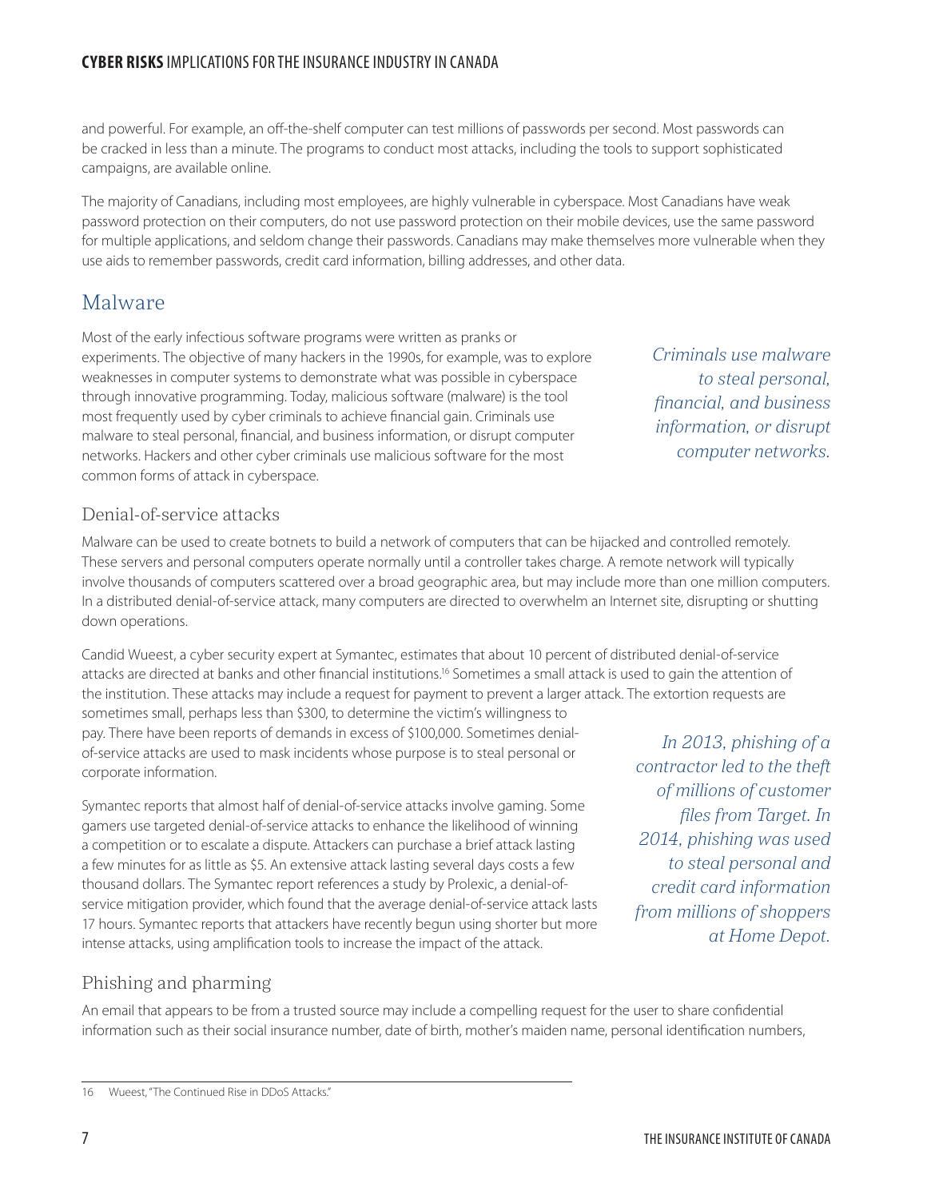and powerful. For example, an off-the-shelf computer can test millions of passwords per second. Most passwords can be cracked in less than a minute. The programs to conduct most attacks, including the tools to support sophisticated campaigns, are available online.

The majority of Canadians, including most employees, are highly vulnerable in cyberspace. Most Canadians have weak password protection on their computers, do not use password protection on their mobile devices, use the same password for multiple applications, and seldom change their passwords. Canadians may make themselves more vulnerable when they use aids to remember passwords, credit card information, billing addresses, and other data.

## Malware

Most of the early infectious software programs were written as pranks or experiments. The objective of many hackers in the 1990s, for example, was to explore weaknesses in computer systems to demonstrate what was possible in cyberspace through innovative programming. Today, malicious software (malware) is the tool most frequently used by cyber criminals to achieve financial gain. Criminals use malware to steal personal, financial, and business information, or disrupt computer networks. Hackers and other cyber criminals use malicious software for the most common forms of attack in cyberspace.

*Criminals use malware to steal personal, financial, and business information, or disrupt computer networks.*

### Denial-of-service attacks

Malware can be used to create botnets to build a network of computers that can be hijacked and controlled remotely. These servers and personal computers operate normally until a controller takes charge. A remote network will typically involve thousands of computers scattered over a broad geographic area, but may include more than one million computers. In a distributed denial-of-service attack, many computers are directed to overwhelm an Internet site, disrupting or shutting down operations.

Candid Wueest, a cyber security expert at Symantec, estimates that about 10 percent of distributed denial-of-service attacks are directed at banks and other financial institutions.[16] Sometimes a small attack is used to gain the attention of the institution. These attacks may include a request for payment to prevent a larger attack. The extortion requests are sometimes small, perhaps less than $300, to determine the victim's willingness to pay. There have been reports of demands in excess of $100,000. Sometimes denial-of-service attacks are used to mask incidents whose purpose is to steal personal or corporate information.

Symantec reports that almost half of denial-of-service attacks involve gaming. Some gamers use targeted denial-of-service attacks to enhance the likelihood of winning a competition or to escalate a dispute. Attackers can purchase a brief attack lasting a few minutes for as little as $5. An extensive attack lasting several days costs a few thousand dollars. The Symantec report references a study by Prolexic, a denial-of-service mitigation provider, which found that the average denial-of-service attack lasts 17 hours. Symantec reports that attackers have recently begun using shorter but more intense attacks, using amplification tools to increase the impact of the attack.

*In 2013, phishing of a contractor led to the theft of millions of customer files from Target. In 2014, phishing was used to steal personal and credit card information from millions of shoppers at Home Depot.*

### Phishing and pharming

An email that appears to be from a trusted source may include a compelling request for the user to share confidential information such as their social insurance number, date of birth, mother's maiden name, personal identification numbers,

---

16 Wueest, "The Continued Rise in DDoS Attacks."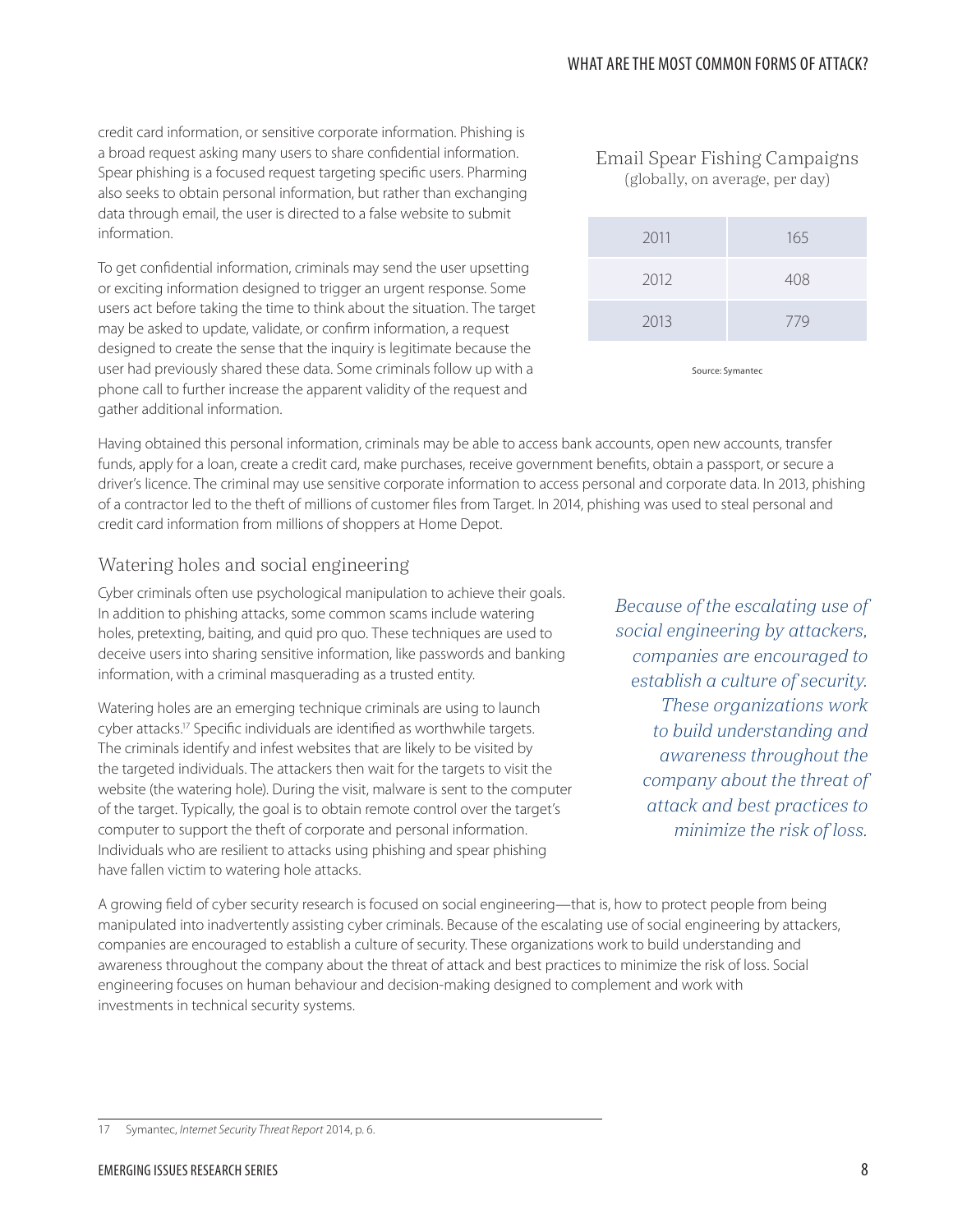credit card information, or sensitive corporate information. Phishing is a broad request asking many users to share confidential information. Spear phishing is a focused request targeting specific users. Pharming also seeks to obtain personal information, but rather than exchanging data through email, the user is directed to a false website to submit information.

To get confidential information, criminals may send the user upsetting or exciting information designed to trigger an urgent response. Some users act before taking the time to think about the situation. The target may be asked to update, validate, or confirm information, a request designed to create the sense that the inquiry is legitimate because the user had previously shared these data. Some criminals follow up with a phone call to further increase the apparent validity of the request and gather additional information.

Email Spear Fishing Campaigns
(globally, on average, per day)

| Year | Campaigns |
|---|---|
| 2011 | 165 |
| 2012 | 408 |
| 2013 | 779 |

Source: Symantec

Having obtained this personal information, criminals may be able to access bank accounts, open new accounts, transfer funds, apply for a loan, create a credit card, make purchases, receive government benefits, obtain a passport, or secure a driver's licence. The criminal may use sensitive corporate information to access personal and corporate data. In 2013, phishing of a contractor led to the theft of millions of customer files from Target. In 2014, phishing was used to steal personal and credit card information from millions of shoppers at Home Depot.

## Watering holes and social engineering

Cyber criminals often use psychological manipulation to achieve their goals. In addition to phishing attacks, some common scams include watering holes, pretexting, baiting, and quid pro quo. These techniques are used to deceive users into sharing sensitive information, like passwords and banking information, with a criminal masquerading as a trusted entity.

Watering holes are an emerging technique criminals are using to launch cyber attacks.[17] Specific individuals are identified as worthwhile targets. The criminals identify and infest websites that are likely to be visited by the targeted individuals. The attackers then wait for the targets to visit the website (the watering hole). During the visit, malware is sent to the computer of the target. Typically, the goal is to obtain remote control over the target's computer to support the theft of corporate and personal information. Individuals who are resilient to attacks using phishing and spear phishing have fallen victim to watering hole attacks.

*Because of the escalating use of social engineering by attackers, companies are encouraged to establish a culture of security. These organizations work to build understanding and awareness throughout the company about the threat of attack and best practices to minimize the risk of loss.*

A growing field of cyber security research is focused on social engineering—that is, how to protect people from being manipulated into inadvertently assisting cyber criminals. Because of the escalating use of social engineering by attackers, companies are encouraged to establish a culture of security. These organizations work to build understanding and awareness throughout the company about the threat of attack and best practices to minimize the risk of loss. Social engineering focuses on human behaviour and decision-making designed to complement and work with investments in technical security systems.

17 Symantec, *Internet Security Threat Report* 2014, p. 6.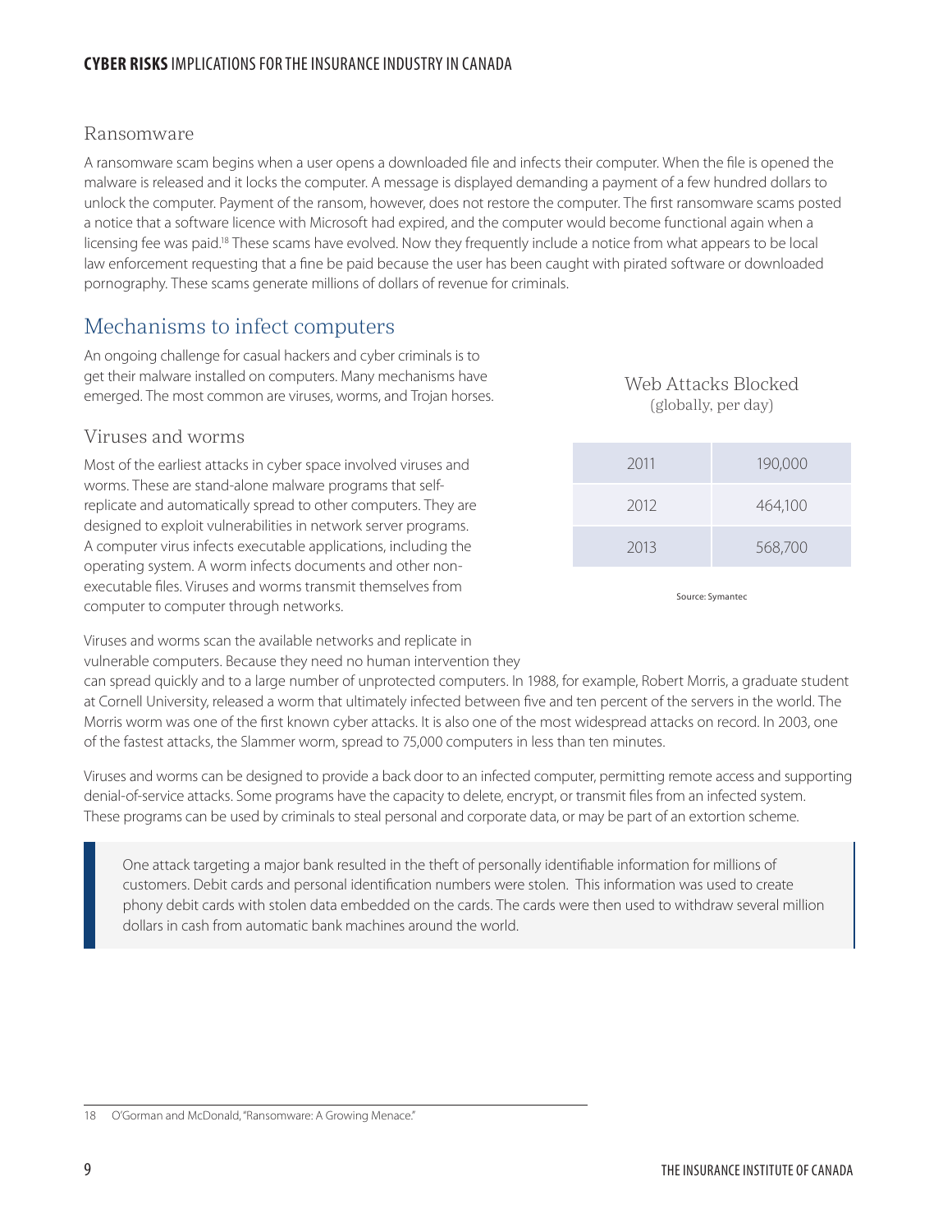### Ransomware

A ransomware scam begins when a user opens a downloaded file and infects their computer. When the file is opened the malware is released and it locks the computer. A message is displayed demanding a payment of a few hundred dollars to unlock the computer. Payment of the ransom, however, does not restore the computer. The first ransomware scams posted a notice that a software licence with Microsoft had expired, and the computer would become functional again when a licensing fee was paid.[18] These scams have evolved. Now they frequently include a notice from what appears to be local law enforcement requesting that a fine be paid because the user has been caught with pirated software or downloaded pornography. These scams generate millions of dollars of revenue for criminals.

## Mechanisms to infect computers

An ongoing challenge for casual hackers and cyber criminals is to get their malware installed on computers. Many mechanisms have emerged. The most common are viruses, worms, and Trojan horses.

### Viruses and worms

Most of the earliest attacks in cyber space involved viruses and worms. These are stand-alone malware programs that self-replicate and automatically spread to other computers. They are designed to exploit vulnerabilities in network server programs. A computer virus infects executable applications, including the operating system. A worm infects documents and other non-executable files. Viruses and worms transmit themselves from computer to computer through networks.

Web Attacks Blocked
(globally, per day)

| Year | Attacks |
|---|---|
| 2011 | 190,000 |
| 2012 | 464,100 |
| 2013 | 568,700 |

Source: Symantec

Viruses and worms scan the available networks and replicate in vulnerable computers. Because they need no human intervention they can spread quickly and to a large number of unprotected computers. In 1988, for example, Robert Morris, a graduate student at Cornell University, released a worm that ultimately infected between five and ten percent of the servers in the world. The Morris worm was one of the first known cyber attacks. It is also one of the most widespread attacks on record. In 2003, one of the fastest attacks, the Slammer worm, spread to 75,000 computers in less than ten minutes.

Viruses and worms can be designed to provide a back door to an infected computer, permitting remote access and supporting denial-of-service attacks. Some programs have the capacity to delete, encrypt, or transmit files from an infected system. These programs can be used by criminals to steal personal and corporate data, or may be part of an extortion scheme.

> One attack targeting a major bank resulted in the theft of personally identifiable information for millions of customers. Debit cards and personal identification numbers were stolen. This information was used to create phony debit cards with stolen data embedded on the cards. The cards were then used to withdraw several million dollars in cash from automatic bank machines around the world.

18 O'Gorman and McDonald, "Ransomware: A Growing Menace."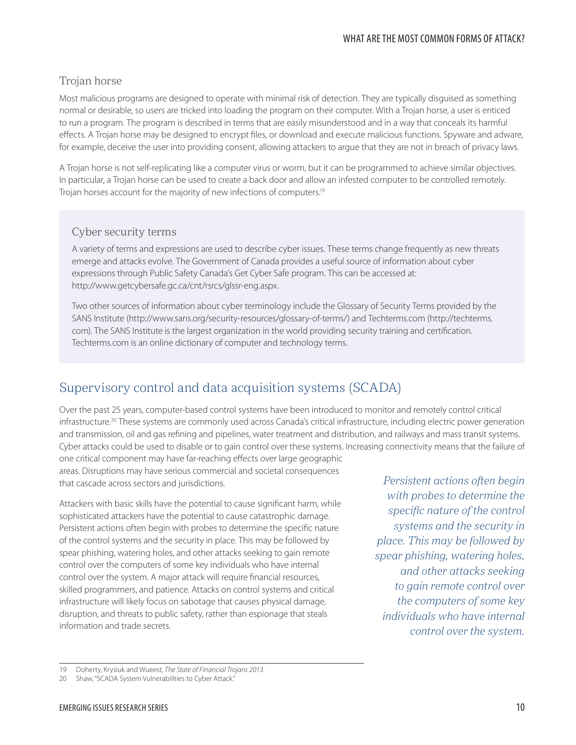### Trojan horse

Most malicious programs are designed to operate with minimal risk of detection. They are typically disguised as something normal or desirable, so users are tricked into loading the program on their computer. With a Trojan horse, a user is enticed to run a program. The program is described in terms that are easily misunderstood and in a way that conceals its harmful effects. A Trojan horse may be designed to encrypt files, or download and execute malicious functions. Spyware and adware, for example, deceive the user into providing consent, allowing attackers to argue that they are not in breach of privacy laws.

A Trojan horse is not self-replicating like a computer virus or worm, but it can be programmed to achieve similar objectives. In particular, a Trojan horse can be used to create a back door and allow an infested computer to be controlled remotely. Trojan horses account for the majority of new infections of computers.[19]

> ### Cyber security terms
>
> A variety of terms and expressions are used to describe cyber issues. These terms change frequently as new threats emerge and attacks evolve. The Government of Canada provides a useful source of information about cyber expressions through Public Safety Canada's Get Cyber Safe program. This can be accessed at: http://www.getcybersafe.gc.ca/cnt/rsrcs/glssr-eng.aspx.
>
> Two other sources of information about cyber terminology include the Glossary of Security Terms provided by the SANS Institute (http://www.sans.org/security-resources/glossary-of-terms/) and Techterms.com (http://techterms.com). The SANS Institute is the largest organization in the world providing security training and certification. Techterms.com is an online dictionary of computer and technology terms.

## Supervisory control and data acquisition systems (SCADA)

Over the past 25 years, computer-based control systems have been introduced to monitor and remotely control critical infrastructure.[20] These systems are commonly used across Canada's critical infrastructure, including electric power generation and transmission, oil and gas refining and pipelines, water treatment and distribution, and railways and mass transit systems. Cyber attacks could be used to disable or to gain control over these systems. Increasing connectivity means that the failure of one critical component may have far-reaching effects over large geographic areas. Disruptions may have serious commercial and societal consequences that cascade across sectors and jurisdictions.

Attackers with basic skills have the potential to cause significant harm, while sophisticated attackers have the potential to cause catastrophic damage. Persistent actions often begin with probes to determine the specific nature of the control systems and the security in place. This may be followed by spear phishing, watering holes, and other attacks seeking to gain remote control over the computers of some key individuals who have internal control over the system. A major attack will require financial resources, skilled programmers, and patience. Attacks on control systems and critical infrastructure will likely focus on sabotage that causes physical damage, disruption, and threats to public safety, rather than espionage that steals information and trade secrets.

> *Persistent actions often begin with probes to determine the specific nature of the control systems and the security in place. This may be followed by spear phishing, watering holes, and other attacks seeking to gain remote control over the computers of some key individuals who have internal control over the system.*

---

19 Doherty, Krysiuk and Wueest, *The State of Financial Trojans 2013*.

20 Shaw, "SCADA System Vulnerabilities to Cyber Attack."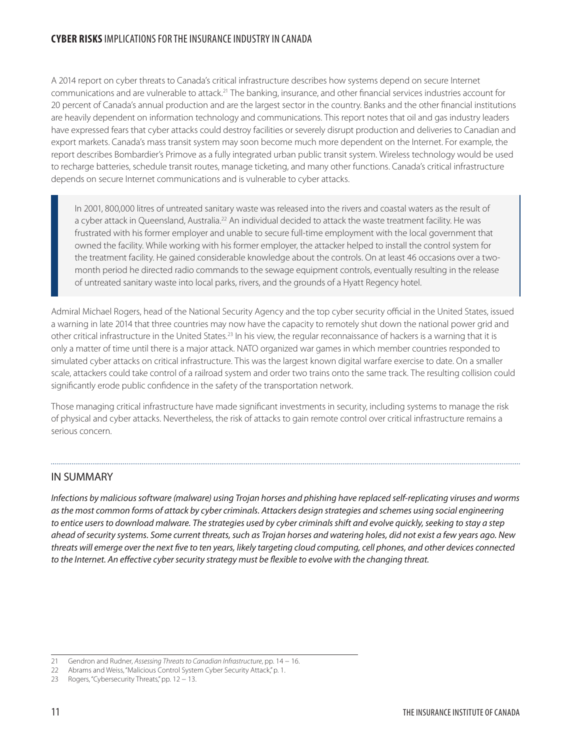A 2014 report on cyber threats to Canada's critical infrastructure describes how systems depend on secure Internet communications and are vulnerable to attack.[21] The banking, insurance, and other financial services industries account for 20 percent of Canada's annual production and are the largest sector in the country. Banks and the other financial institutions are heavily dependent on information technology and communications. This report notes that oil and gas industry leaders have expressed fears that cyber attacks could destroy facilities or severely disrupt production and deliveries to Canadian and export markets. Canada's mass transit system may soon become much more dependent on the Internet. For example, the report describes Bombardier's Primove as a fully integrated urban public transit system. Wireless technology would be used to recharge batteries, schedule transit routes, manage ticketing, and many other functions. Canada's critical infrastructure depends on secure Internet communications and is vulnerable to cyber attacks.

> In 2001, 800,000 litres of untreated sanitary waste was released into the rivers and coastal waters as the result of a cyber attack in Queensland, Australia.[22] An individual decided to attack the waste treatment facility. He was frustrated with his former employer and unable to secure full-time employment with the local government that owned the facility. While working with his former employer, the attacker helped to install the control system for the treatment facility. He gained considerable knowledge about the controls. On at least 46 occasions over a two-month period he directed radio commands to the sewage equipment controls, eventually resulting in the release of untreated sanitary waste into local parks, rivers, and the grounds of a Hyatt Regency hotel.

Admiral Michael Rogers, head of the National Security Agency and the top cyber security official in the United States, issued a warning in late 2014 that three countries may now have the capacity to remotely shut down the national power grid and other critical infrastructure in the United States.[23] In his view, the regular reconnaissance of hackers is a warning that it is only a matter of time until there is a major attack. NATO organized war games in which member countries responded to simulated cyber attacks on critical infrastructure. This was the largest known digital warfare exercise to date. On a smaller scale, attackers could take control of a railroad system and order two trains onto the same track. The resulting collision could significantly erode public confidence in the safety of the transportation network.

Those managing critical infrastructure have made significant investments in security, including systems to manage the risk of physical and cyber attacks. Nevertheless, the risk of attacks to gain remote control over critical infrastructure remains a serious concern.

## IN SUMMARY

*Infections by malicious software (malware) using Trojan horses and phishing have replaced self-replicating viruses and worms as the most common forms of attack by cyber criminals. Attackers design strategies and schemes using social engineering to entice users to download malware. The strategies used by cyber criminals shift and evolve quickly, seeking to stay a step ahead of security systems. Some current threats, such as Trojan horses and watering holes, did not exist a few years ago. New threats will emerge over the next five to ten years, likely targeting cloud computing, cell phones, and other devices connected to the Internet. An effective cyber security strategy must be flexible to evolve with the changing threat.*

---

21 Gendron and Rudner, *Assessing Threats to Canadian Infrastructure*, pp. 14 – 16.

22 Abrams and Weiss, "Malicious Control System Cyber Security Attack," p. 1.

23 Rogers, "Cybersecurity Threats," pp. 12 – 13.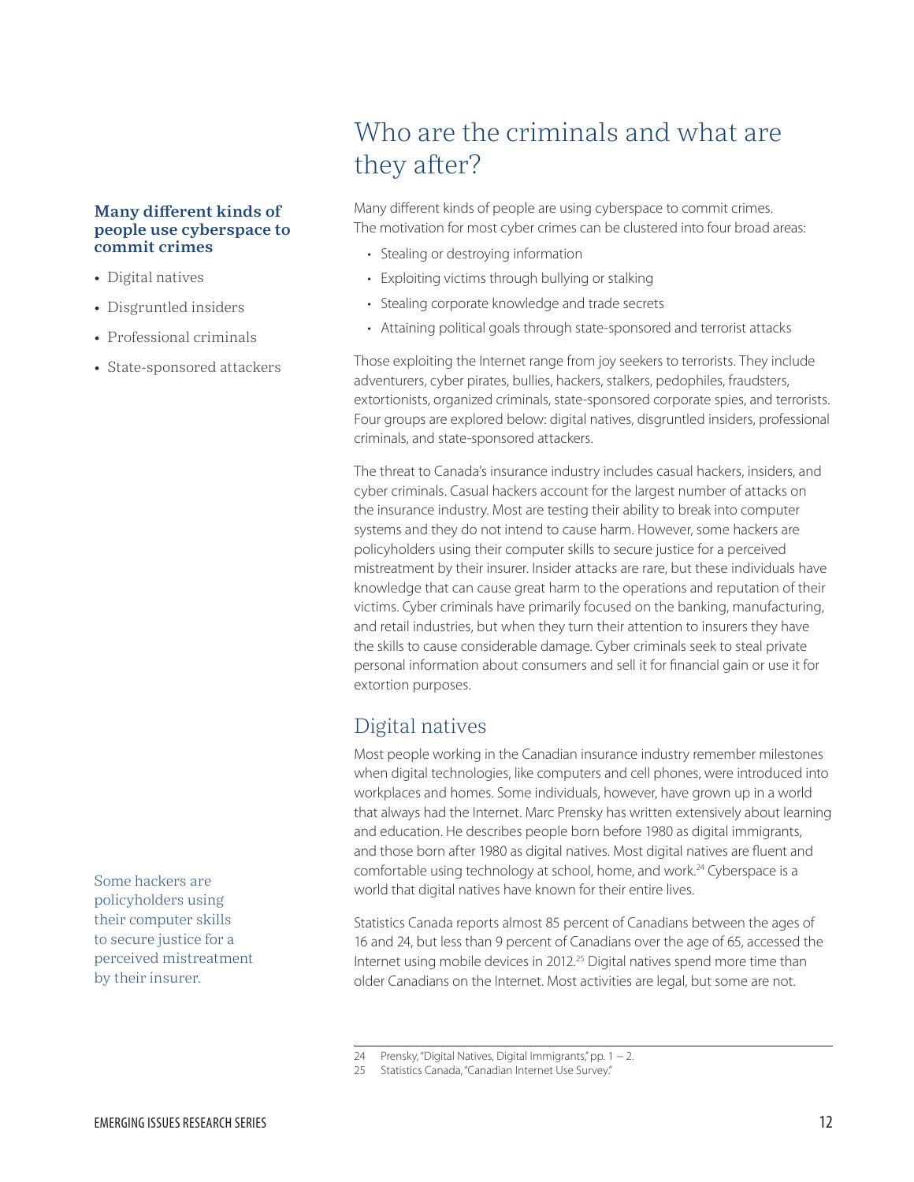# Who are the criminals and what are they after?

**Many different kinds of people use cyberspace to commit crimes**

- Digital natives
- Disgruntled insiders
- Professional criminals
- State-sponsored attackers

Many different kinds of people are using cyberspace to commit crimes. The motivation for most cyber crimes can be clustered into four broad areas:

- Stealing or destroying information
- Exploiting victims through bullying or stalking
- Stealing corporate knowledge and trade secrets
- Attaining political goals through state-sponsored and terrorist attacks

Those exploiting the Internet range from joy seekers to terrorists. They include adventurers, cyber pirates, bullies, hackers, stalkers, pedophiles, fraudsters, extortionists, organized criminals, state-sponsored corporate spies, and terrorists. Four groups are explored below: digital natives, disgruntled insiders, professional criminals, and state-sponsored attackers.

The threat to Canada's insurance industry includes casual hackers, insiders, and cyber criminals. Casual hackers account for the largest number of attacks on the insurance industry. Most are testing their ability to break into computer systems and they do not intend to cause harm. However, some hackers are policyholders using their computer skills to secure justice for a perceived mistreatment by their insurer. Insider attacks are rare, but these individuals have knowledge that can cause great harm to the operations and reputation of their victims. Cyber criminals have primarily focused on the banking, manufacturing, and retail industries, but when they turn their attention to insurers they have the skills to cause considerable damage. Cyber criminals seek to steal private personal information about consumers and sell it for financial gain or use it for extortion purposes.

## Digital natives

Most people working in the Canadian insurance industry remember milestones when digital technologies, like computers and cell phones, were introduced into workplaces and homes. Some individuals, however, have grown up in a world that always had the Internet. Marc Prensky has written extensively about learning and education. He describes people born before 1980 as digital immigrants, and those born after 1980 as digital natives. Most digital natives are fluent and comfortable using technology at school, home, and work.[24] Cyberspace is a world that digital natives have known for their entire lives.

Some hackers are policyholders using their computer skills to secure justice for a perceived mistreatment by their insurer.

Statistics Canada reports almost 85 percent of Canadians between the ages of 16 and 24, but less than 9 percent of Canadians over the age of 65, accessed the Internet using mobile devices in 2012.[25] Digital natives spend more time than older Canadians on the Internet. Most activities are legal, but some are not.

24 Prensky, "Digital Natives, Digital Immigrants," pp. 1 – 2.

25 Statistics Canada, "Canadian Internet Use Survey."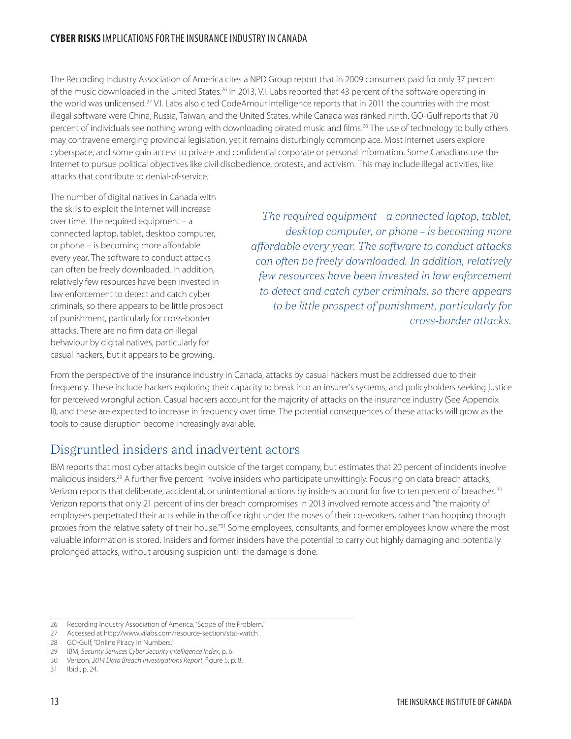The Recording Industry Association of America cites a NPD Group report that in 2009 consumers paid for only 37 percent of the music downloaded in the United States.[26] In 2013, V.I. Labs reported that 43 percent of the software operating in the world was unlicensed.[27] V.I. Labs also cited CodeAmour Intelligence reports that in 2011 the countries with the most illegal software were China, Russia, Taiwan, and the United States, while Canada was ranked ninth. GO-Gulf reports that 70 percent of individuals see nothing wrong with downloading pirated music and films.[28] The use of technology to bully others may contravene emerging provincial legislation, yet it remains disturbingly commonplace. Most Internet users explore cyberspace, and some gain access to private and confidential corporate or personal information. Some Canadians use the Internet to pursue political objectives like civil disobedience, protests, and activism. This may include illegal activities, like attacks that contribute to denial-of-service.

The number of digital natives in Canada with the skills to exploit the Internet will increase over time. The required equipment – a connected laptop, tablet, desktop computer, or phone – is becoming more affordable every year. The software to conduct attacks can often be freely downloaded. In addition, relatively few resources have been invested in law enforcement to detect and catch cyber criminals, so there appears to be little prospect of punishment, particularly for cross-border attacks. There are no firm data on illegal behaviour by digital natives, particularly for casual hackers, but it appears to be growing.

*The required equipment – a connected laptop, tablet, desktop computer, or phone – is becoming more affordable every year. The software to conduct attacks can often be freely downloaded. In addition, relatively few resources have been invested in law enforcement to detect and catch cyber criminals, so there appears to be little prospect of punishment, particularly for cross-border attacks.*

From the perspective of the insurance industry in Canada, attacks by casual hackers must be addressed due to their frequency. These include hackers exploring their capacity to break into an insurer's systems, and policyholders seeking justice for perceived wrongful action. Casual hackers account for the majority of attacks on the insurance industry (See Appendix II), and these are expected to increase in frequency over time. The potential consequences of these attacks will grow as the tools to cause disruption become increasingly available.

## Disgruntled insiders and inadvertent actors

IBM reports that most cyber attacks begin outside of the target company, but estimates that 20 percent of incidents involve malicious insiders.[29] A further five percent involve insiders who participate unwittingly. Focusing on data breach attacks, Verizon reports that deliberate, accidental, or unintentional actions by insiders account for five to ten percent of breaches.[30] Verizon reports that only 21 percent of insider breach compromises in 2013 involved remote access and "the majority of employees perpetrated their acts while in the office right under the noses of their co-workers, rather than hopping through proxies from the relative safety of their house."[31] Some employees, consultants, and former employees know where the most valuable information is stored. Insiders and former insiders have the potential to carry out highly damaging and potentially prolonged attacks, without arousing suspicion until the damage is done.

---

26 Recording Industry Association of America, "Scope of the Problem."

27 Accessed at http://www.vilabs.com/resource-section/stat-watch .

28 GO-Gulf, "Online Piracy in Numbers."

29 IBM, *Security Services Cyber Security Intelligence Index*, p. 6.

30 Verizon, *2014 Data Breach Investigations Report*, figure 5, p. 8.

31 Ibid., p. 24.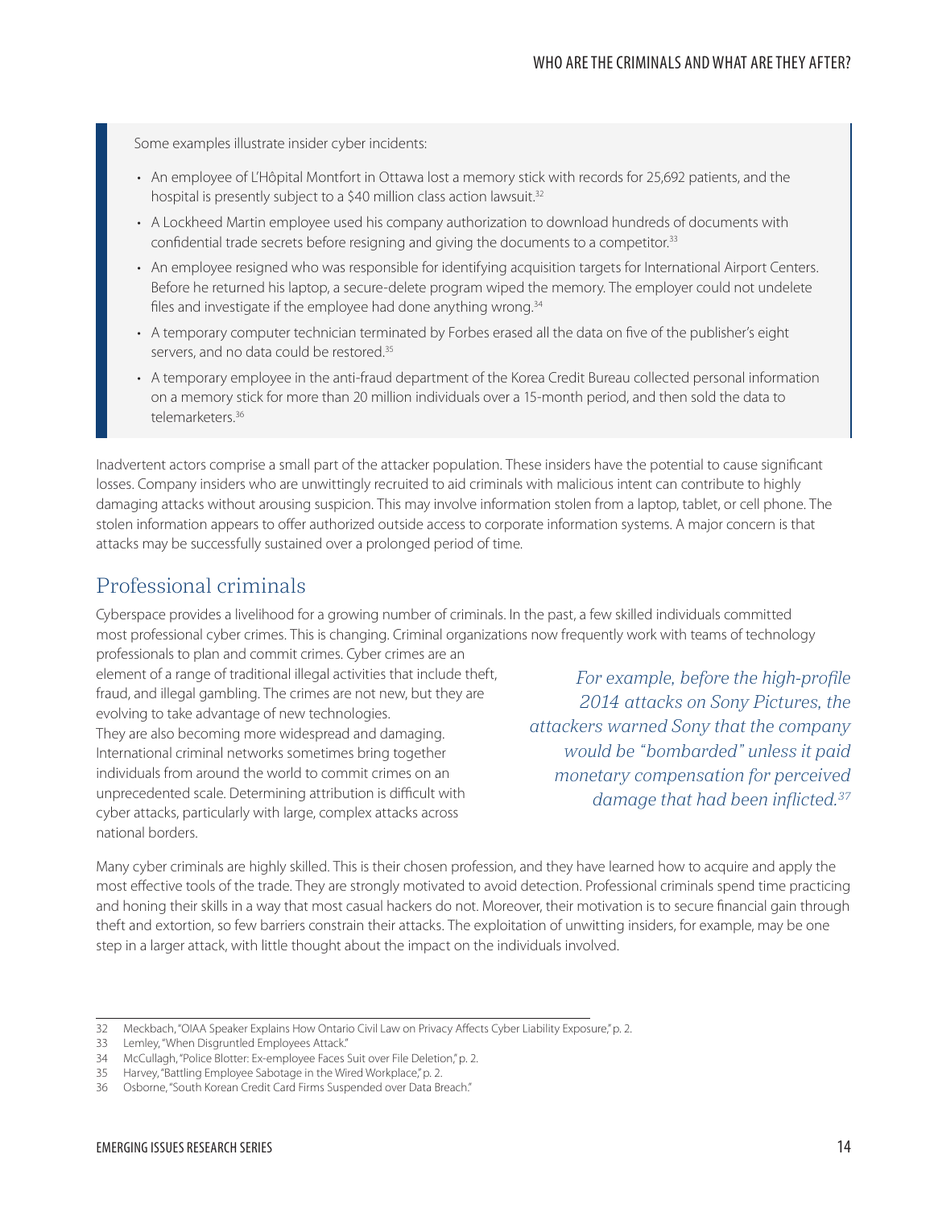Some examples illustrate insider cyber incidents:

- An employee of L'Hôpital Montfort in Ottawa lost a memory stick with records for 25,692 patients, and the hospital is presently subject to a $40 million class action lawsuit.[32]
- A Lockheed Martin employee used his company authorization to download hundreds of documents with confidential trade secrets before resigning and giving the documents to a competitor.[33]
- An employee resigned who was responsible for identifying acquisition targets for International Airport Centers. Before he returned his laptop, a secure-delete program wiped the memory. The employer could not undelete files and investigate if the employee had done anything wrong.[34]
- A temporary computer technician terminated by Forbes erased all the data on five of the publisher's eight servers, and no data could be restored.[35]
- A temporary employee in the anti-fraud department of the Korea Credit Bureau collected personal information on a memory stick for more than 20 million individuals over a 15-month period, and then sold the data to telemarketers.[36]

Inadvertent actors comprise a small part of the attacker population. These insiders have the potential to cause significant losses. Company insiders who are unwittingly recruited to aid criminals with malicious intent can contribute to highly damaging attacks without arousing suspicion. This may involve information stolen from a laptop, tablet, or cell phone. The stolen information appears to offer authorized outside access to corporate information systems. A major concern is that attacks may be successfully sustained over a prolonged period of time.

## Professional criminals

Cyberspace provides a livelihood for a growing number of criminals. In the past, a few skilled individuals committed most professional cyber crimes. This is changing. Criminal organizations now frequently work with teams of technology professionals to plan and commit crimes. Cyber crimes are an element of a range of traditional illegal activities that include theft, fraud, and illegal gambling. The crimes are not new, but they are evolving to take advantage of new technologies. They are also becoming more widespread and damaging. International criminal networks sometimes bring together individuals from around the world to commit crimes on an unprecedented scale. Determining attribution is difficult with cyber attacks, particularly with large, complex attacks across national borders.

*For example, before the high-profile 2014 attacks on Sony Pictures, the attackers warned Sony that the company would be "bombarded" unless it paid monetary compensation for perceived damage that had been inflicted.[37]*

Many cyber criminals are highly skilled. This is their chosen profession, and they have learned how to acquire and apply the most effective tools of the trade. They are strongly motivated to avoid detection. Professional criminals spend time practicing and honing their skills in a way that most casual hackers do not. Moreover, their motivation is to secure financial gain through theft and extortion, so few barriers constrain their attacks. The exploitation of unwitting insiders, for example, may be one step in a larger attack, with little thought about the impact on the individuals involved.

---

32 Meckbach, "OIAA Speaker Explains How Ontario Civil Law on Privacy Affects Cyber Liability Exposure," p. 2.

33 Lemley, "When Disgruntled Employees Attack."

34 McCullagh, "Police Blotter: Ex-employee Faces Suit over File Deletion," p. 2.

35 Harvey, "Battling Employee Sabotage in the Wired Workplace," p. 2.

36 Osborne, "South Korean Credit Card Firms Suspended over Data Breach."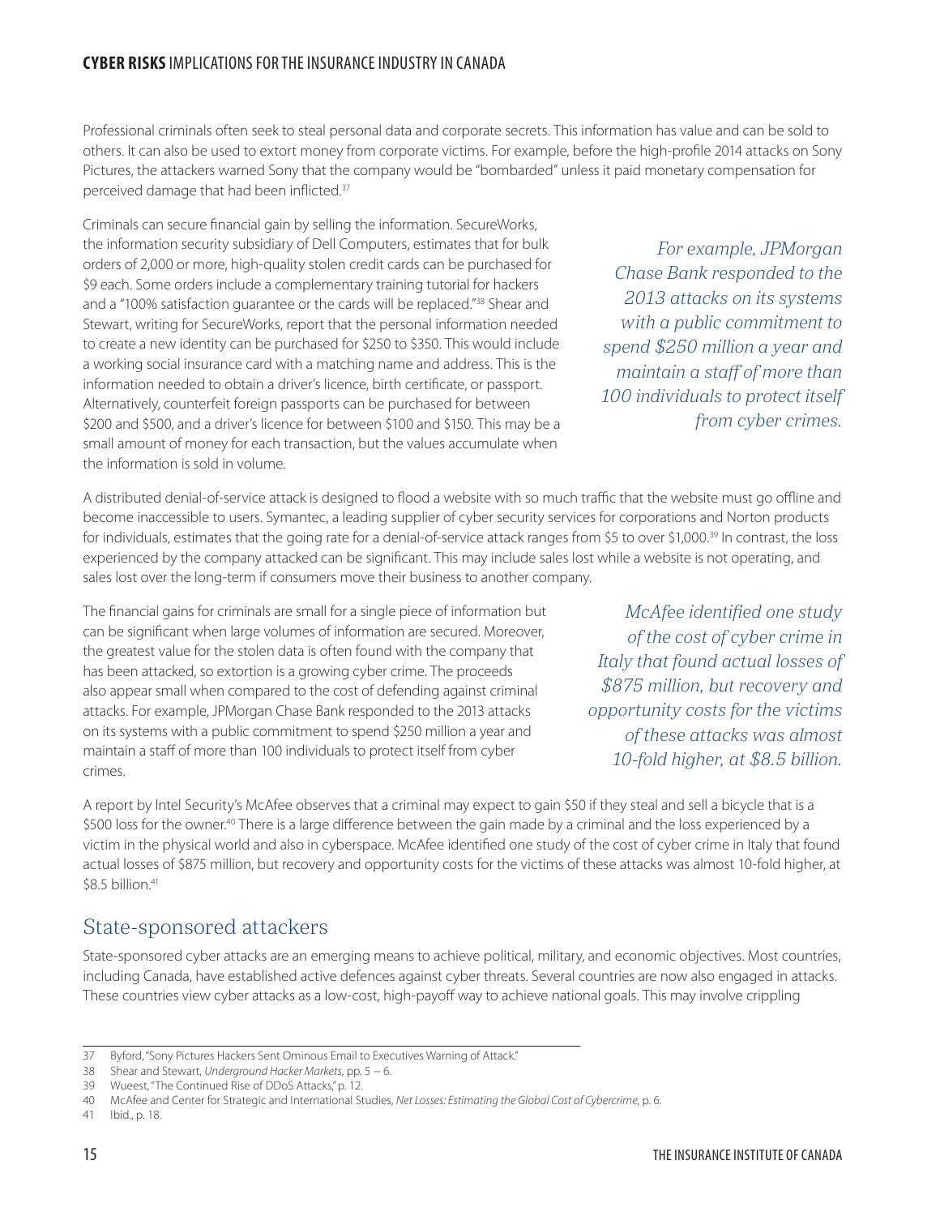Professional criminals often seek to steal personal data and corporate secrets. This information has value and can be sold to others. It can also be used to extort money from corporate victims. For example, before the high-profile 2014 attacks on Sony Pictures, the attackers warned Sony that the company would be "bombarded" unless it paid monetary compensation for perceived damage that had been inflicted.[37]

Criminals can secure financial gain by selling the information. SecureWorks, the information security subsidiary of Dell Computers, estimates that for bulk orders of 2,000 or more, high-quality stolen credit cards can be purchased for \$9 each. Some orders include a complementary training tutorial for hackers and a "100% satisfaction guarantee or the cards will be replaced."[38] Shear and Stewart, writing for SecureWorks, report that the personal information needed to create a new identity can be purchased for \$250 to \$350. This would include a working social insurance card with a matching name and address. This is the information needed to obtain a driver's licence, birth certificate, or passport. Alternatively, counterfeit foreign passports can be purchased for between \$200 and \$500, and a driver's licence for between \$100 and \$150. This may be a small amount of money for each transaction, but the values accumulate when the information is sold in volume.

*For example, JPMorgan Chase Bank responded to the 2013 attacks on its systems with a public commitment to spend \$250 million a year and maintain a staff of more than 100 individuals to protect itself from cyber crimes.*

A distributed denial-of-service attack is designed to flood a website with so much traffic that the website must go offline and become inaccessible to users. Symantec, a leading supplier of cyber security services for corporations and Norton products for individuals, estimates that the going rate for a denial-of-service attack ranges from \$5 to over \$1,000.[39] In contrast, the loss experienced by the company attacked can be significant. This may include sales lost while a website is not operating, and sales lost over the long-term if consumers move their business to another company.

The financial gains for criminals are small for a single piece of information but can be significant when large volumes of information are secured. Moreover, the greatest value for the stolen data is often found with the company that has been attacked, so extortion is a growing cyber crime. The proceeds also appear small when compared to the cost of defending against criminal attacks. For example, JPMorgan Chase Bank responded to the 2013 attacks on its systems with a public commitment to spend \$250 million a year and maintain a staff of more than 100 individuals to protect itself from cyber crimes.

*McAfee identified one study of the cost of cyber crime in Italy that found actual losses of \$875 million, but recovery and opportunity costs for the victims of these attacks was almost 10-fold higher, at \$8.5 billion.*

A report by Intel Security's McAfee observes that a criminal may expect to gain \$50 if they steal and sell a bicycle that is a \$500 loss for the owner.[40] There is a large difference between the gain made by a criminal and the loss experienced by a victim in the physical world and also in cyberspace. McAfee identified one study of the cost of cyber crime in Italy that found actual losses of \$875 million, but recovery and opportunity costs for the victims of these attacks was almost 10-fold higher, at \$8.5 billion.[41]

## State-sponsored attackers

State-sponsored cyber attacks are an emerging means to achieve political, military, and economic objectives. Most countries, including Canada, have established active defences against cyber threats. Several countries are now also engaged in attacks. These countries view cyber attacks as a low-cost, high-payoff way to achieve national goals. This may involve crippling

---

37 Byford, "Sony Pictures Hackers Sent Ominous Email to Executives Warning of Attack."

38 Shear and Stewart, *Underground Hacker Markets*, pp. 5 – 6.

39 Wueest, "The Continued Rise of DDoS Attacks," p. 12.

40 McAfee and Center for Strategic and International Studies, *Net Losses: Estimating the Global Cost of Cybercrime*, p. 6.

41 Ibid., p. 18.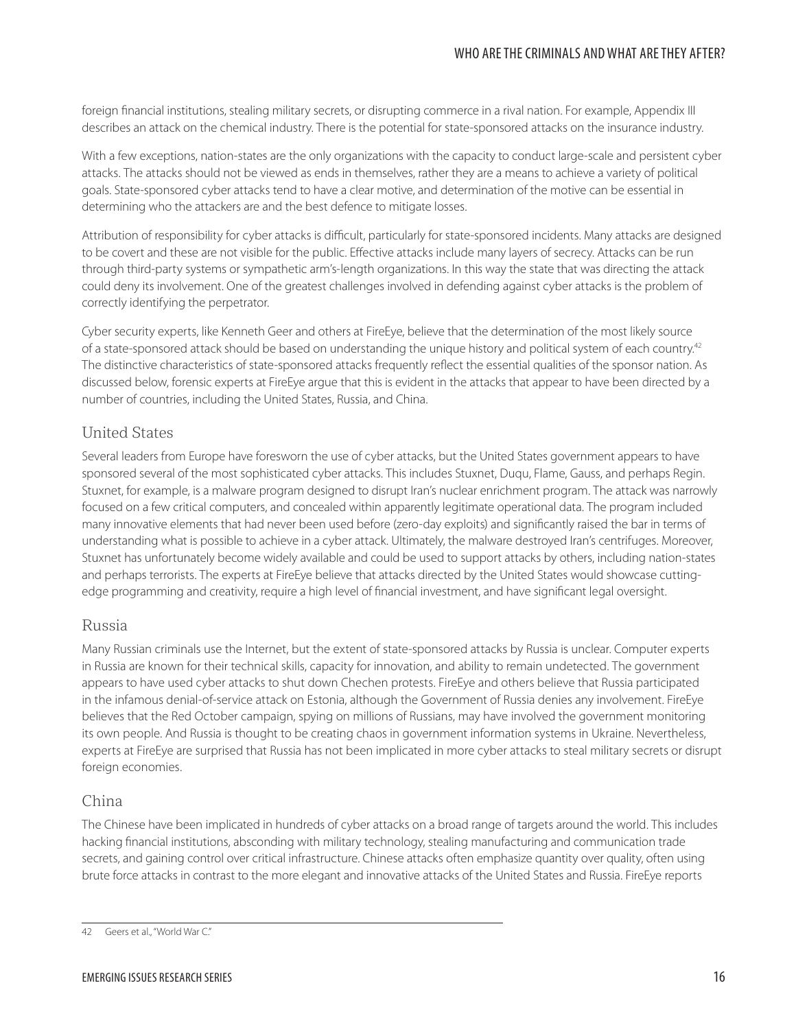foreign financial institutions, stealing military secrets, or disrupting commerce in a rival nation. For example, Appendix III describes an attack on the chemical industry. There is the potential for state-sponsored attacks on the insurance industry.

With a few exceptions, nation-states are the only organizations with the capacity to conduct large-scale and persistent cyber attacks. The attacks should not be viewed as ends in themselves, rather they are a means to achieve a variety of political goals. State-sponsored cyber attacks tend to have a clear motive, and determination of the motive can be essential in determining who the attackers are and the best defence to mitigate losses.

Attribution of responsibility for cyber attacks is difficult, particularly for state-sponsored incidents. Many attacks are designed to be covert and these are not visible for the public. Effective attacks include many layers of secrecy. Attacks can be run through third-party systems or sympathetic arm's-length organizations. In this way the state that was directing the attack could deny its involvement. One of the greatest challenges involved in defending against cyber attacks is the problem of correctly identifying the perpetrator.

Cyber security experts, like Kenneth Geer and others at FireEye, believe that the determination of the most likely source of a state-sponsored attack should be based on understanding the unique history and political system of each country.[42] The distinctive characteristics of state-sponsored attacks frequently reflect the essential qualities of the sponsor nation. As discussed below, forensic experts at FireEye argue that this is evident in the attacks that appear to have been directed by a number of countries, including the United States, Russia, and China.

## United States

Several leaders from Europe have foresworn the use of cyber attacks, but the United States government appears to have sponsored several of the most sophisticated cyber attacks. This includes Stuxnet, Duqu, Flame, Gauss, and perhaps Regin. Stuxnet, for example, is a malware program designed to disrupt Iran's nuclear enrichment program. The attack was narrowly focused on a few critical computers, and concealed within apparently legitimate operational data. The program included many innovative elements that had never been used before (zero-day exploits) and significantly raised the bar in terms of understanding what is possible to achieve in a cyber attack. Ultimately, the malware destroyed Iran's centrifuges. Moreover, Stuxnet has unfortunately become widely available and could be used to support attacks by others, including nation-states and perhaps terrorists. The experts at FireEye believe that attacks directed by the United States would showcase cutting-edge programming and creativity, require a high level of financial investment, and have significant legal oversight.

## Russia

Many Russian criminals use the Internet, but the extent of state-sponsored attacks by Russia is unclear. Computer experts in Russia are known for their technical skills, capacity for innovation, and ability to remain undetected. The government appears to have used cyber attacks to shut down Chechen protests. FireEye and others believe that Russia participated in the infamous denial-of-service attack on Estonia, although the Government of Russia denies any involvement. FireEye believes that the Red October campaign, spying on millions of Russians, may have involved the government monitoring its own people. And Russia is thought to be creating chaos in government information systems in Ukraine. Nevertheless, experts at FireEye are surprised that Russia has not been implicated in more cyber attacks to steal military secrets or disrupt foreign economies.

## China

The Chinese have been implicated in hundreds of cyber attacks on a broad range of targets around the world. This includes hacking financial institutions, absconding with military technology, stealing manufacturing and communication trade secrets, and gaining control over critical infrastructure. Chinese attacks often emphasize quantity over quality, often using brute force attacks in contrast to the more elegant and innovative attacks of the United States and Russia. FireEye reports

---

42 Geers et al., "World War C."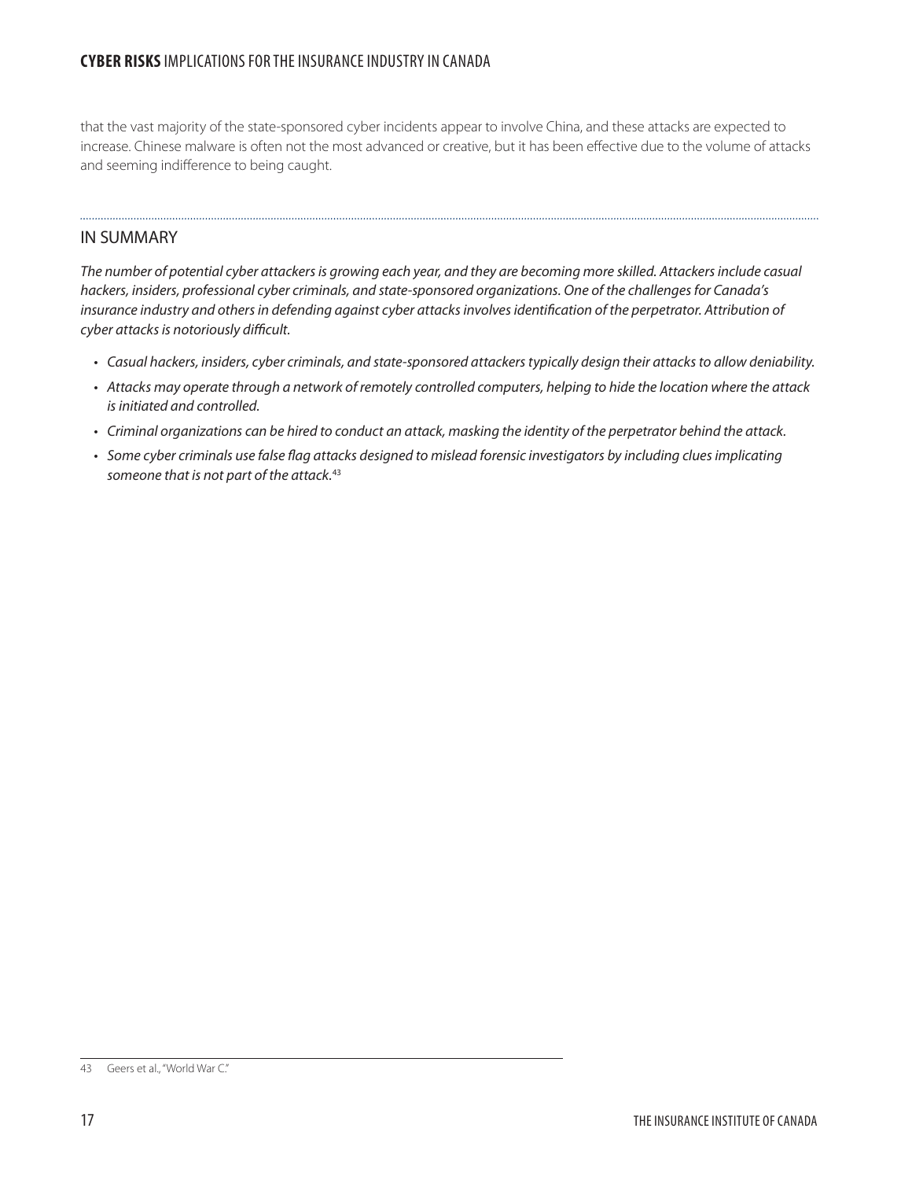that the vast majority of the state-sponsored cyber incidents appear to involve China, and these attacks are expected to increase. Chinese malware is often not the most advanced or creative, but it has been effective due to the volume of attacks and seeming indifference to being caught.

## IN SUMMARY

*The number of potential cyber attackers is growing each year, and they are becoming more skilled. Attackers include casual hackers, insiders, professional cyber criminals, and state-sponsored organizations. One of the challenges for Canada's insurance industry and others in defending against cyber attacks involves identification of the perpetrator. Attribution of cyber attacks is notoriously difficult.*

- *Casual hackers, insiders, cyber criminals, and state-sponsored attackers typically design their attacks to allow deniability.*
- *Attacks may operate through a network of remotely controlled computers, helping to hide the location where the attack is initiated and controlled.*
- *Criminal organizations can be hired to conduct an attack, masking the identity of the perpetrator behind the attack.*
- *Some cyber criminals use false flag attacks designed to mislead forensic investigators by including clues implicating someone that is not part of the attack.*[43]

---

43 Geers et al., "World War C."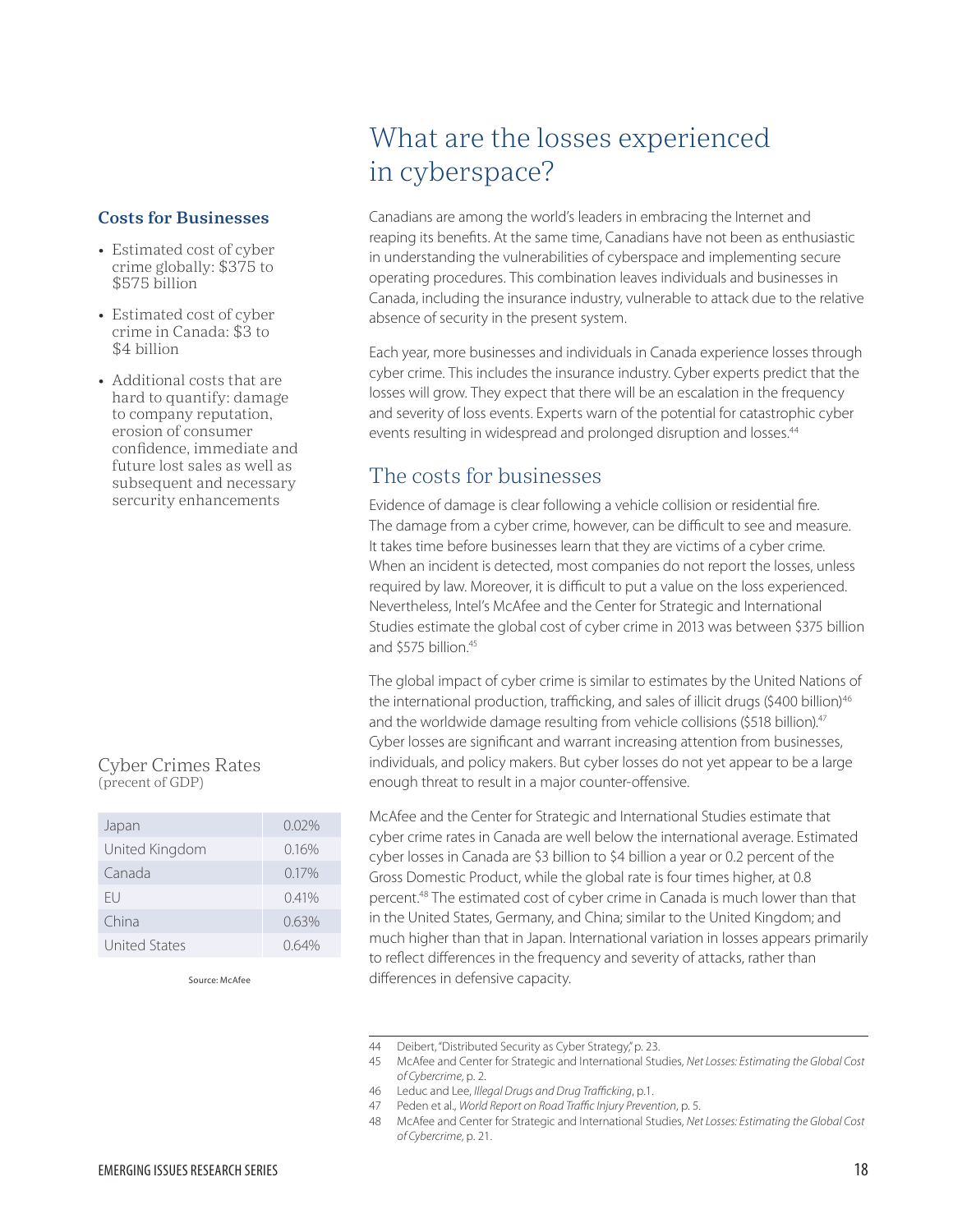# What are the losses experienced in cyberspace?

Canadians are among the world's leaders in embracing the Internet and reaping its benefits. At the same time, Canadians have not been as enthusiastic in understanding the vulnerabilities of cyberspace and implementing secure operating procedures. This combination leaves individuals and businesses in Canada, including the insurance industry, vulnerable to attack due to the relative absence of security in the present system.

Each year, more businesses and individuals in Canada experience losses through cyber crime. This includes the insurance industry. Cyber experts predict that the losses will grow. They expect that there will be an escalation in the frequency and severity of loss events. Experts warn of the potential for catastrophic cyber events resulting in widespread and prolonged disruption and losses.[44]

### Costs for Businesses

- Estimated cost of cyber crime globally: $375 to $575 billion
- Estimated cost of cyber crime in Canada: $3 to $4 billion
- Additional costs that are hard to quantify: damage to company reputation, erosion of consumer confidence, immediate and future lost sales as well as subsequent and necessary sercurity enhancements

## The costs for businesses

Evidence of damage is clear following a vehicle collision or residential fire. The damage from a cyber crime, however, can be difficult to see and measure. It takes time before businesses learn that they are victims of a cyber crime. When an incident is detected, most companies do not report the losses, unless required by law. Moreover, it is difficult to put a value on the loss experienced. Nevertheless, Intel's McAfee and the Center for Strategic and International Studies estimate the global cost of cyber crime in 2013 was between $375 billion and $575 billion.[45]

The global impact of cyber crime is similar to estimates by the United Nations of the international production, trafficking, and sales of illicit drugs ($400 billion)[46] and the worldwide damage resulting from vehicle collisions ($518 billion).[47] Cyber losses are significant and warrant increasing attention from businesses, individuals, and policy makers. But cyber losses do not yet appear to be a large enough threat to result in a major counter-offensive.

McAfee and the Center for Strategic and International Studies estimate that cyber crime rates in Canada are well below the international average. Estimated cyber losses in Canada are $3 billion to $4 billion a year or 0.2 percent of the Gross Domestic Product, while the global rate is four times higher, at 0.8 percent.[48] The estimated cost of cyber crime in Canada is much lower than that in the United States, Germany, and China; similar to the United Kingdom; and much higher than that in Japan. International variation in losses appears primarily to reflect differences in the frequency and severity of attacks, rather than differences in defensive capacity.

Cyber Crimes Rates
(precent of GDP)

| | |
|---|---|
| Japan | 0.02% |
| United Kingdom | 0.16% |
| Canada | 0.17% |
| EU | 0.41% |
| China | 0.63% |
| United States | 0.64% |

Source: McAfee

44 Deibert, "Distributed Security as Cyber Strategy," p. 23.
45 McAfee and Center for Strategic and International Studies, *Net Losses: Estimating the Global Cost of Cybercrime*, p. 2.
46 Leduc and Lee, *Illegal Drugs and Drug Trafficking*, p.1.
47 Peden et al., *World Report on Road Traffic Injury Prevention*, p. 5.
48 McAfee and Center for Strategic and International Studies, *Net Losses: Estimating the Global Cost of Cybercrime*, p. 21.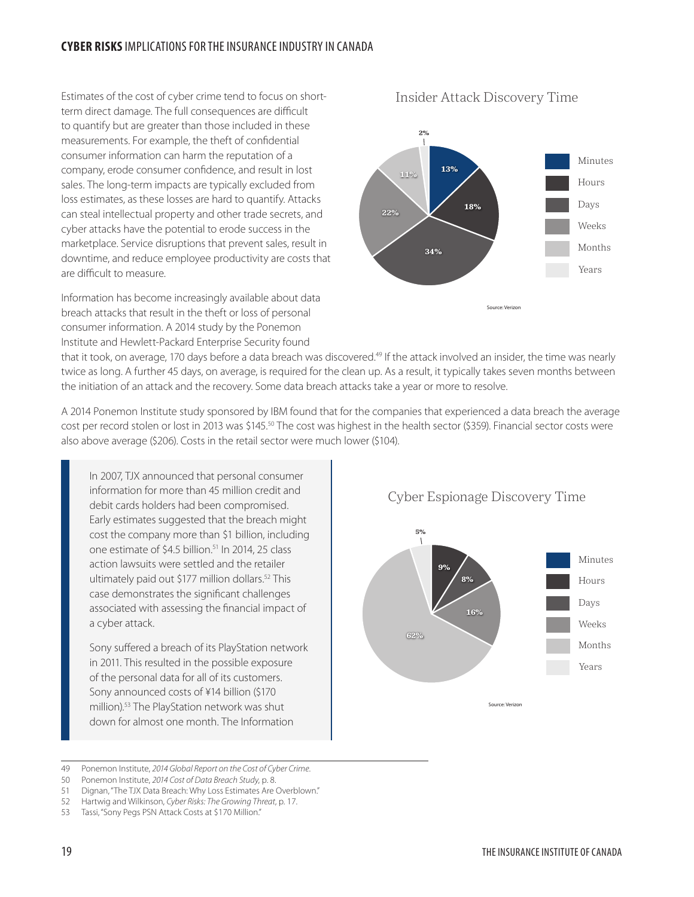Estimates of the cost of cyber crime tend to focus on short-term direct damage. The full consequences are difficult to quantify but are greater than those included in these measurements. For example, the theft of confidential consumer information can harm the reputation of a company, erode consumer confidence, and result in lost sales. The long-term impacts are typically excluded from loss estimates, as these losses are hard to quantify. Attacks can steal intellectual property and other trade secrets, and cyber attacks have the potential to erode success in the marketplace. Service disruptions that prevent sales, result in downtime, and reduce employee productivity are costs that are difficult to measure.

### Insider Attack Discovery Time

| Discovery Time | Share |
| --- | --- |
| Minutes | 13% |
| Hours | 18% |
| Days | 34% |
| Weeks | 22% |
| Months | 11% |
| Years | 2% |

Source: Verizon

Information has become increasingly available about data breach attacks that result in the theft or loss of personal consumer information. A 2014 study by the Ponemon Institute and Hewlett-Packard Enterprise Security found that it took, on average, 170 days before a data breach was discovered.[49] If the attack involved an insider, the time was nearly twice as long. A further 45 days, on average, is required for the clean up. As a result, it typically takes seven months between the initiation of an attack and the recovery. Some data breach attacks take a year or more to resolve.

A 2014 Ponemon Institute study sponsored by IBM found that for the companies that experienced a data breach the average cost per record stolen or lost in 2013 was $145.[50] The cost was highest in the health sector ($359). Financial sector costs were also above average ($206). Costs in the retail sector were much lower ($104).

> In 2007, TJX announced that personal consumer information for more than 45 million credit and debit cards holders had been compromised. Early estimates suggested that the breach might cost the company more than $1 billion, including one estimate of $4.5 billion.[51] In 2014, 25 class action lawsuits were settled and the retailer ultimately paid out $177 million dollars.[52] This case demonstrates the significant challenges associated with assessing the financial impact of a cyber attack.
>
> Sony suffered a breach of its PlayStation network in 2011. This resulted in the possible exposure of the personal data for all of its customers. Sony announced costs of ¥14 billion ($170 million).[53] The PlayStation network was shut down for almost one month. The Information

### Cyber Espionage Discovery Time

| Discovery Time | Share |
| --- | --- |
| Minutes | — |
| Hours | 9% |
| Days | 8% |
| Weeks | 16% |
| Months | 62% |
| Years | 5% |

Source: Verizon

---

49 Ponemon Institute, *2014 Global Report on the Cost of Cyber Crime*.

50 Ponemon Institute, *2014 Cost of Data Breach Study*, p. 8.

51 Dignan, "The TJX Data Breach: Why Loss Estimates Are Overblown."

52 Hartwig and Wilkinson, *Cyber Risks: The Growing Threat*, p. 17.

53 Tassi, "Sony Pegs PSN Attack Costs at $170 Million."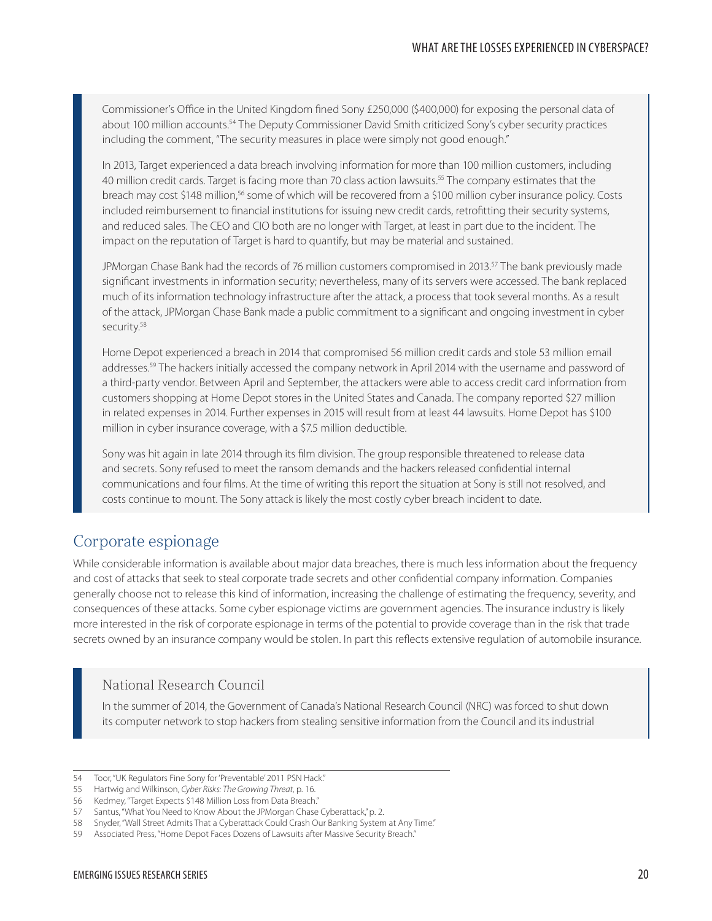Commissioner's Office in the United Kingdom fined Sony £250,000 ($400,000) for exposing the personal data of about 100 million accounts.[54] The Deputy Commissioner David Smith criticized Sony's cyber security practices including the comment, "The security measures in place were simply not good enough."

In 2013, Target experienced a data breach involving information for more than 100 million customers, including 40 million credit cards. Target is facing more than 70 class action lawsuits.[55] The company estimates that the breach may cost $148 million,[56] some of which will be recovered from a $100 million cyber insurance policy. Costs included reimbursement to financial institutions for issuing new credit cards, retrofitting their security systems, and reduced sales. The CEO and CIO both are no longer with Target, at least in part due to the incident. The impact on the reputation of Target is hard to quantify, but may be material and sustained.

JPMorgan Chase Bank had the records of 76 million customers compromised in 2013.[57] The bank previously made significant investments in information security; nevertheless, many of its servers were accessed. The bank replaced much of its information technology infrastructure after the attack, a process that took several months. As a result of the attack, JPMorgan Chase Bank made a public commitment to a significant and ongoing investment in cyber security.[58]

Home Depot experienced a breach in 2014 that compromised 56 million credit cards and stole 53 million email addresses.[59] The hackers initially accessed the company network in April 2014 with the username and password of a third-party vendor. Between April and September, the attackers were able to access credit card information from customers shopping at Home Depot stores in the United States and Canada. The company reported $27 million in related expenses in 2014. Further expenses in 2015 will result from at least 44 lawsuits. Home Depot has $100 million in cyber insurance coverage, with a $7.5 million deductible.

Sony was hit again in late 2014 through its film division. The group responsible threatened to release data and secrets. Sony refused to meet the ransom demands and the hackers released confidential internal communications and four films. At the time of writing this report the situation at Sony is still not resolved, and costs continue to mount. The Sony attack is likely the most costly cyber breach incident to date.

## Corporate espionage

While considerable information is available about major data breaches, there is much less information about the frequency and cost of attacks that seek to steal corporate trade secrets and other confidential company information. Companies generally choose not to release this kind of information, increasing the challenge of estimating the frequency, severity, and consequences of these attacks. Some cyber espionage victims are government agencies. The insurance industry is likely more interested in the risk of corporate espionage in terms of the potential to provide coverage than in the risk that trade secrets owned by an insurance company would be stolen. In part this reflects extensive regulation of automobile insurance.

### National Research Council

In the summer of 2014, the Government of Canada's National Research Council (NRC) was forced to shut down its computer network to stop hackers from stealing sensitive information from the Council and its industrial

---

54 Toor, "UK Regulators Fine Sony for 'Preventable' 2011 PSN Hack."
55 Hartwig and Wilkinson, *Cyber Risks: The Growing Threat*, p. 16.
56 Kedmey, "Target Expects $148 Million Loss from Data Breach."
57 Santus, "What You Need to Know About the JPMorgan Chase Cyberattack," p. 2.
58 Snyder, "Wall Street Admits That a Cyberattack Could Crash Our Banking System at Any Time."
59 Associated Press, "Home Depot Faces Dozens of Lawsuits after Massive Security Breach."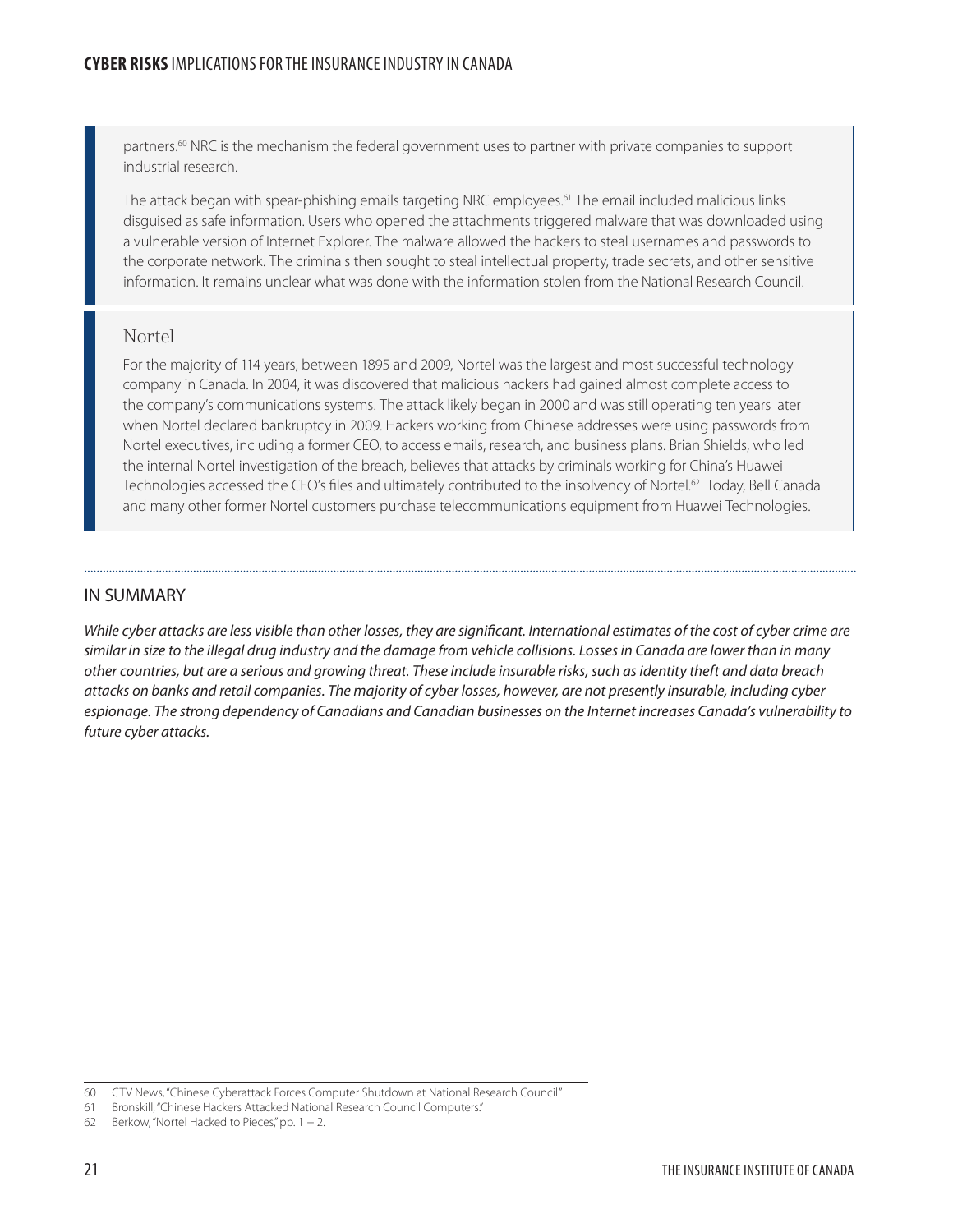partners.[60] NRC is the mechanism the federal government uses to partner with private companies to support industrial research.

The attack began with spear-phishing emails targeting NRC employees.[61] The email included malicious links disguised as safe information. Users who opened the attachments triggered malware that was downloaded using a vulnerable version of Internet Explorer. The malware allowed the hackers to steal usernames and passwords to the corporate network. The criminals then sought to steal intellectual property, trade secrets, and other sensitive information. It remains unclear what was done with the information stolen from the National Research Council.

### Nortel

For the majority of 114 years, between 1895 and 2009, Nortel was the largest and most successful technology company in Canada. In 2004, it was discovered that malicious hackers had gained almost complete access to the company's communications systems. The attack likely began in 2000 and was still operating ten years later when Nortel declared bankruptcy in 2009. Hackers working from Chinese addresses were using passwords from Nortel executives, including a former CEO, to access emails, research, and business plans. Brian Shields, who led the internal Nortel investigation of the breach, believes that attacks by criminals working for China's Huawei Technologies accessed the CEO's files and ultimately contributed to the insolvency of Nortel.[62] Today, Bell Canada and many other former Nortel customers purchase telecommunications equipment from Huawei Technologies.

## IN SUMMARY

*While cyber attacks are less visible than other losses, they are significant. International estimates of the cost of cyber crime are similar in size to the illegal drug industry and the damage from vehicle collisions. Losses in Canada are lower than in many other countries, but are a serious and growing threat. These include insurable risks, such as identity theft and data breach attacks on banks and retail companies. The majority of cyber losses, however, are not presently insurable, including cyber espionage. The strong dependency of Canadians and Canadian businesses on the Internet increases Canada's vulnerability to future cyber attacks.*

---

60 CTV News, "Chinese Cyberattack Forces Computer Shutdown at National Research Council."

61 Bronskill, "Chinese Hackers Attacked National Research Council Computers."

62 Berkow, "Nortel Hacked to Pieces," pp. 1 – 2.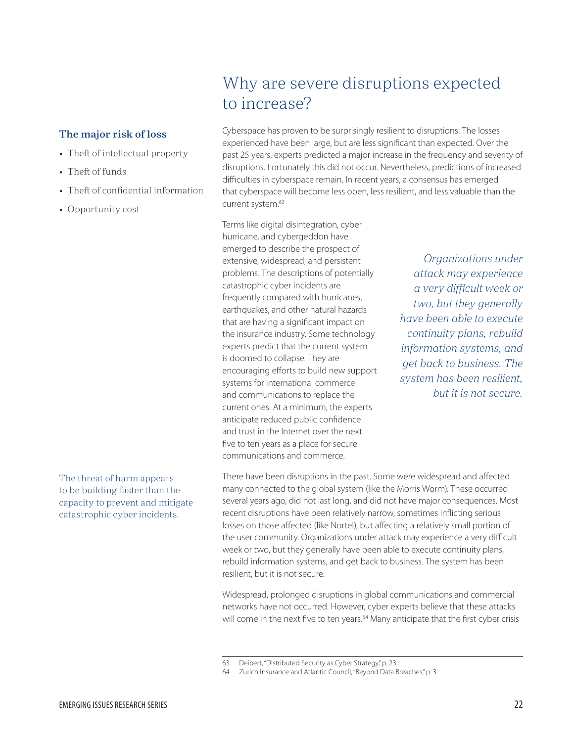# Why are severe disruptions expected to increase?

**The major risk of loss**

- Theft of intellectual property
- Theft of funds
- Theft of confidential information
- Opportunity cost

Cyberspace has proven to be surprisingly resilient to disruptions. The losses experienced have been large, but are less significant than expected. Over the past 25 years, experts predicted a major increase in the frequency and severity of disruptions. Fortunately this did not occur. Nevertheless, predictions of increased difficulties in cyberspace remain. In recent years, a consensus has emerged that cyberspace will become less open, less resilient, and less valuable than the current system.[63]

Terms like digital disintegration, cyber hurricane, and cybergeddon have emerged to describe the prospect of extensive, widespread, and persistent problems. The descriptions of potentially catastrophic cyber incidents are frequently compared with hurricanes, earthquakes, and other natural hazards that are having a significant impact on the insurance industry. Some technology experts predict that the current system is doomed to collapse. They are encouraging efforts to build new support systems for international commerce and communications to replace the current ones. At a minimum, the experts anticipate reduced public confidence and trust in the Internet over the next five to ten years as a place for secure communications and commerce.

*Organizations under attack may experience a very difficult week or two, but they generally have been able to execute continuity plans, rebuild information systems, and get back to business. The system has been resilient, but it is not secure.*

The threat of harm appears to be building faster than the capacity to prevent and mitigate catastrophic cyber incidents.

There have been disruptions in the past. Some were widespread and affected many connected to the global system (like the Morris Worm). These occurred several years ago, did not last long, and did not have major consequences. Most recent disruptions have been relatively narrow, sometimes inflicting serious losses on those affected (like Nortel), but affecting a relatively small portion of the user community. Organizations under attack may experience a very difficult week or two, but they generally have been able to execute continuity plans, rebuild information systems, and get back to business. The system has been resilient, but it is not secure.

Widespread, prolonged disruptions in global communications and commercial networks have not occurred. However, cyber experts believe that these attacks will come in the next five to ten years.[64] Many anticipate that the first cyber crisis

63 Deibert, "Distributed Security as Cyber Strategy," p. 23.

64 Zurich Insurance and Atlantic Council, "Beyond Data Breaches," p. 3.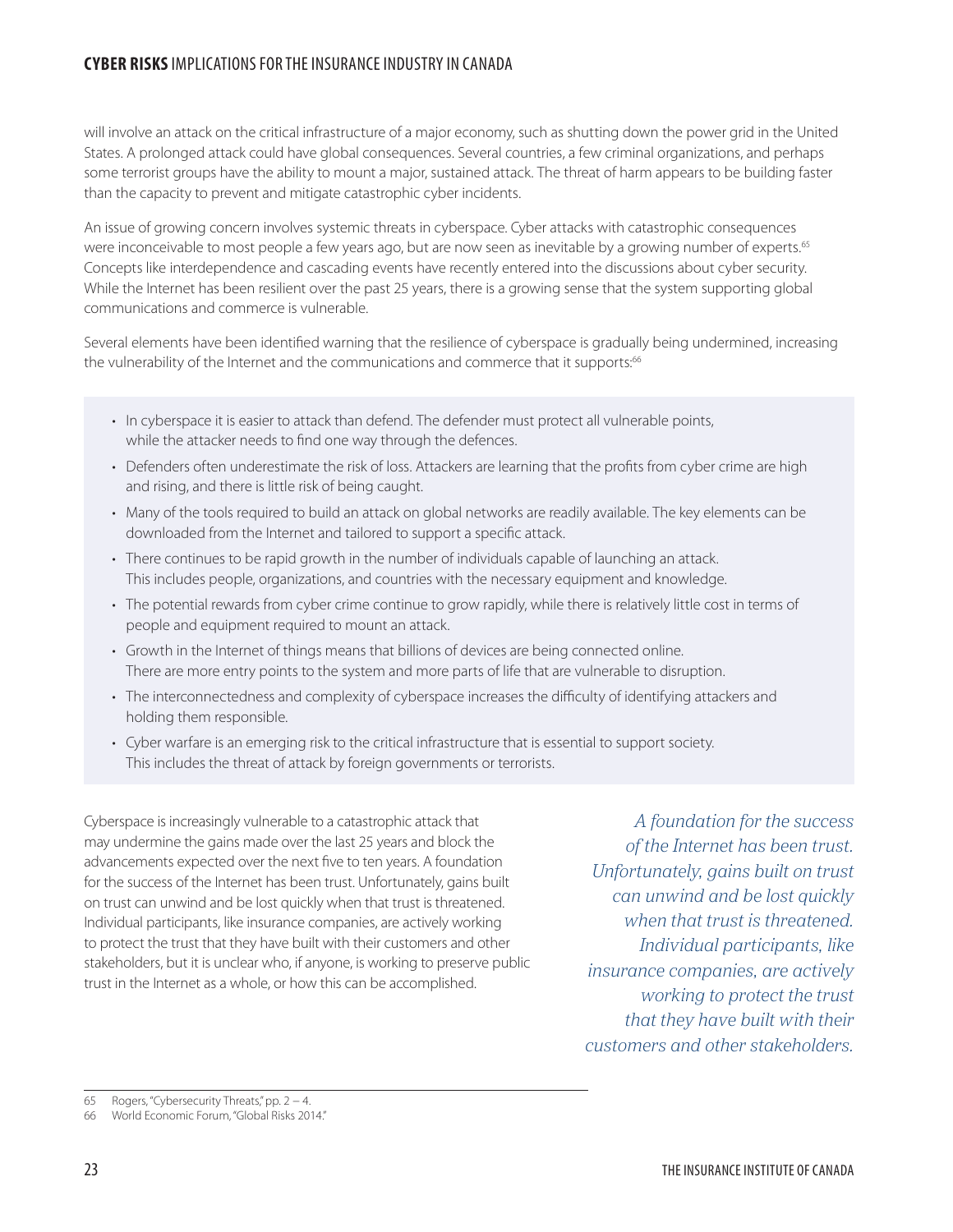will involve an attack on the critical infrastructure of a major economy, such as shutting down the power grid in the United States. A prolonged attack could have global consequences. Several countries, a few criminal organizations, and perhaps some terrorist groups have the ability to mount a major, sustained attack. The threat of harm appears to be building faster than the capacity to prevent and mitigate catastrophic cyber incidents.

An issue of growing concern involves systemic threats in cyberspace. Cyber attacks with catastrophic consequences were inconceivable to most people a few years ago, but are now seen as inevitable by a growing number of experts.[65] Concepts like interdependence and cascading events have recently entered into the discussions about cyber security. While the Internet has been resilient over the past 25 years, there is a growing sense that the system supporting global communications and commerce is vulnerable.

Several elements have been identified warning that the resilience of cyberspace is gradually being undermined, increasing the vulnerability of the Internet and the communications and commerce that it supports:[66]

- In cyberspace it is easier to attack than defend. The defender must protect all vulnerable points, while the attacker needs to find one way through the defences.
- Defenders often underestimate the risk of loss. Attackers are learning that the profits from cyber crime are high and rising, and there is little risk of being caught.
- Many of the tools required to build an attack on global networks are readily available. The key elements can be downloaded from the Internet and tailored to support a specific attack.
- There continues to be rapid growth in the number of individuals capable of launching an attack. This includes people, organizations, and countries with the necessary equipment and knowledge.
- The potential rewards from cyber crime continue to grow rapidly, while there is relatively little cost in terms of people and equipment required to mount an attack.
- Growth in the Internet of things means that billions of devices are being connected online. There are more entry points to the system and more parts of life that are vulnerable to disruption.
- The interconnectedness and complexity of cyberspace increases the difficulty of identifying attackers and holding them responsible.
- Cyber warfare is an emerging risk to the critical infrastructure that is essential to support society. This includes the threat of attack by foreign governments or terrorists.

Cyberspace is increasingly vulnerable to a catastrophic attack that may undermine the gains made over the last 25 years and block the advancements expected over the next five to ten years. A foundation for the success of the Internet has been trust. Unfortunately, gains built on trust can unwind and be lost quickly when that trust is threatened. Individual participants, like insurance companies, are actively working to protect the trust that they have built with their customers and other stakeholders, but it is unclear who, if anyone, is working to preserve public trust in the Internet as a whole, or how this can be accomplished.

*A foundation for the success of the Internet has been trust. Unfortunately, gains built on trust can unwind and be lost quickly when that trust is threatened. Individual participants, like insurance companies, are actively working to protect the trust that they have built with their customers and other stakeholders.*

---

65 Rogers, "Cybersecurity Threats," pp. 2 – 4.

66 World Economic Forum, "Global Risks 2014."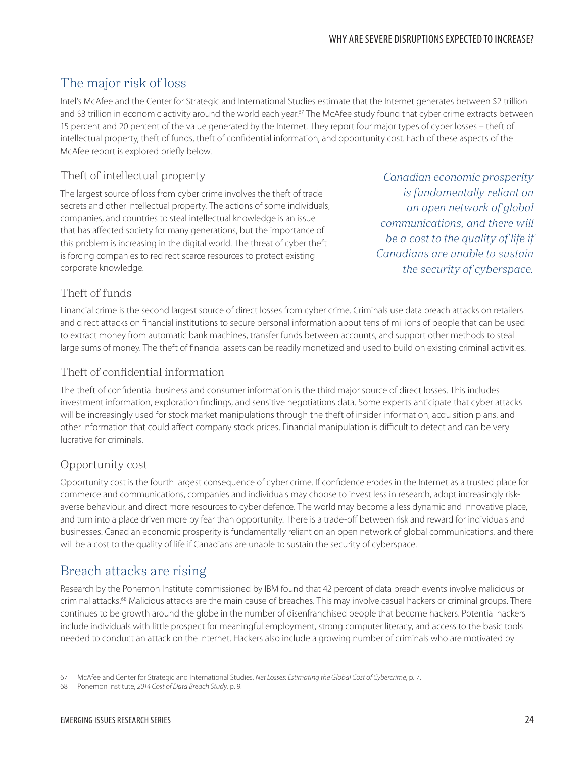## The major risk of loss

Intel's McAfee and the Center for Strategic and International Studies estimate that the Internet generates between $2 trillion and $3 trillion in economic activity around the world each year.[67] The McAfee study found that cyber crime extracts between 15 percent and 20 percent of the value generated by the Internet. They report four major types of cyber losses – theft of intellectual property, theft of funds, theft of confidential information, and opportunity cost. Each of these aspects of the McAfee report is explored briefly below.

### Theft of intellectual property

The largest source of loss from cyber crime involves the theft of trade secrets and other intellectual property. The actions of some individuals, companies, and countries to steal intellectual knowledge is an issue that has affected society for many generations, but the importance of this problem is increasing in the digital world. The threat of cyber theft is forcing companies to redirect scarce resources to protect existing corporate knowledge.

*Canadian economic prosperity is fundamentally reliant on an open network of global communications, and there will be a cost to the quality of life if Canadians are unable to sustain the security of cyberspace.*

### Theft of funds

Financial crime is the second largest source of direct losses from cyber crime. Criminals use data breach attacks on retailers and direct attacks on financial institutions to secure personal information about tens of millions of people that can be used to extract money from automatic bank machines, transfer funds between accounts, and support other methods to steal large sums of money. The theft of financial assets can be readily monetized and used to build on existing criminal activities.

### Theft of confidential information

The theft of confidential business and consumer information is the third major source of direct losses. This includes investment information, exploration findings, and sensitive negotiations data. Some experts anticipate that cyber attacks will be increasingly used for stock market manipulations through the theft of insider information, acquisition plans, and other information that could affect company stock prices. Financial manipulation is difficult to detect and can be very lucrative for criminals.

### Opportunity cost

Opportunity cost is the fourth largest consequence of cyber crime. If confidence erodes in the Internet as a trusted place for commerce and communications, companies and individuals may choose to invest less in research, adopt increasingly risk-averse behaviour, and direct more resources to cyber defence. The world may become a less dynamic and innovative place, and turn into a place driven more by fear than opportunity. There is a trade-off between risk and reward for individuals and businesses. Canadian economic prosperity is fundamentally reliant on an open network of global communications, and there will be a cost to the quality of life if Canadians are unable to sustain the security of cyberspace.

## Breach attacks are rising

Research by the Ponemon Institute commissioned by IBM found that 42 percent of data breach events involve malicious or criminal attacks.[68] Malicious attacks are the main cause of breaches. This may involve casual hackers or criminal groups. There continues to be growth around the globe in the number of disenfranchised people that become hackers. Potential hackers include individuals with little prospect for meaningful employment, strong computer literacy, and access to the basic tools needed to conduct an attack on the Internet. Hackers also include a growing number of criminals who are motivated by

---

67 McAfee and Center for Strategic and International Studies, *Net Losses: Estimating the Global Cost of Cybercrime*, p. 7.

68 Ponemon Institute, *2014 Cost of Data Breach Study*, p. 9.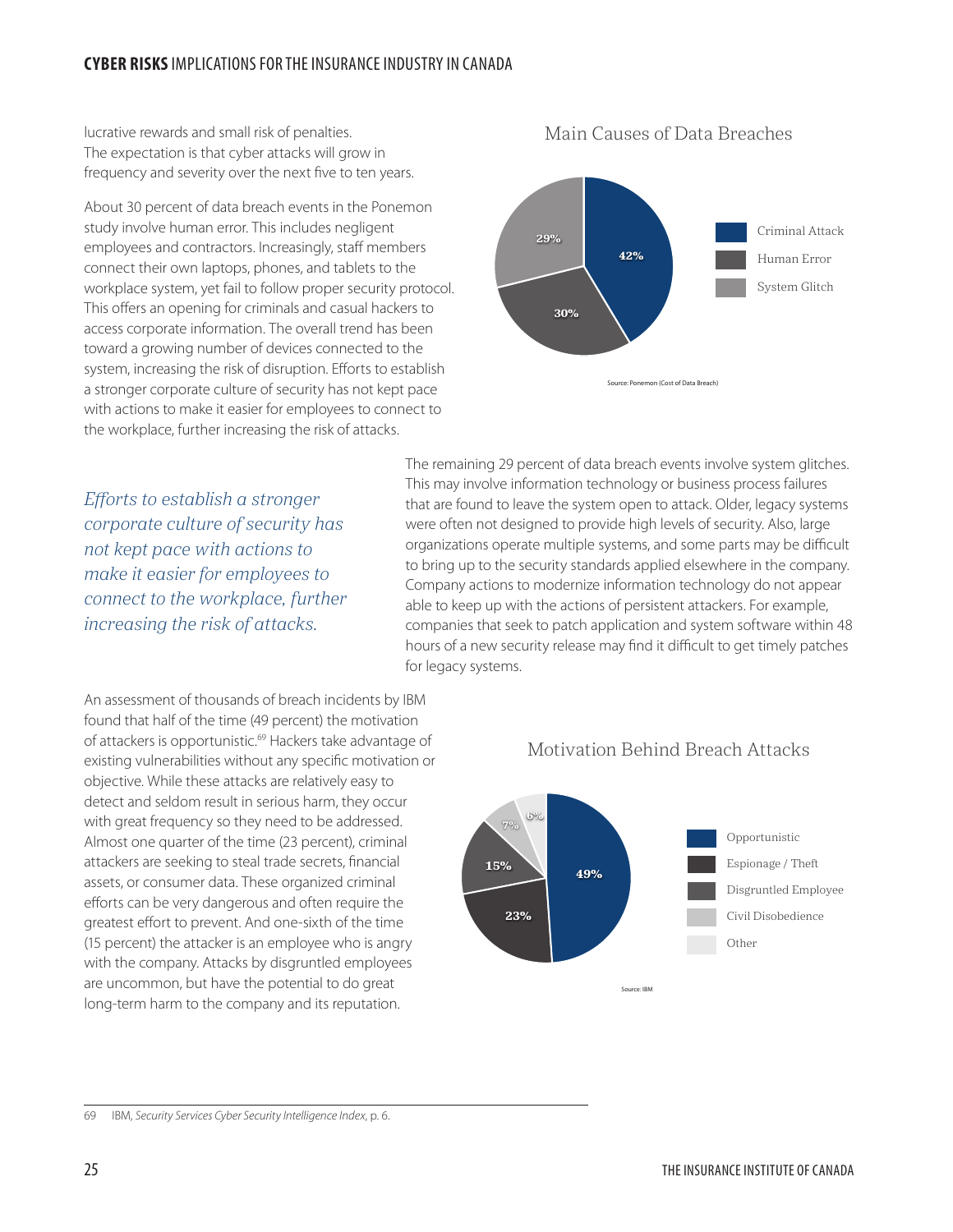lucrative rewards and small risk of penalties. The expectation is that cyber attacks will grow in frequency and severity over the next five to ten years.

About 30 percent of data breach events in the Ponemon study involve human error. This includes negligent employees and contractors. Increasingly, staff members connect their own laptops, phones, and tablets to the workplace system, yet fail to follow proper security protocol. This offers an opening for criminals and casual hackers to access corporate information. The overall trend has been toward a growing number of devices connected to the system, increasing the risk of disruption. Efforts to establish a stronger corporate culture of security has not kept pace with actions to make it easier for employees to connect to the workplace, further increasing the risk of attacks.

Main Causes of Data Breaches

| Cause | Share |
|---|---|
| Criminal Attack | 42% |
| Human Error | 30% |
| System Glitch | 29% |

Source: Ponemon (Cost of Data Breach)

*Efforts to establish a stronger corporate culture of security has not kept pace with actions to make it easier for employees to connect to the workplace, further increasing the risk of attacks.*

The remaining 29 percent of data breach events involve system glitches. This may involve information technology or business process failures that are found to leave the system open to attack. Older, legacy systems were often not designed to provide high levels of security. Also, large organizations operate multiple systems, and some parts may be difficult to bring up to the security standards applied elsewhere in the company. Company actions to modernize information technology do not appear able to keep up with the actions of persistent attackers. For example, companies that seek to patch application and system software within 48 hours of a new security release may find it difficult to get timely patches for legacy systems.

An assessment of thousands of breach incidents by IBM found that half of the time (49 percent) the motivation of attackers is opportunistic.[69] Hackers take advantage of existing vulnerabilities without any specific motivation or objective. While these attacks are relatively easy to detect and seldom result in serious harm, they occur with great frequency so they need to be addressed. Almost one quarter of the time (23 percent), criminal attackers are seeking to steal trade secrets, financial assets, or consumer data. These organized criminal efforts can be very dangerous and often require the greatest effort to prevent. And one-sixth of the time (15 percent) the attacker is an employee who is angry with the company. Attacks by disgruntled employees are uncommon, but have the potential to do great long-term harm to the company and its reputation.

Motivation Behind Breach Attacks

| Motivation | Share |
|---|---|
| Opportunistic | 49% |
| Espionage / Theft | 23% |
| Disgruntled Employee | 15% |
| Civil Disobedience | 7% |
| Other | 6% |

Source: IBM

69 IBM, *Security Services Cyber Security Intelligence Index*, p. 6.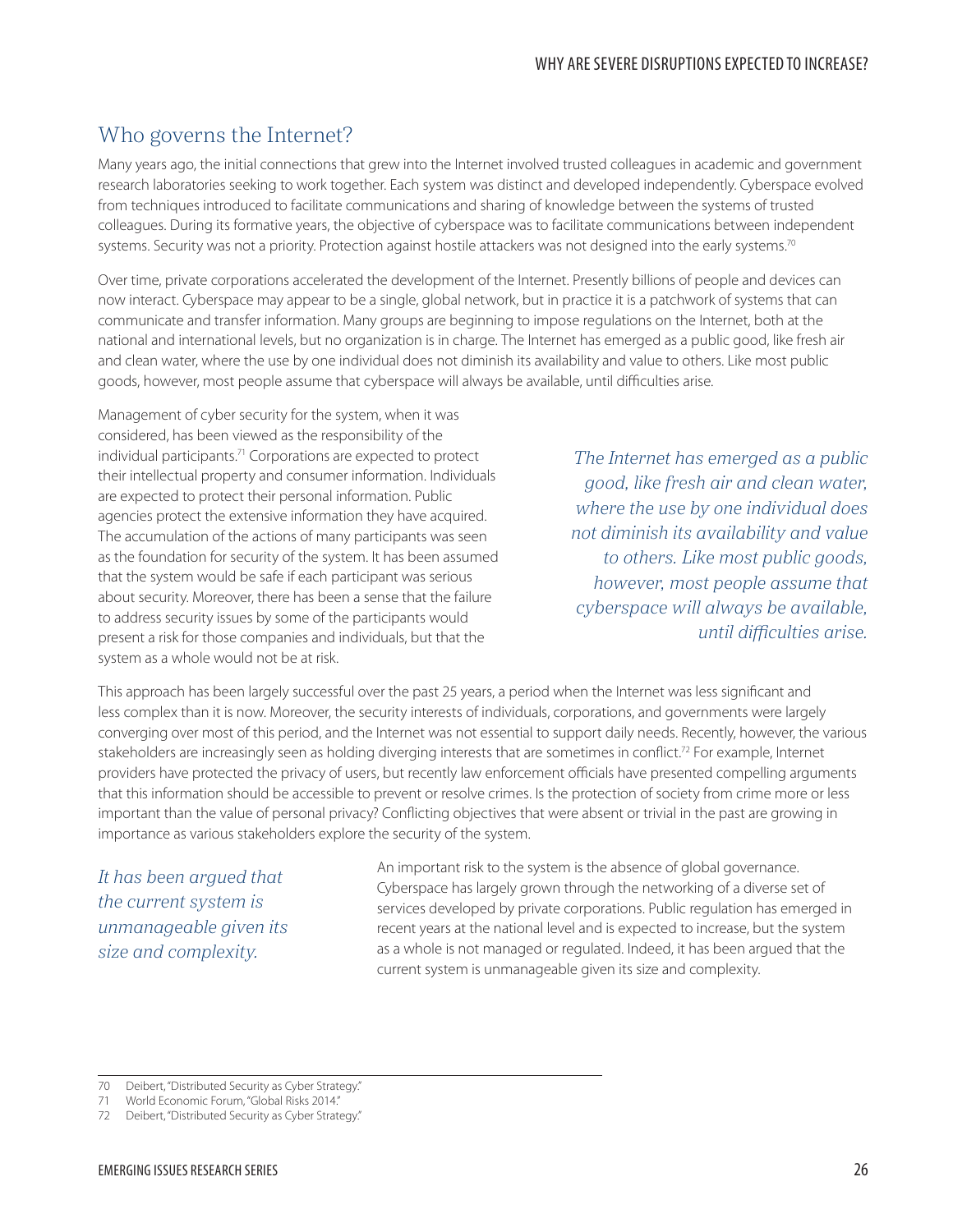## Who governs the Internet?

Many years ago, the initial connections that grew into the Internet involved trusted colleagues in academic and government research laboratories seeking to work together. Each system was distinct and developed independently. Cyberspace evolved from techniques introduced to facilitate communications and sharing of knowledge between the systems of trusted colleagues. During its formative years, the objective of cyberspace was to facilitate communications between independent systems. Security was not a priority. Protection against hostile attackers was not designed into the early systems.[70]

Over time, private corporations accelerated the development of the Internet. Presently billions of people and devices can now interact. Cyberspace may appear to be a single, global network, but in practice it is a patchwork of systems that can communicate and transfer information. Many groups are beginning to impose regulations on the Internet, both at the national and international levels, but no organization is in charge. The Internet has emerged as a public good, like fresh air and clean water, where the use by one individual does not diminish its availability and value to others. Like most public goods, however, most people assume that cyberspace will always be available, until difficulties arise.

Management of cyber security for the system, when it was considered, has been viewed as the responsibility of the individual participants.[71] Corporations are expected to protect their intellectual property and consumer information. Individuals are expected to protect their personal information. Public agencies protect the extensive information they have acquired. The accumulation of the actions of many participants was seen as the foundation for security of the system. It has been assumed that the system would be safe if each participant was serious about security. Moreover, there has been a sense that the failure to address security issues by some of the participants would present a risk for those companies and individuals, but that the system as a whole would not be at risk.

*The Internet has emerged as a public good, like fresh air and clean water, where the use by one individual does not diminish its availability and value to others. Like most public goods, however, most people assume that cyberspace will always be available, until difficulties arise.*

This approach has been largely successful over the past 25 years, a period when the Internet was less significant and less complex than it is now. Moreover, the security interests of individuals, corporations, and governments were largely converging over most of this period, and the Internet was not essential to support daily needs. Recently, however, the various stakeholders are increasingly seen as holding diverging interests that are sometimes in conflict.[72] For example, Internet providers have protected the privacy of users, but recently law enforcement officials have presented compelling arguments that this information should be accessible to prevent or resolve crimes. Is the protection of society from crime more or less important than the value of personal privacy? Conflicting objectives that were absent or trivial in the past are growing in importance as various stakeholders explore the security of the system.

*It has been argued that the current system is unmanageable given its size and complexity.*

An important risk to the system is the absence of global governance. Cyberspace has largely grown through the networking of a diverse set of services developed by private corporations. Public regulation has emerged in recent years at the national level and is expected to increase, but the system as a whole is not managed or regulated. Indeed, it has been argued that the current system is unmanageable given its size and complexity.

---

70 Deibert, "Distributed Security as Cyber Strategy."

71 World Economic Forum, "Global Risks 2014."

72 Deibert, "Distributed Security as Cyber Strategy."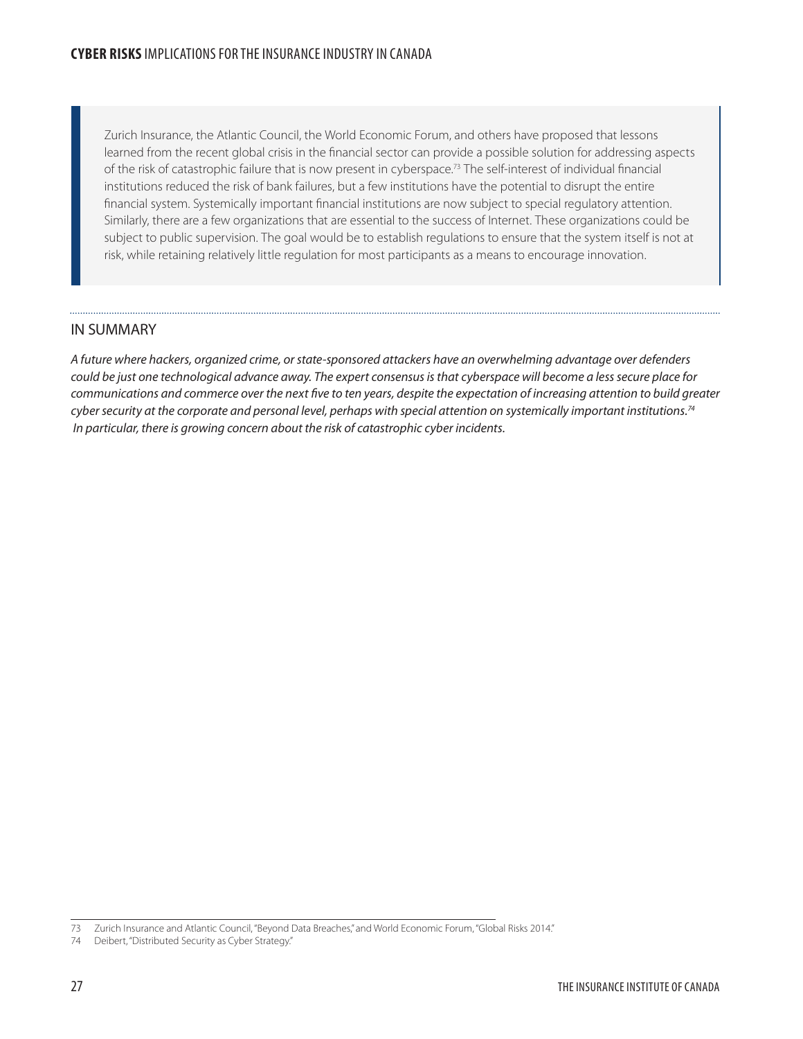> Zurich Insurance, the Atlantic Council, the World Economic Forum, and others have proposed that lessons learned from the recent global crisis in the financial sector can provide a possible solution for addressing aspects of the risk of catastrophic failure that is now present in cyberspace.[73] The self-interest of individual financial institutions reduced the risk of bank failures, but a few institutions have the potential to disrupt the entire financial system. Systemically important financial institutions are now subject to special regulatory attention. Similarly, there are a few organizations that are essential to the success of Internet. These organizations could be subject to public supervision. The goal would be to establish regulations to ensure that the system itself is not at risk, while retaining relatively little regulation for most participants as a means to encourage innovation.

## IN SUMMARY

*A future where hackers, organized crime, or state-sponsored attackers have an overwhelming advantage over defenders could be just one technological advance away. The expert consensus is that cyberspace will become a less secure place for communications and commerce over the next five to ten years, despite the expectation of increasing attention to build greater cyber security at the corporate and personal level, perhaps with special attention on systemically important institutions.[74] In particular, there is growing concern about the risk of catastrophic cyber incidents.*

---

73 Zurich Insurance and Atlantic Council, "Beyond Data Breaches," and World Economic Forum, "Global Risks 2014."

74 Deibert, "Distributed Security as Cyber Strategy."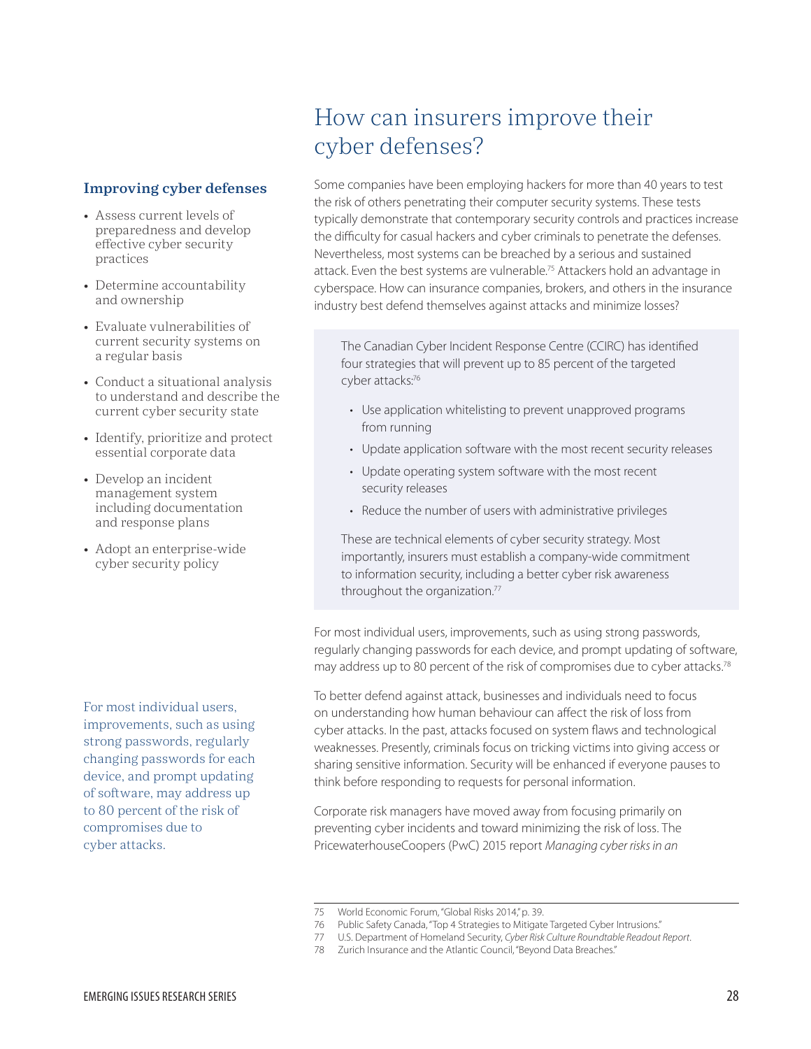# How can insurers improve their cyber defenses?

### Improving cyber defenses

- Assess current levels of preparedness and develop effective cyber security practices
- Determine accountability and ownership
- Evaluate vulnerabilities of current security systems on a regular basis
- Conduct a situational analysis to understand and describe the current cyber security state
- Identify, prioritize and protect essential corporate data
- Develop an incident management system including documentation and response plans
- Adopt an enterprise-wide cyber security policy

Some companies have been employing hackers for more than 40 years to test the risk of others penetrating their computer security systems. These tests typically demonstrate that contemporary security controls and practices increase the difficulty for casual hackers and cyber criminals to penetrate the defenses. Nevertheless, most systems can be breached by a serious and sustained attack. Even the best systems are vulnerable.[75] Attackers hold an advantage in cyberspace. How can insurance companies, brokers, and others in the insurance industry best defend themselves against attacks and minimize losses?

> The Canadian Cyber Incident Response Centre (CCIRC) has identified four strategies that will prevent up to 85 percent of the targeted cyber attacks:[76]
>
> - Use application whitelisting to prevent unapproved programs from running
> - Update application software with the most recent security releases
> - Update operating system software with the most recent security releases
> - Reduce the number of users with administrative privileges
>
> These are technical elements of cyber security strategy. Most importantly, insurers must establish a company-wide commitment to information security, including a better cyber risk awareness throughout the organization.[77]

For most individual users, improvements, such as using strong passwords, regularly changing passwords for each device, and prompt updating of software, may address up to 80 percent of the risk of compromises due to cyber attacks.[78]

To better defend against attack, businesses and individuals need to focus on understanding how human behaviour can affect the risk of loss from cyber attacks. In the past, attacks focused on system flaws and technological weaknesses. Presently, criminals focus on tricking victims into giving access or sharing sensitive information. Security will be enhanced if everyone pauses to think before responding to requests for personal information.

Corporate risk managers have moved away from focusing primarily on preventing cyber incidents and toward minimizing the risk of loss. The PricewaterhouseCoopers (PwC) 2015 report *Managing cyber risks in an*

---

75 World Economic Forum, "Global Risks 2014," p. 39.

76 Public Safety Canada, "Top 4 Strategies to Mitigate Targeted Cyber Intrusions."

77 U.S. Department of Homeland Security, *Cyber Risk Culture Roundtable Readout Report*.

78 Zurich Insurance and the Atlantic Council, "Beyond Data Breaches."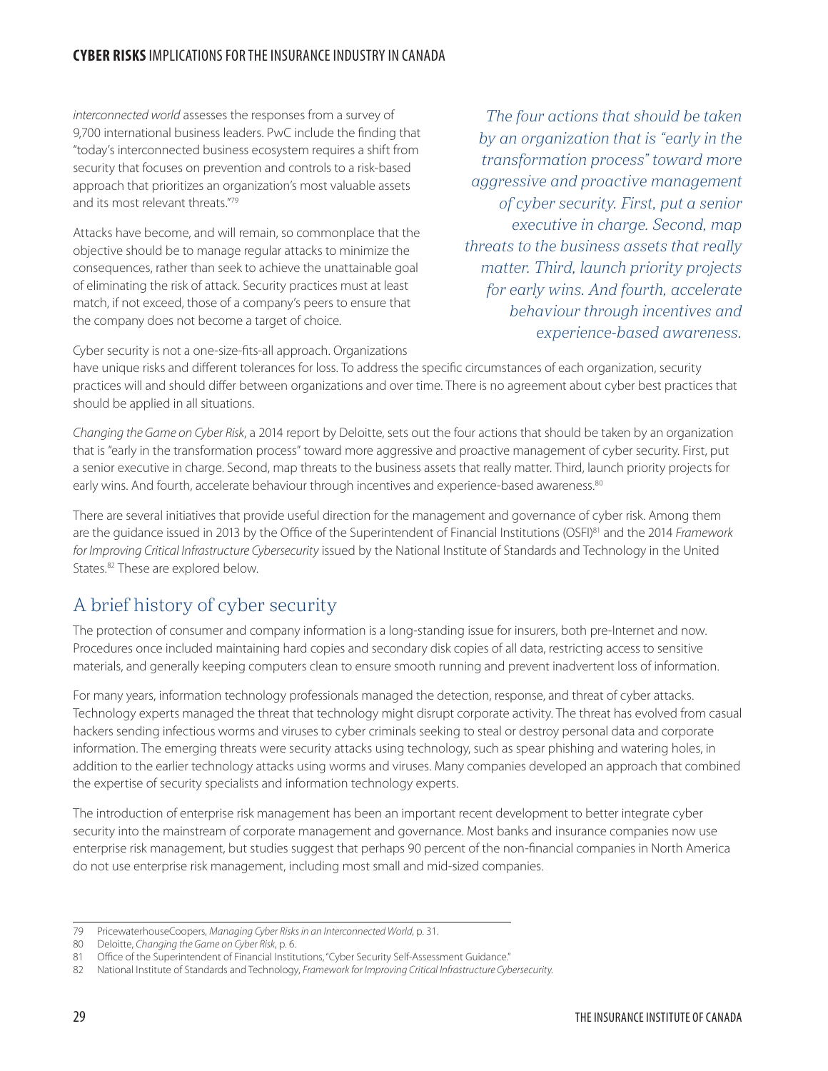*interconnected world* assesses the responses from a survey of 9,700 international business leaders. PwC include the finding that "today's interconnected business ecosystem requires a shift from security that focuses on prevention and controls to a risk-based approach that prioritizes an organization's most valuable assets and its most relevant threats."[79]

Attacks have become, and will remain, so commonplace that the objective should be to manage regular attacks to minimize the consequences, rather than seek to achieve the unattainable goal of eliminating the risk of attack. Security practices must at least match, if not exceed, those of a company's peers to ensure that the company does not become a target of choice.

> *The four actions that should be taken by an organization that is "early in the transformation process" toward more aggressive and proactive management of cyber security. First, put a senior executive in charge. Second, map threats to the business assets that really matter. Third, launch priority projects for early wins. And fourth, accelerate behaviour through incentives and experience-based awareness.*

Cyber security is not a one-size-fits-all approach. Organizations have unique risks and different tolerances for loss. To address the specific circumstances of each organization, security practices will and should differ between organizations and over time. There is no agreement about cyber best practices that should be applied in all situations.

*Changing the Game on Cyber Risk*, a 2014 report by Deloitte, sets out the four actions that should be taken by an organization that is "early in the transformation process" toward more aggressive and proactive management of cyber security. First, put a senior executive in charge. Second, map threats to the business assets that really matter. Third, launch priority projects for early wins. And fourth, accelerate behaviour through incentives and experience-based awareness.[80]

There are several initiatives that provide useful direction for the management and governance of cyber risk. Among them are the guidance issued in 2013 by the Office of the Superintendent of Financial Institutions (OSFI)[81] and the 2014 *Framework for Improving Critical Infrastructure Cybersecurity* issued by the National Institute of Standards and Technology in the United States.[82] These are explored below.

## A brief history of cyber security

The protection of consumer and company information is a long-standing issue for insurers, both pre-Internet and now. Procedures once included maintaining hard copies and secondary disk copies of all data, restricting access to sensitive materials, and generally keeping computers clean to ensure smooth running and prevent inadvertent loss of information.

For many years, information technology professionals managed the detection, response, and threat of cyber attacks. Technology experts managed the threat that technology might disrupt corporate activity. The threat has evolved from casual hackers sending infectious worms and viruses to cyber criminals seeking to steal or destroy personal data and corporate information. The emerging threats were security attacks using technology, such as spear phishing and watering holes, in addition to the earlier technology attacks using worms and viruses. Many companies developed an approach that combined the expertise of security specialists and information technology experts.

The introduction of enterprise risk management has been an important recent development to better integrate cyber security into the mainstream of corporate management and governance. Most banks and insurance companies now use enterprise risk management, but studies suggest that perhaps 90 percent of the non-financial companies in North America do not use enterprise risk management, including most small and mid-sized companies.

---

79 PricewaterhouseCoopers, *Managing Cyber Risks in an Interconnected World*, p. 31.

80 Deloitte, *Changing the Game on Cyber Risk*, p. 6.

81 Office of the Superintendent of Financial Institutions, "Cyber Security Self-Assessment Guidance."

82 National Institute of Standards and Technology, *Framework for Improving Critical Infrastructure Cybersecurity*.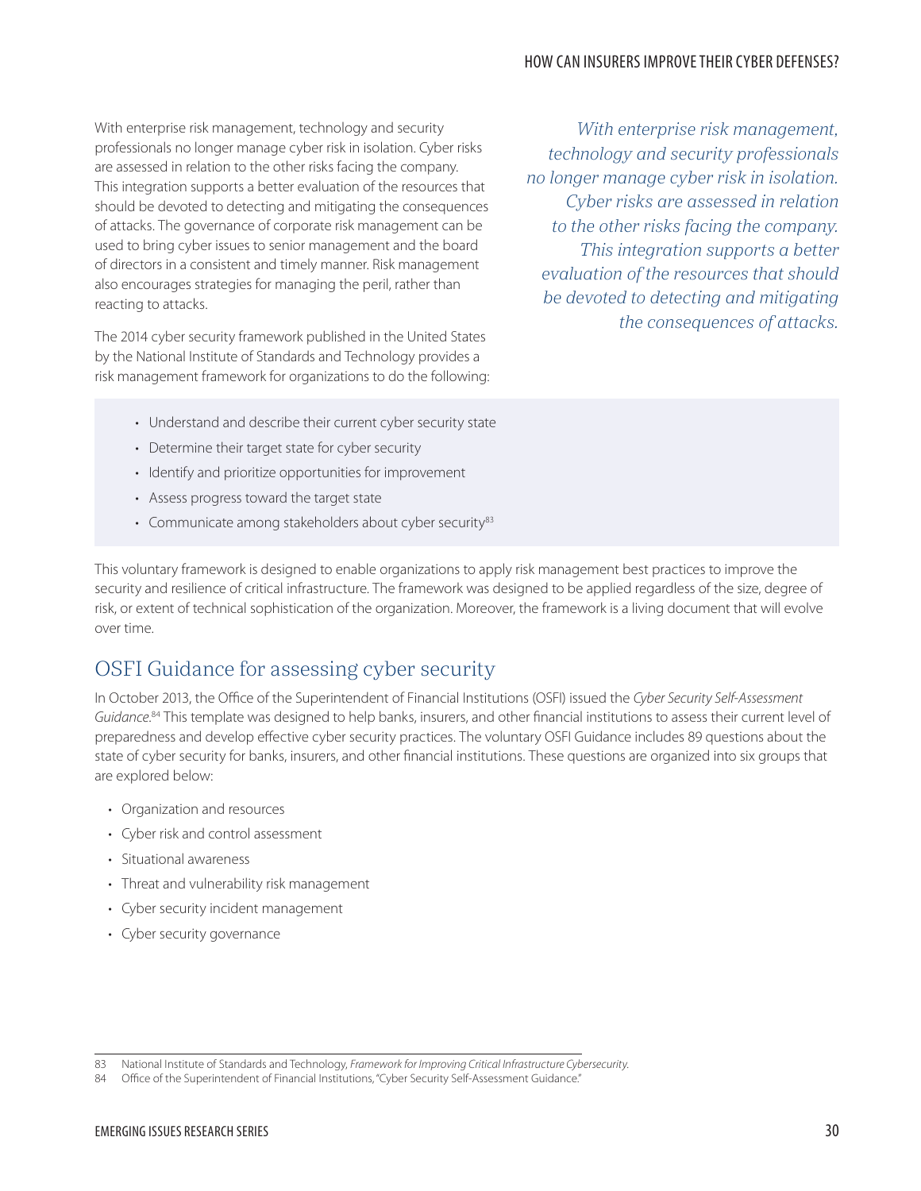With enterprise risk management, technology and security professionals no longer manage cyber risk in isolation. Cyber risks are assessed in relation to the other risks facing the company. This integration supports a better evaluation of the resources that should be devoted to detecting and mitigating the consequences of attacks. The governance of corporate risk management can be used to bring cyber issues to senior management and the board of directors in a consistent and timely manner. Risk management also encourages strategies for managing the peril, rather than reacting to attacks.

*With enterprise risk management, technology and security professionals no longer manage cyber risk in isolation. Cyber risks are assessed in relation to the other risks facing the company. This integration supports a better evaluation of the resources that should be devoted to detecting and mitigating the consequences of attacks.*

The 2014 cyber security framework published in the United States by the National Institute of Standards and Technology provides a risk management framework for organizations to do the following:

- Understand and describe their current cyber security state
- Determine their target state for cyber security
- Identify and prioritize opportunities for improvement
- Assess progress toward the target state
- Communicate among stakeholders about cyber security[83]

This voluntary framework is designed to enable organizations to apply risk management best practices to improve the security and resilience of critical infrastructure. The framework was designed to be applied regardless of the size, degree of risk, or extent of technical sophistication of the organization. Moreover, the framework is a living document that will evolve over time.

## OSFI Guidance for assessing cyber security

In October 2013, the Office of the Superintendent of Financial Institutions (OSFI) issued the *Cyber Security Self-Assessment Guidance*.[84] This template was designed to help banks, insurers, and other financial institutions to assess their current level of preparedness and develop effective cyber security practices. The voluntary OSFI Guidance includes 89 questions about the state of cyber security for banks, insurers, and other financial institutions. These questions are organized into six groups that are explored below:

- Organization and resources
- Cyber risk and control assessment
- Situational awareness
- Threat and vulnerability risk management
- Cyber security incident management
- Cyber security governance

---

83 National Institute of Standards and Technology, *Framework for Improving Critical Infrastructure Cybersecurity*.

84 Office of the Superintendent of Financial Institutions, "Cyber Security Self-Assessment Guidance."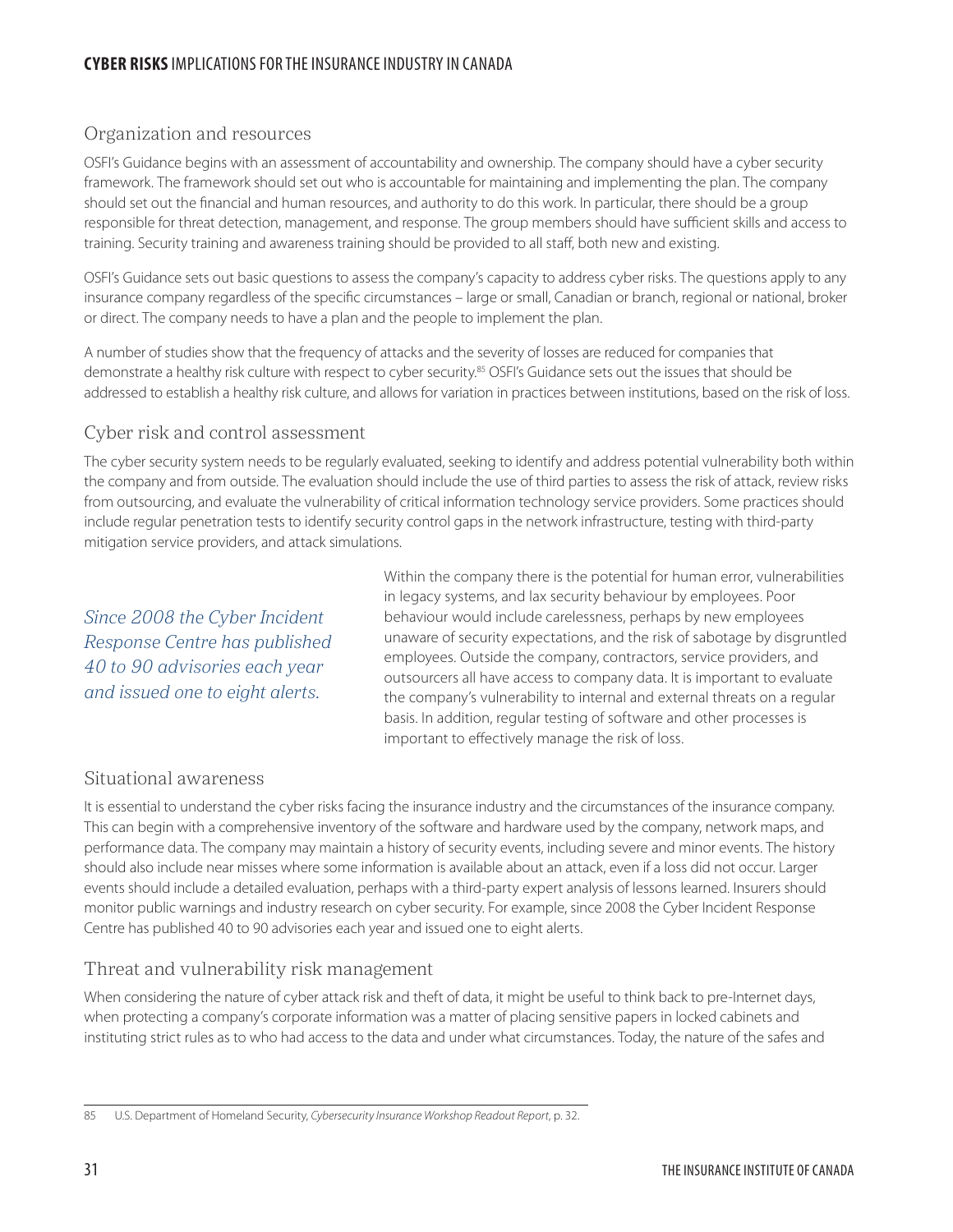## Organization and resources

OSFI's Guidance begins with an assessment of accountability and ownership. The company should have a cyber security framework. The framework should set out who is accountable for maintaining and implementing the plan. The company should set out the financial and human resources, and authority to do this work. In particular, there should be a group responsible for threat detection, management, and response. The group members should have sufficient skills and access to training. Security training and awareness training should be provided to all staff, both new and existing.

OSFI's Guidance sets out basic questions to assess the company's capacity to address cyber risks. The questions apply to any insurance company regardless of the specific circumstances – large or small, Canadian or branch, regional or national, broker or direct. The company needs to have a plan and the people to implement the plan.

A number of studies show that the frequency of attacks and the severity of losses are reduced for companies that demonstrate a healthy risk culture with respect to cyber security.[85] OSFI's Guidance sets out the issues that should be addressed to establish a healthy risk culture, and allows for variation in practices between institutions, based on the risk of loss.

## Cyber risk and control assessment

The cyber security system needs to be regularly evaluated, seeking to identify and address potential vulnerability both within the company and from outside. The evaluation should include the use of third parties to assess the risk of attack, review risks from outsourcing, and evaluate the vulnerability of critical information technology service providers. Some practices should include regular penetration tests to identify security control gaps in the network infrastructure, testing with third-party mitigation service providers, and attack simulations.

*Since 2008 the Cyber Incident Response Centre has published 40 to 90 advisories each year and issued one to eight alerts.*

Within the company there is the potential for human error, vulnerabilities in legacy systems, and lax security behaviour by employees. Poor behaviour would include carelessness, perhaps by new employees unaware of security expectations, and the risk of sabotage by disgruntled employees. Outside the company, contractors, service providers, and outsourcers all have access to company data. It is important to evaluate the company's vulnerability to internal and external threats on a regular basis. In addition, regular testing of software and other processes is important to effectively manage the risk of loss.

## Situational awareness

It is essential to understand the cyber risks facing the insurance industry and the circumstances of the insurance company. This can begin with a comprehensive inventory of the software and hardware used by the company, network maps, and performance data. The company may maintain a history of security events, including severe and minor events. The history should also include near misses where some information is available about an attack, even if a loss did not occur. Larger events should include a detailed evaluation, perhaps with a third-party expert analysis of lessons learned. Insurers should monitor public warnings and industry research on cyber security. For example, since 2008 the Cyber Incident Response Centre has published 40 to 90 advisories each year and issued one to eight alerts.

## Threat and vulnerability risk management

When considering the nature of cyber attack risk and theft of data, it might be useful to think back to pre-Internet days, when protecting a company's corporate information was a matter of placing sensitive papers in locked cabinets and instituting strict rules as to who had access to the data and under what circumstances. Today, the nature of the safes and

---

85 U.S. Department of Homeland Security, *Cybersecurity Insurance Workshop Readout Report*, p. 32.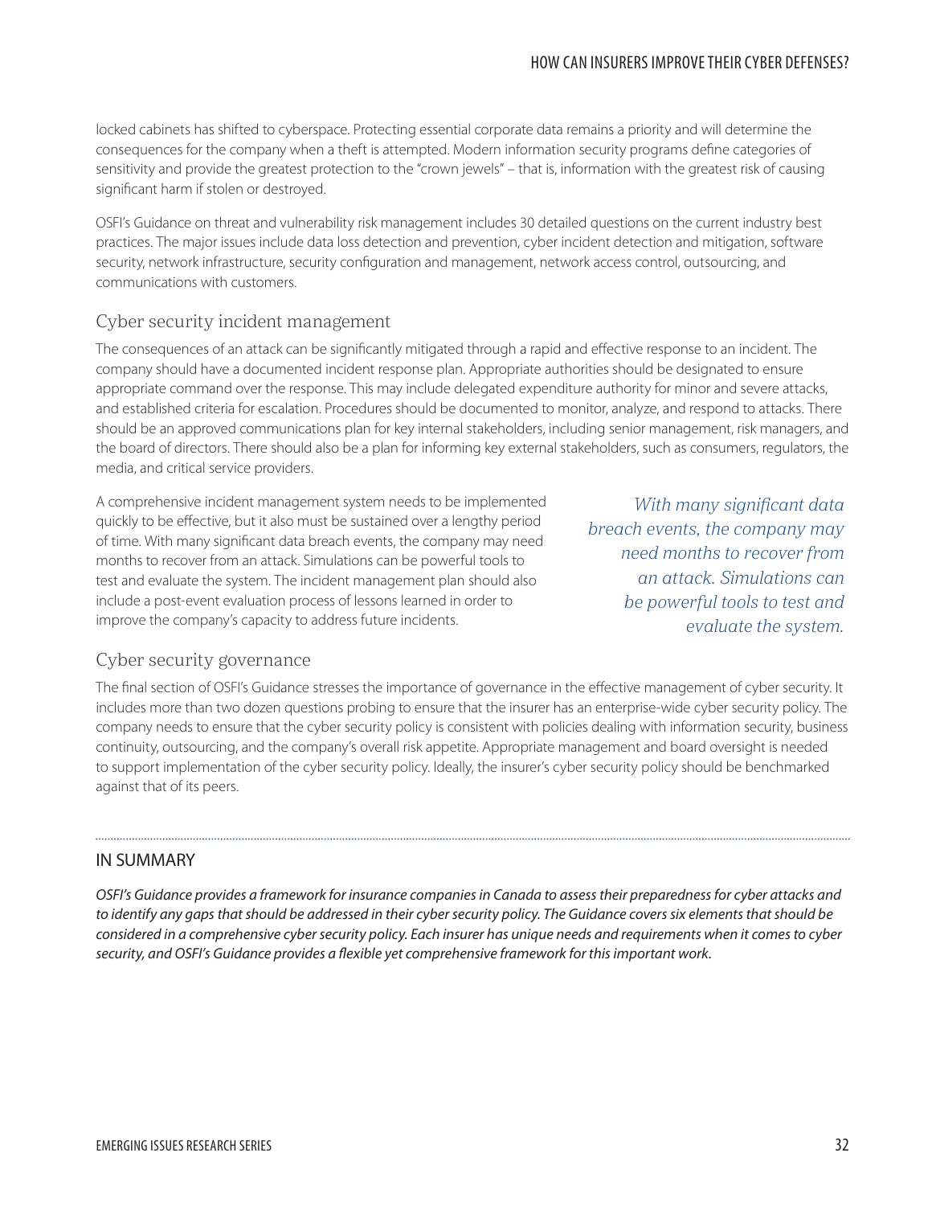locked cabinets has shifted to cyberspace. Protecting essential corporate data remains a priority and will determine the consequences for the company when a theft is attempted. Modern information security programs define categories of sensitivity and provide the greatest protection to the "crown jewels" – that is, information with the greatest risk of causing significant harm if stolen or destroyed.

OSFI's Guidance on threat and vulnerability risk management includes 30 detailed questions on the current industry best practices. The major issues include data loss detection and prevention, cyber incident detection and mitigation, software security, network infrastructure, security configuration and management, network access control, outsourcing, and communications with customers.

## Cyber security incident management

The consequences of an attack can be significantly mitigated through a rapid and effective response to an incident. The company should have a documented incident response plan. Appropriate authorities should be designated to ensure appropriate command over the response. This may include delegated expenditure authority for minor and severe attacks, and established criteria for escalation. Procedures should be documented to monitor, analyze, and respond to attacks. There should be an approved communications plan for key internal stakeholders, including senior management, risk managers, and the board of directors. There should also be a plan for informing key external stakeholders, such as consumers, regulators, the media, and critical service providers.

A comprehensive incident management system needs to be implemented quickly to be effective, but it also must be sustained over a lengthy period of time. With many significant data breach events, the company may need months to recover from an attack. Simulations can be powerful tools to test and evaluate the system. The incident management plan should also include a post-event evaluation process of lessons learned in order to improve the company's capacity to address future incidents.

*With many significant data breach events, the company may need months to recover from an attack. Simulations can be powerful tools to test and evaluate the system.*

## Cyber security governance

The final section of OSFI's Guidance stresses the importance of governance in the effective management of cyber security. It includes more than two dozen questions probing to ensure that the insurer has an enterprise-wide cyber security policy. The company needs to ensure that the cyber security policy is consistent with policies dealing with information security, business continuity, outsourcing, and the company's overall risk appetite. Appropriate management and board oversight is needed to support implementation of the cyber security policy. Ideally, the insurer's cyber security policy should be benchmarked against that of its peers.

---

## IN SUMMARY

*OSFI's Guidance provides a framework for insurance companies in Canada to assess their preparedness for cyber attacks and to identify any gaps that should be addressed in their cyber security policy. The Guidance covers six elements that should be considered in a comprehensive cyber security policy. Each insurer has unique needs and requirements when it comes to cyber security, and OSFI's Guidance provides a flexible yet comprehensive framework for this important work.*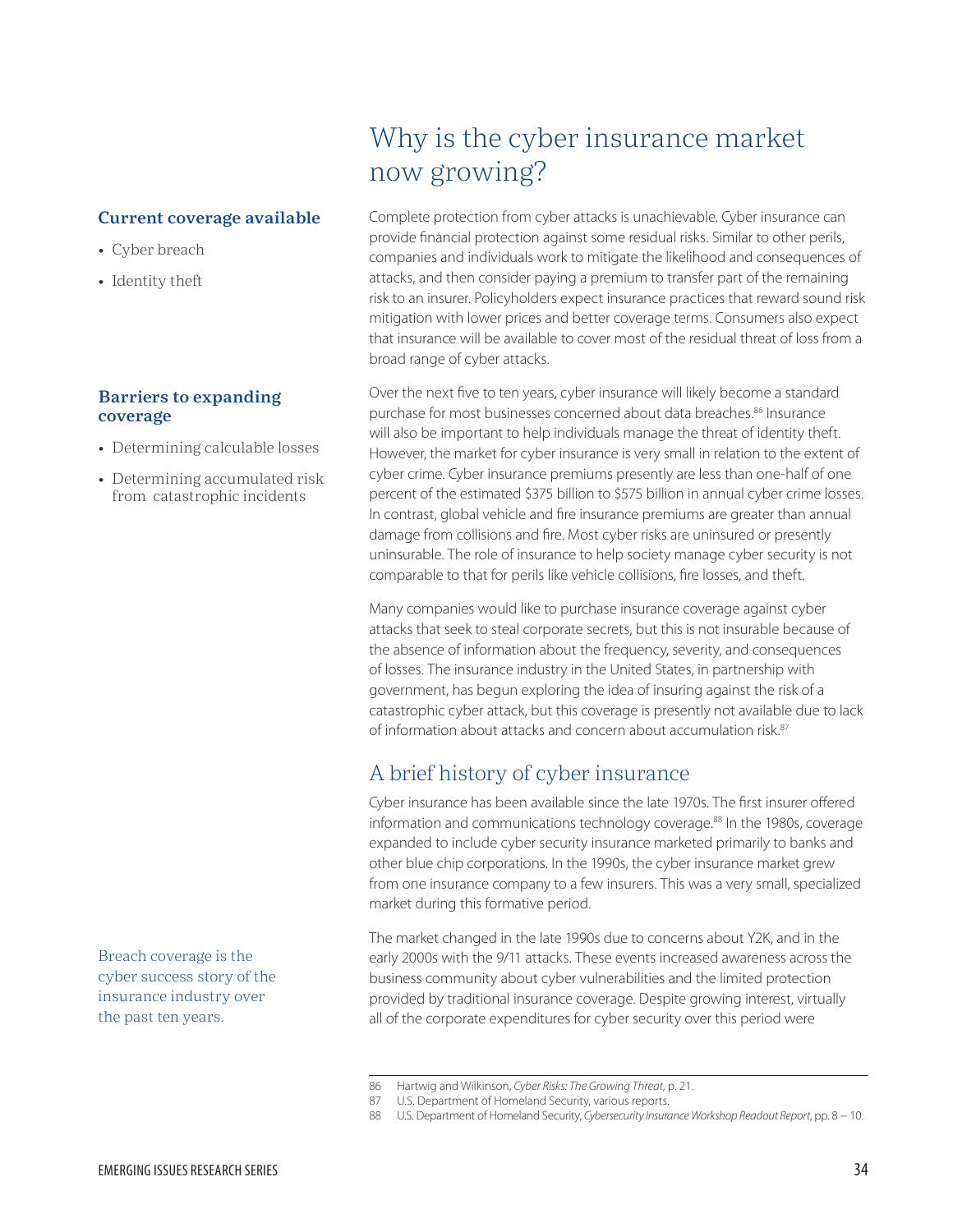# Why is the cyber insurance market now growing?

**Current coverage available**

- Cyber breach
- Identity theft

**Barriers to expanding coverage**

- Determining calculable losses
- Determining accumulated risk from catastrophic incidents

Complete protection from cyber attacks is unachievable. Cyber insurance can provide financial protection against some residual risks. Similar to other perils, companies and individuals work to mitigate the likelihood and consequences of attacks, and then consider paying a premium to transfer part of the remaining risk to an insurer. Policyholders expect insurance practices that reward sound risk mitigation with lower prices and better coverage terms. Consumers also expect that insurance will be available to cover most of the residual threat of loss from a broad range of cyber attacks.

Over the next five to ten years, cyber insurance will likely become a standard purchase for most businesses concerned about data breaches.[86] Insurance will also be important to help individuals manage the threat of identity theft. However, the market for cyber insurance is very small in relation to the extent of cyber crime. Cyber insurance premiums presently are less than one-half of one percent of the estimated $375 billion to $575 billion in annual cyber crime losses. In contrast, global vehicle and fire insurance premiums are greater than annual damage from collisions and fire. Most cyber risks are uninsured or presently uninsurable. The role of insurance to help society manage cyber security is not comparable to that for perils like vehicle collisions, fire losses, and theft.

Many companies would like to purchase insurance coverage against cyber attacks that seek to steal corporate secrets, but this is not insurable because of the absence of information about the frequency, severity, and consequences of losses. The insurance industry in the United States, in partnership with government, has begun exploring the idea of insuring against the risk of a catastrophic cyber attack, but this coverage is presently not available due to lack of information about attacks and concern about accumulation risk.[87]

## A brief history of cyber insurance

Cyber insurance has been available since the late 1970s. The first insurer offered information and communications technology coverage.[88] In the 1980s, coverage expanded to include cyber security insurance marketed primarily to banks and other blue chip corporations. In the 1990s, the cyber insurance market grew from one insurance company to a few insurers. This was a very small, specialized market during this formative period.

Breach coverage is the cyber success story of the insurance industry over the past ten years.

The market changed in the late 1990s due to concerns about Y2K, and in the early 2000s with the 9/11 attacks. These events increased awareness across the business community about cyber vulnerabilities and the limited protection provided by traditional insurance coverage. Despite growing interest, virtually all of the corporate expenditures for cyber security over this period were

---

86 Hartwig and Wilkinson, *Cyber Risks: The Growing Threat*, p. 21.

87 U.S. Department of Homeland Security, various reports.

88 U.S. Department of Homeland Security, *Cybersecurity Insurance Workshop Readout Report*, pp. 8 – 10.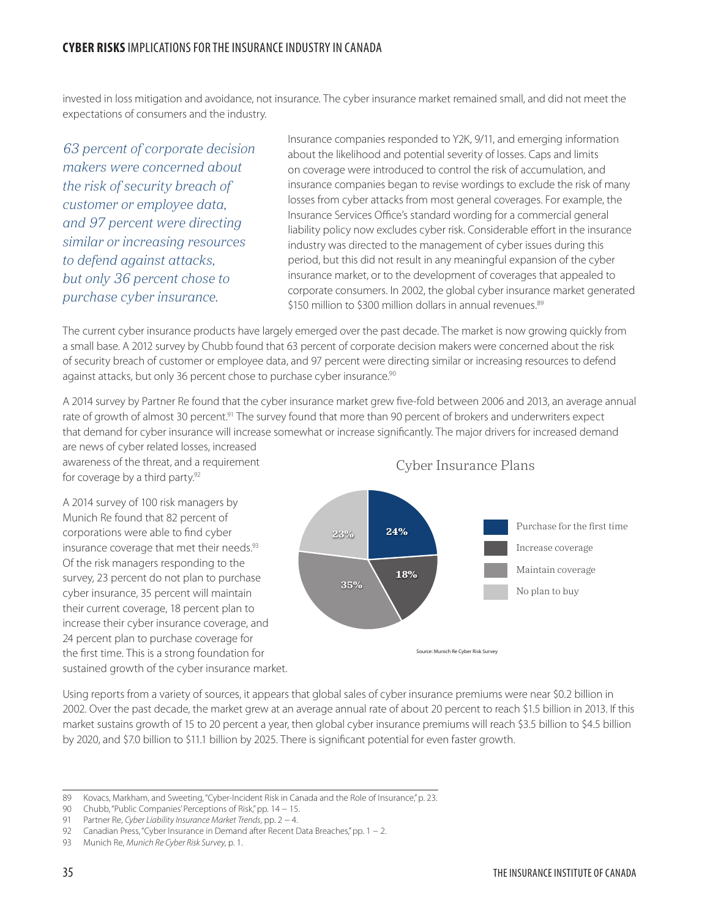invested in loss mitigation and avoidance, not insurance. The cyber insurance market remained small, and did not meet the expectations of consumers and the industry.

*63 percent of corporate decision makers were concerned about the risk of security breach of customer or employee data, and 97 percent were directing similar or increasing resources to defend against attacks, but only 36 percent chose to purchase cyber insurance.*

Insurance companies responded to Y2K, 9/11, and emerging information about the likelihood and potential severity of losses. Caps and limits on coverage were introduced to control the risk of accumulation, and insurance companies began to revise wordings to exclude the risk of many losses from cyber attacks from most general coverages. For example, the Insurance Services Office's standard wording for a commercial general liability policy now excludes cyber risk. Considerable effort in the insurance industry was directed to the management of cyber issues during this period, but this did not result in any meaningful expansion of the cyber insurance market, or to the development of coverages that appealed to corporate consumers. In 2002, the global cyber insurance market generated $150 million to $300 million dollars in annual revenues.[89]

The current cyber insurance products have largely emerged over the past decade. The market is now growing quickly from a small base. A 2012 survey by Chubb found that 63 percent of corporate decision makers were concerned about the risk of security breach of customer or employee data, and 97 percent were directing similar or increasing resources to defend against attacks, but only 36 percent chose to purchase cyber insurance.[90]

A 2014 survey by Partner Re found that the cyber insurance market grew five-fold between 2006 and 2013, an average annual rate of growth of almost 30 percent.[91] The survey found that more than 90 percent of brokers and underwriters expect that demand for cyber insurance will increase somewhat or increase significantly. The major drivers for increased demand are news of cyber related losses, increased awareness of the threat, and a requirement for coverage by a third party.[92]

A 2014 survey of 100 risk managers by Munich Re found that 82 percent of corporations were able to find cyber insurance coverage that met their needs.[93] Of the risk managers responding to the survey, 23 percent do not plan to purchase cyber insurance, 35 percent will maintain their current coverage, 18 percent plan to increase their cyber insurance coverage, and 24 percent plan to purchase coverage for the first time. This is a strong foundation for sustained growth of the cyber insurance market.

**Cyber Insurance Plans**

| Plan | Percent |
|---|---|
| Purchase for the first time | 24% |
| Increase coverage | 18% |
| Maintain coverage | 35% |
| No plan to buy | 23% |

Source: Munich Re Cyber Risk Survey

Using reports from a variety of sources, it appears that global sales of cyber insurance premiums were near $0.2 billion in 2002. Over the past decade, the market grew at an average annual rate of about 20 percent to reach $1.5 billion in 2013. If this market sustains growth of 15 to 20 percent a year, then global cyber insurance premiums will reach $3.5 billion to $4.5 billion by 2020, and $7.0 billion to $11.1 billion by 2025. There is significant potential for even faster growth.

---

89 Kovacs, Markham, and Sweeting, "Cyber-Incident Risk in Canada and the Role of Insurance," p. 23.
90 Chubb, "Public Companies' Perceptions of Risk," pp. 14 – 15.
91 Partner Re, *Cyber Liability Insurance Market Trends*, pp. 2 – 4.
92 Canadian Press, "Cyber Insurance in Demand after Recent Data Breaches," pp. 1 – 2.
93 Munich Re, *Munich Re Cyber Risk Survey*, p. 1.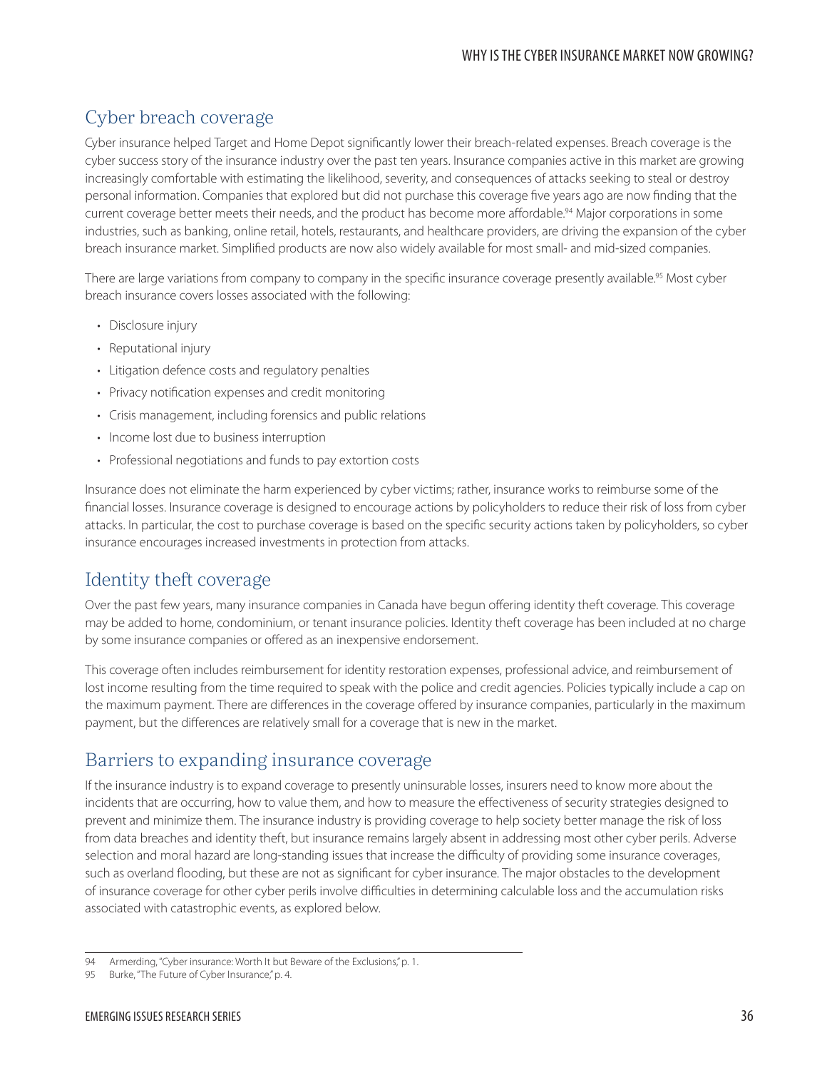## Cyber breach coverage

Cyber insurance helped Target and Home Depot significantly lower their breach-related expenses. Breach coverage is the cyber success story of the insurance industry over the past ten years. Insurance companies active in this market are growing increasingly comfortable with estimating the likelihood, severity, and consequences of attacks seeking to steal or destroy personal information. Companies that explored but did not purchase this coverage five years ago are now finding that the current coverage better meets their needs, and the product has become more affordable.[94] Major corporations in some industries, such as banking, online retail, hotels, restaurants, and healthcare providers, are driving the expansion of the cyber breach insurance market. Simplified products are now also widely available for most small- and mid-sized companies.

There are large variations from company to company in the specific insurance coverage presently available.[95] Most cyber breach insurance covers losses associated with the following:

- Disclosure injury
- Reputational injury
- Litigation defence costs and regulatory penalties
- Privacy notification expenses and credit monitoring
- Crisis management, including forensics and public relations
- Income lost due to business interruption
- Professional negotiations and funds to pay extortion costs

Insurance does not eliminate the harm experienced by cyber victims; rather, insurance works to reimburse some of the financial losses. Insurance coverage is designed to encourage actions by policyholders to reduce their risk of loss from cyber attacks. In particular, the cost to purchase coverage is based on the specific security actions taken by policyholders, so cyber insurance encourages increased investments in protection from attacks.

## Identity theft coverage

Over the past few years, many insurance companies in Canada have begun offering identity theft coverage. This coverage may be added to home, condominium, or tenant insurance policies. Identity theft coverage has been included at no charge by some insurance companies or offered as an inexpensive endorsement.

This coverage often includes reimbursement for identity restoration expenses, professional advice, and reimbursement of lost income resulting from the time required to speak with the police and credit agencies. Policies typically include a cap on the maximum payment. There are differences in the coverage offered by insurance companies, particularly in the maximum payment, but the differences are relatively small for a coverage that is new in the market.

## Barriers to expanding insurance coverage

If the insurance industry is to expand coverage to presently uninsurable losses, insurers need to know more about the incidents that are occurring, how to value them, and how to measure the effectiveness of security strategies designed to prevent and minimize them. The insurance industry is providing coverage to help society better manage the risk of loss from data breaches and identity theft, but insurance remains largely absent in addressing most other cyber perils. Adverse selection and moral hazard are long-standing issues that increase the difficulty of providing some insurance coverages, such as overland flooding, but these are not as significant for cyber insurance. The major obstacles to the development of insurance coverage for other cyber perils involve difficulties in determining calculable loss and the accumulation risks associated with catastrophic events, as explored below.

---

94 Armerding, "Cyber insurance: Worth It but Beware of the Exclusions," p. 1.

95 Burke, "The Future of Cyber Insurance," p. 4.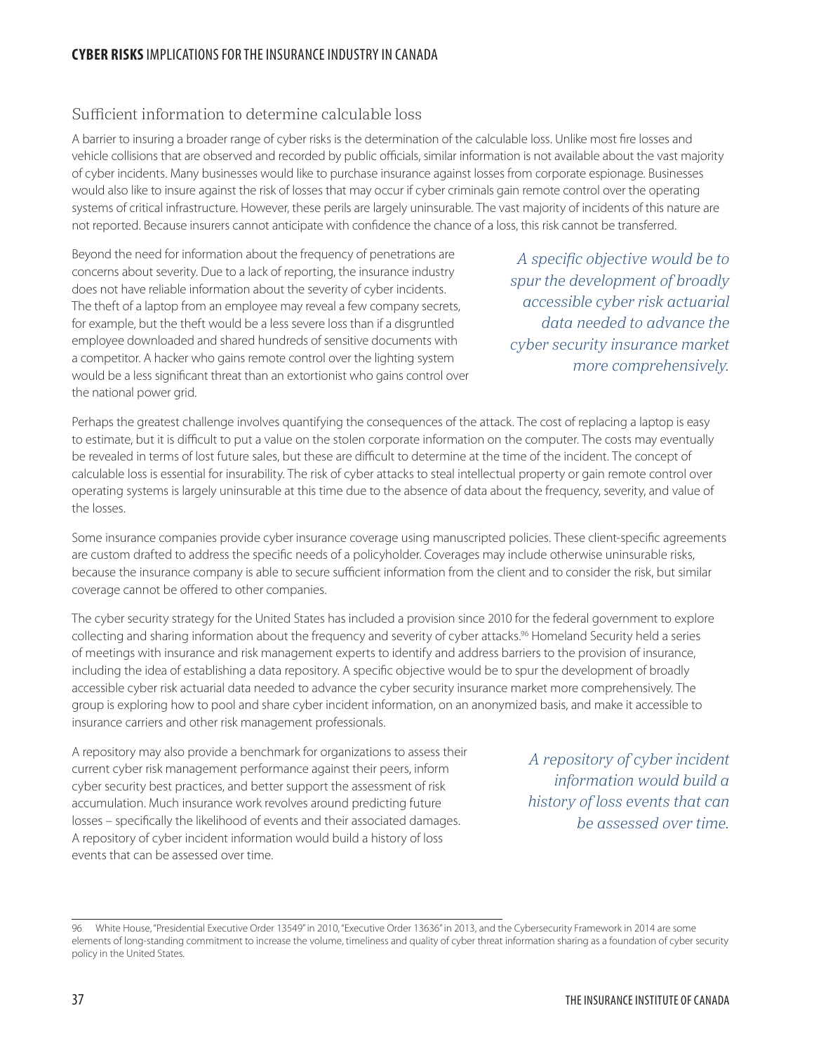## Sufficient information to determine calculable loss

A barrier to insuring a broader range of cyber risks is the determination of the calculable loss. Unlike most fire losses and vehicle collisions that are observed and recorded by public officials, similar information is not available about the vast majority of cyber incidents. Many businesses would like to purchase insurance against losses from corporate espionage. Businesses would also like to insure against the risk of losses that may occur if cyber criminals gain remote control over the operating systems of critical infrastructure. However, these perils are largely uninsurable. The vast majority of incidents of this nature are not reported. Because insurers cannot anticipate with confidence the chance of a loss, this risk cannot be transferred.

Beyond the need for information about the frequency of penetrations are concerns about severity. Due to a lack of reporting, the insurance industry does not have reliable information about the severity of cyber incidents. The theft of a laptop from an employee may reveal a few company secrets, for example, but the theft would be a less severe loss than if a disgruntled employee downloaded and shared hundreds of sensitive documents with a competitor. A hacker who gains remote control over the lighting system would be a less significant threat than an extortionist who gains control over the national power grid.

*A specific objective would be to spur the development of broadly accessible cyber risk actuarial data needed to advance the cyber security insurance market more comprehensively.*

Perhaps the greatest challenge involves quantifying the consequences of the attack. The cost of replacing a laptop is easy to estimate, but it is difficult to put a value on the stolen corporate information on the computer. The costs may eventually be revealed in terms of lost future sales, but these are difficult to determine at the time of the incident. The concept of calculable loss is essential for insurability. The risk of cyber attacks to steal intellectual property or gain remote control over operating systems is largely uninsurable at this time due to the absence of data about the frequency, severity, and value of the losses.

Some insurance companies provide cyber insurance coverage using manuscripted policies. These client-specific agreements are custom drafted to address the specific needs of a policyholder. Coverages may include otherwise uninsurable risks, because the insurance company is able to secure sufficient information from the client and to consider the risk, but similar coverage cannot be offered to other companies.

The cyber security strategy for the United States has included a provision since 2010 for the federal government to explore collecting and sharing information about the frequency and severity of cyber attacks.[96] Homeland Security held a series of meetings with insurance and risk management experts to identify and address barriers to the provision of insurance, including the idea of establishing a data repository. A specific objective would be to spur the development of broadly accessible cyber risk actuarial data needed to advance the cyber security insurance market more comprehensively. The group is exploring how to pool and share cyber incident information, on an anonymized basis, and make it accessible to insurance carriers and other risk management professionals.

A repository may also provide a benchmark for organizations to assess their current cyber risk management performance against their peers, inform cyber security best practices, and better support the assessment of risk accumulation. Much insurance work revolves around predicting future losses – specifically the likelihood of events and their associated damages. A repository of cyber incident information would build a history of loss events that can be assessed over time.

*A repository of cyber incident information would build a history of loss events that can be assessed over time.*

---

96 White House, "Presidential Executive Order 13549" in 2010, "Executive Order 13636" in 2013, and the Cybersecurity Framework in 2014 are some elements of long-standing commitment to increase the volume, timeliness and quality of cyber threat information sharing as a foundation of cyber security policy in the United States.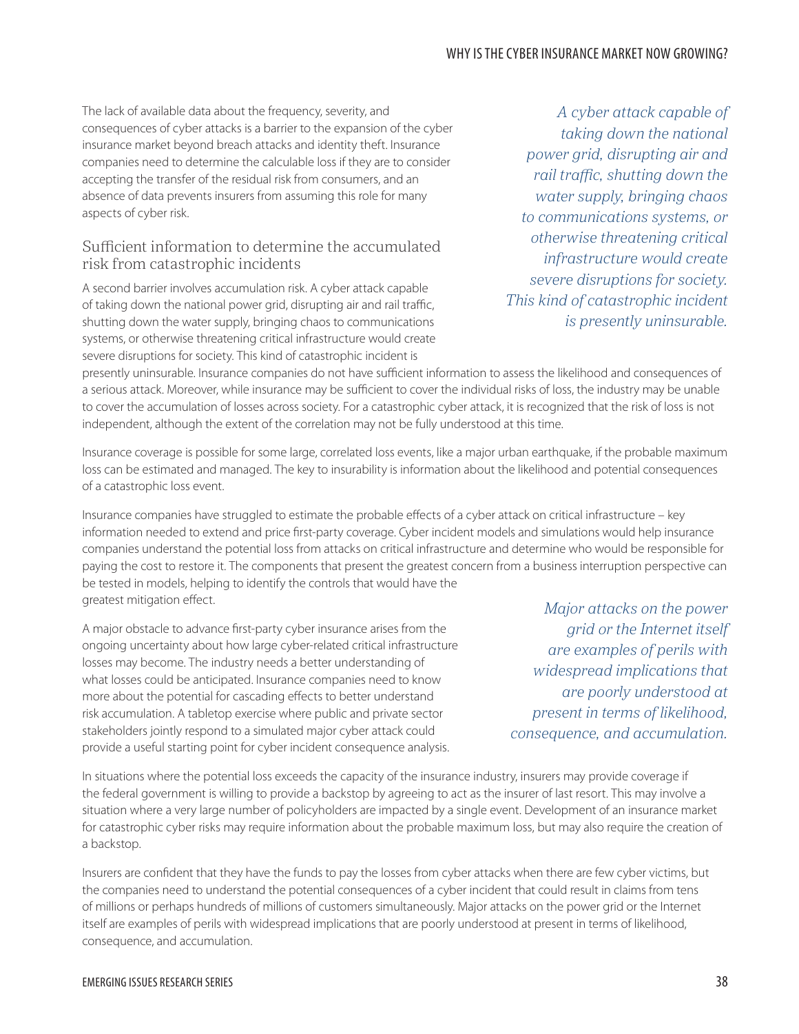The lack of available data about the frequency, severity, and consequences of cyber attacks is a barrier to the expansion of the cyber insurance market beyond breach attacks and identity theft. Insurance companies need to determine the calculable loss if they are to consider accepting the transfer of the residual risk from consumers, and an absence of data prevents insurers from assuming this role for many aspects of cyber risk.

> *A cyber attack capable of taking down the national power grid, disrupting air and rail traffic, shutting down the water supply, bringing chaos to communications systems, or otherwise threatening critical infrastructure would create severe disruptions for society. This kind of catastrophic incident is presently uninsurable.*

## Sufficient information to determine the accumulated risk from catastrophic incidents

A second barrier involves accumulation risk. A cyber attack capable of taking down the national power grid, disrupting air and rail traffic, shutting down the water supply, bringing chaos to communications systems, or otherwise threatening critical infrastructure would create severe disruptions for society. This kind of catastrophic incident is presently uninsurable. Insurance companies do not have sufficient information to assess the likelihood and consequences of a serious attack. Moreover, while insurance may be sufficient to cover the individual risks of loss, the industry may be unable to cover the accumulation of losses across society. For a catastrophic cyber attack, it is recognized that the risk of loss is not independent, although the extent of the correlation may not be fully understood at this time.

Insurance coverage is possible for some large, correlated loss events, like a major urban earthquake, if the probable maximum loss can be estimated and managed. The key to insurability is information about the likelihood and potential consequences of a catastrophic loss event.

Insurance companies have struggled to estimate the probable effects of a cyber attack on critical infrastructure – key information needed to extend and price first-party coverage. Cyber incident models and simulations would help insurance companies understand the potential loss from attacks on critical infrastructure and determine who would be responsible for paying the cost to restore it. The components that present the greatest concern from a business interruption perspective can be tested in models, helping to identify the controls that would have the greatest mitigation effect.

> *Major attacks on the power grid or the Internet itself are examples of perils with widespread implications that are poorly understood at present in terms of likelihood, consequence, and accumulation.*

A major obstacle to advance first-party cyber insurance arises from the ongoing uncertainty about how large cyber-related critical infrastructure losses may become. The industry needs a better understanding of what losses could be anticipated. Insurance companies need to know more about the potential for cascading effects to better understand risk accumulation. A tabletop exercise where public and private sector stakeholders jointly respond to a simulated major cyber attack could provide a useful starting point for cyber incident consequence analysis.

In situations where the potential loss exceeds the capacity of the insurance industry, insurers may provide coverage if the federal government is willing to provide a backstop by agreeing to act as the insurer of last resort. This may involve a situation where a very large number of policyholders are impacted by a single event. Development of an insurance market for catastrophic cyber risks may require information about the probable maximum loss, but may also require the creation of a backstop.

Insurers are confident that they have the funds to pay the losses from cyber attacks when there are few cyber victims, but the companies need to understand the potential consequences of a cyber incident that could result in claims from tens of millions or perhaps hundreds of millions of customers simultaneously. Major attacks on the power grid or the Internet itself are examples of perils with widespread implications that are poorly understood at present in terms of likelihood, consequence, and accumulation.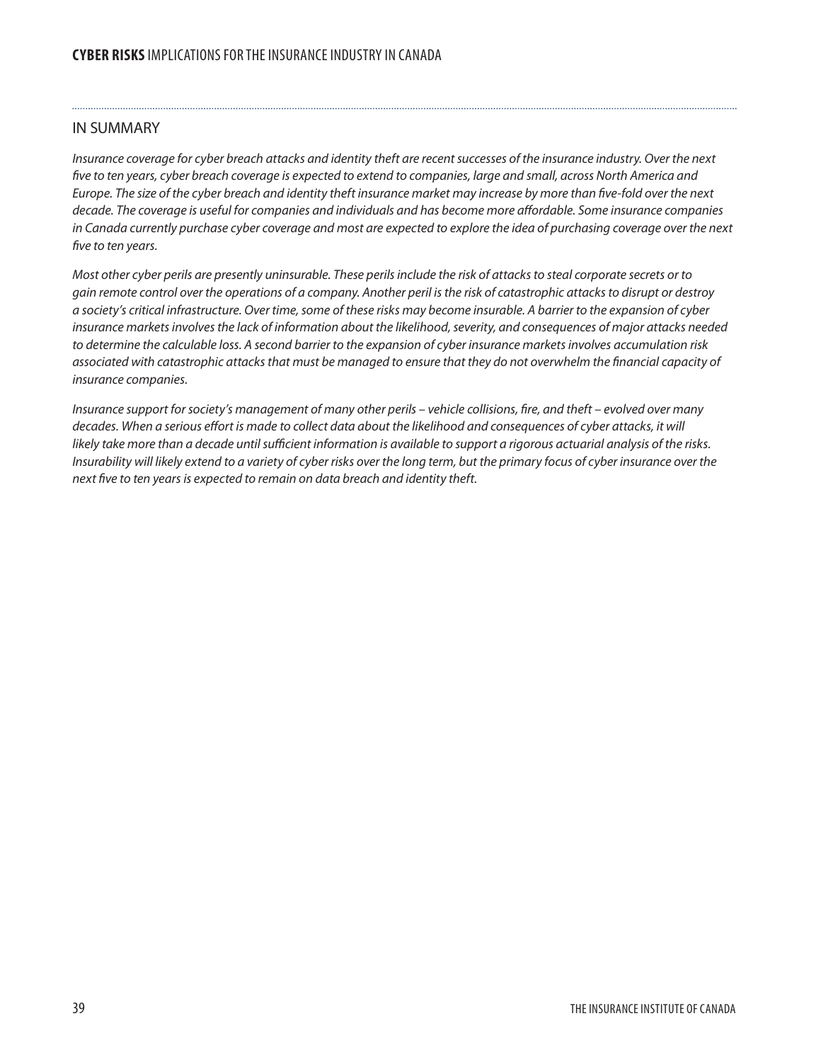## IN SUMMARY

*Insurance coverage for cyber breach attacks and identity theft are recent successes of the insurance industry. Over the next five to ten years, cyber breach coverage is expected to extend to companies, large and small, across North America and Europe. The size of the cyber breach and identity theft insurance market may increase by more than five-fold over the next decade. The coverage is useful for companies and individuals and has become more affordable. Some insurance companies in Canada currently purchase cyber coverage and most are expected to explore the idea of purchasing coverage over the next five to ten years.*

*Most other cyber perils are presently uninsurable. These perils include the risk of attacks to steal corporate secrets or to gain remote control over the operations of a company. Another peril is the risk of catastrophic attacks to disrupt or destroy a society's critical infrastructure. Over time, some of these risks may become insurable. A barrier to the expansion of cyber insurance markets involves the lack of information about the likelihood, severity, and consequences of major attacks needed to determine the calculable loss. A second barrier to the expansion of cyber insurance markets involves accumulation risk associated with catastrophic attacks that must be managed to ensure that they do not overwhelm the financial capacity of insurance companies.*

*Insurance support for society's management of many other perils – vehicle collisions, fire, and theft – evolved over many decades. When a serious effort is made to collect data about the likelihood and consequences of cyber attacks, it will likely take more than a decade until sufficient information is available to support a rigorous actuarial analysis of the risks. Insurability will likely extend to a variety of cyber risks over the long term, but the primary focus of cyber insurance over the next five to ten years is expected to remain on data breach and identity theft.*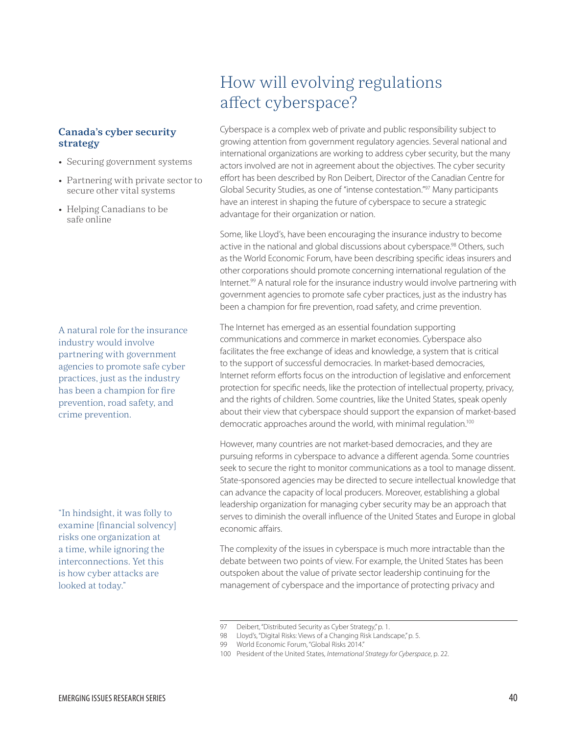## Canada's cyber security strategy

- Securing government systems
- Partnering with private sector to secure other vital systems
- Helping Canadians to be safe online

# How will evolving regulations affect cyberspace?

Cyberspace is a complex web of private and public responsibility subject to growing attention from government regulatory agencies. Several national and international organizations are working to address cyber security, but the many actors involved are not in agreement about the objectives. The cyber security effort has been described by Ron Deibert, Director of the Canadian Centre for Global Security Studies, as one of "intense contestation."[97] Many participants have an interest in shaping the future of cyberspace to secure a strategic advantage for their organization or nation.

Some, like Lloyd's, have been encouraging the insurance industry to become active in the national and global discussions about cyberspace.[98] Others, such as the World Economic Forum, have been describing specific ideas insurers and other corporations should promote concerning international regulation of the Internet.[99] A natural role for the insurance industry would involve partnering with government agencies to promote safe cyber practices, just as the industry has been a champion for fire prevention, road safety, and crime prevention.

> A natural role for the insurance industry would involve partnering with government agencies to promote safe cyber practices, just as the industry has been a champion for fire prevention, road safety, and crime prevention.

The Internet has emerged as an essential foundation supporting communications and commerce in market economies. Cyberspace also facilitates the free exchange of ideas and knowledge, a system that is critical to the support of successful democracies. In market-based democracies, Internet reform efforts focus on the introduction of legislative and enforcement protection for specific needs, like the protection of intellectual property, privacy, and the rights of children. Some countries, like the United States, speak openly about their view that cyberspace should support the expansion of market-based democratic approaches around the world, with minimal regulation.[100]

However, many countries are not market-based democracies, and they are pursuing reforms in cyberspace to advance a different agenda. Some countries seek to secure the right to monitor communications as a tool to manage dissent. State-sponsored agencies may be directed to secure intellectual knowledge that can advance the capacity of local producers. Moreover, establishing a global leadership organization for managing cyber security may be an approach that serves to diminish the overall influence of the United States and Europe in global economic affairs.

> "In hindsight, it was folly to examine [financial solvency] risks one organization at a time, while ignoring the interconnections. Yet this is how cyber attacks are looked at today."

The complexity of the issues in cyberspace is much more intractable than the debate between two points of view. For example, the United States has been outspoken about the value of private sector leadership continuing for the management of cyberspace and the importance of protecting privacy and

---

97 Deibert, "Distributed Security as Cyber Strategy," p. 1.

98 Lloyd's, "Digital Risks: Views of a Changing Risk Landscape," p. 5.

99 World Economic Forum, "Global Risks 2014."

100 President of the United States, *International Strategy for Cyberspace*, p. 22.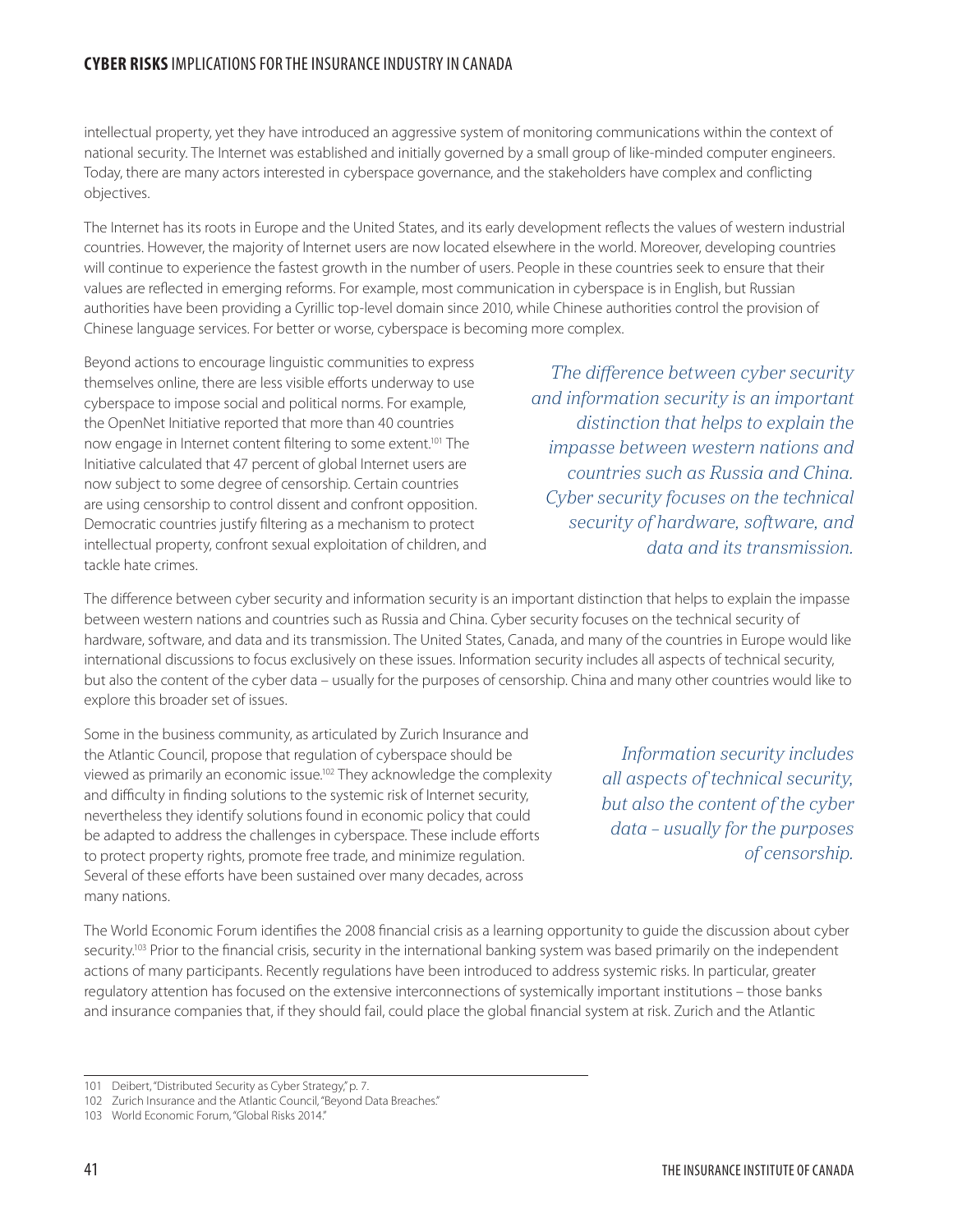intellectual property, yet they have introduced an aggressive system of monitoring communications within the context of national security. The Internet was established and initially governed by a small group of like-minded computer engineers. Today, there are many actors interested in cyberspace governance, and the stakeholders have complex and conflicting objectives.

The Internet has its roots in Europe and the United States, and its early development reflects the values of western industrial countries. However, the majority of Internet users are now located elsewhere in the world. Moreover, developing countries will continue to experience the fastest growth in the number of users. People in these countries seek to ensure that their values are reflected in emerging reforms. For example, most communication in cyberspace is in English, but Russian authorities have been providing a Cyrillic top-level domain since 2010, while Chinese authorities control the provision of Chinese language services. For better or worse, cyberspace is becoming more complex.

Beyond actions to encourage linguistic communities to express themselves online, there are less visible efforts underway to use cyberspace to impose social and political norms. For example, the OpenNet Initiative reported that more than 40 countries now engage in Internet content filtering to some extent.[101] The Initiative calculated that 47 percent of global Internet users are now subject to some degree of censorship. Certain countries are using censorship to control dissent and confront opposition. Democratic countries justify filtering as a mechanism to protect intellectual property, confront sexual exploitation of children, and tackle hate crimes.

*The difference between cyber security and information security is an important distinction that helps to explain the impasse between western nations and countries such as Russia and China. Cyber security focuses on the technical security of hardware, software, and data and its transmission.*

The difference between cyber security and information security is an important distinction that helps to explain the impasse between western nations and countries such as Russia and China. Cyber security focuses on the technical security of hardware, software, and data and its transmission. The United States, Canada, and many of the countries in Europe would like international discussions to focus exclusively on these issues. Information security includes all aspects of technical security, but also the content of the cyber data – usually for the purposes of censorship. China and many other countries would like to explore this broader set of issues.

Some in the business community, as articulated by Zurich Insurance and the Atlantic Council, propose that regulation of cyberspace should be viewed as primarily an economic issue.[102] They acknowledge the complexity and difficulty in finding solutions to the systemic risk of Internet security, nevertheless they identify solutions found in economic policy that could be adapted to address the challenges in cyberspace. These include efforts to protect property rights, promote free trade, and minimize regulation. Several of these efforts have been sustained over many decades, across many nations.

*Information security includes all aspects of technical security, but also the content of the cyber data – usually for the purposes of censorship.*

The World Economic Forum identifies the 2008 financial crisis as a learning opportunity to guide the discussion about cyber security.[103] Prior to the financial crisis, security in the international banking system was based primarily on the independent actions of many participants. Recently regulations have been introduced to address systemic risks. In particular, greater regulatory attention has focused on the extensive interconnections of systemically important institutions – those banks and insurance companies that, if they should fail, could place the global financial system at risk. Zurich and the Atlantic

101 Deibert, "Distributed Security as Cyber Strategy," p. 7.

102 Zurich Insurance and the Atlantic Council, "Beyond Data Breaches."

103 World Economic Forum, "Global Risks 2014."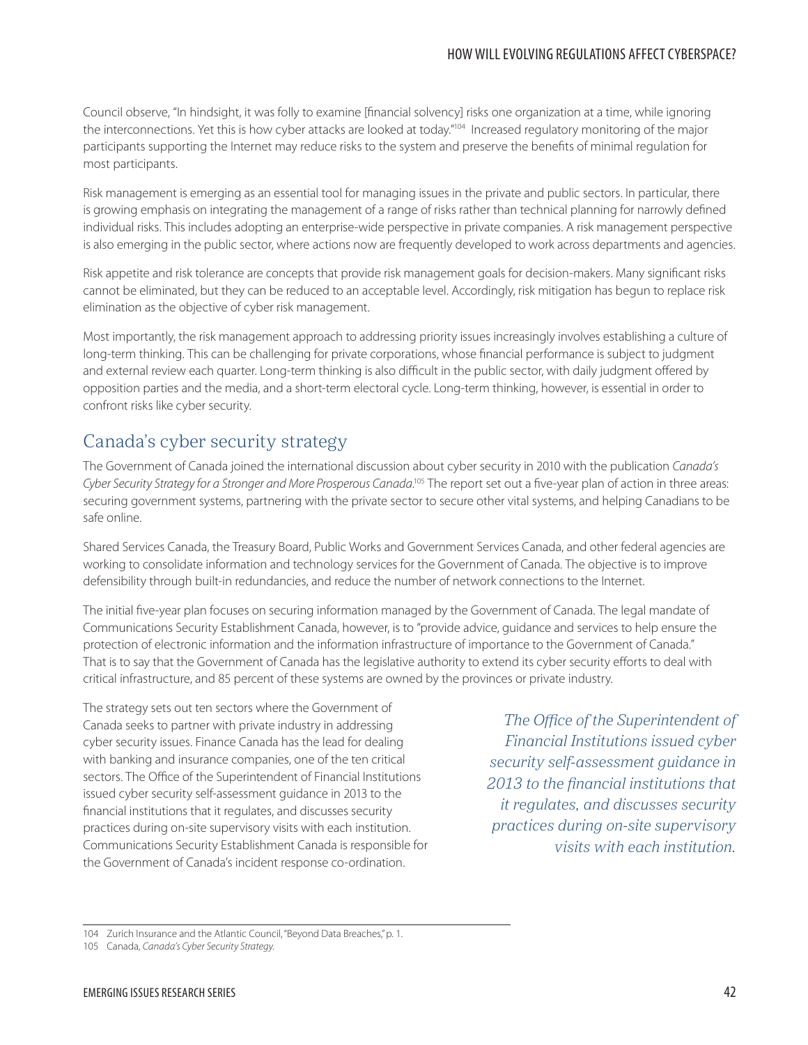Council observe, "In hindsight, it was folly to examine [financial solvency] risks one organization at a time, while ignoring the interconnections. Yet this is how cyber attacks are looked at today."[104] Increased regulatory monitoring of the major participants supporting the Internet may reduce risks to the system and preserve the benefits of minimal regulation for most participants.

Risk management is emerging as an essential tool for managing issues in the private and public sectors. In particular, there is growing emphasis on integrating the management of a range of risks rather than technical planning for narrowly defined individual risks. This includes adopting an enterprise-wide perspective in private companies. A risk management perspective is also emerging in the public sector, where actions now are frequently developed to work across departments and agencies.

Risk appetite and risk tolerance are concepts that provide risk management goals for decision-makers. Many significant risks cannot be eliminated, but they can be reduced to an acceptable level. Accordingly, risk mitigation has begun to replace risk elimination as the objective of cyber risk management.

Most importantly, the risk management approach to addressing priority issues increasingly involves establishing a culture of long-term thinking. This can be challenging for private corporations, whose financial performance is subject to judgment and external review each quarter. Long-term thinking is also difficult in the public sector, with daily judgment offered by opposition parties and the media, and a short-term electoral cycle. Long-term thinking, however, is essential in order to confront risks like cyber security.

## Canada's cyber security strategy

The Government of Canada joined the international discussion about cyber security in 2010 with the publication *Canada's Cyber Security Strategy for a Stronger and More Prosperous Canada*.[105] The report set out a five-year plan of action in three areas: securing government systems, partnering with the private sector to secure other vital systems, and helping Canadians to be safe online.

Shared Services Canada, the Treasury Board, Public Works and Government Services Canada, and other federal agencies are working to consolidate information and technology services for the Government of Canada. The objective is to improve defensibility through built-in redundancies, and reduce the number of network connections to the Internet.

The initial five-year plan focuses on securing information managed by the Government of Canada. The legal mandate of Communications Security Establishment Canada, however, is to "provide advice, guidance and services to help ensure the protection of electronic information and the information infrastructure of importance to the Government of Canada." That is to say that the Government of Canada has the legislative authority to extend its cyber security efforts to deal with critical infrastructure, and 85 percent of these systems are owned by the provinces or private industry.

The strategy sets out ten sectors where the Government of Canada seeks to partner with private industry in addressing cyber security issues. Finance Canada has the lead for dealing with banking and insurance companies, one of the ten critical sectors. The Office of the Superintendent of Financial Institutions issued cyber security self-assessment guidance in 2013 to the financial institutions that it regulates, and discusses security practices during on-site supervisory visits with each institution. Communications Security Establishment Canada is responsible for the Government of Canada's incident response co-ordination.

> *The Office of the Superintendent of Financial Institutions issued cyber security self-assessment guidance in 2013 to the financial institutions that it regulates, and discusses security practices during on-site supervisory visits with each institution.*

---

104 Zurich Insurance and the Atlantic Council, "Beyond Data Breaches," p. 1.

105 Canada, *Canada's Cyber Security Strategy.*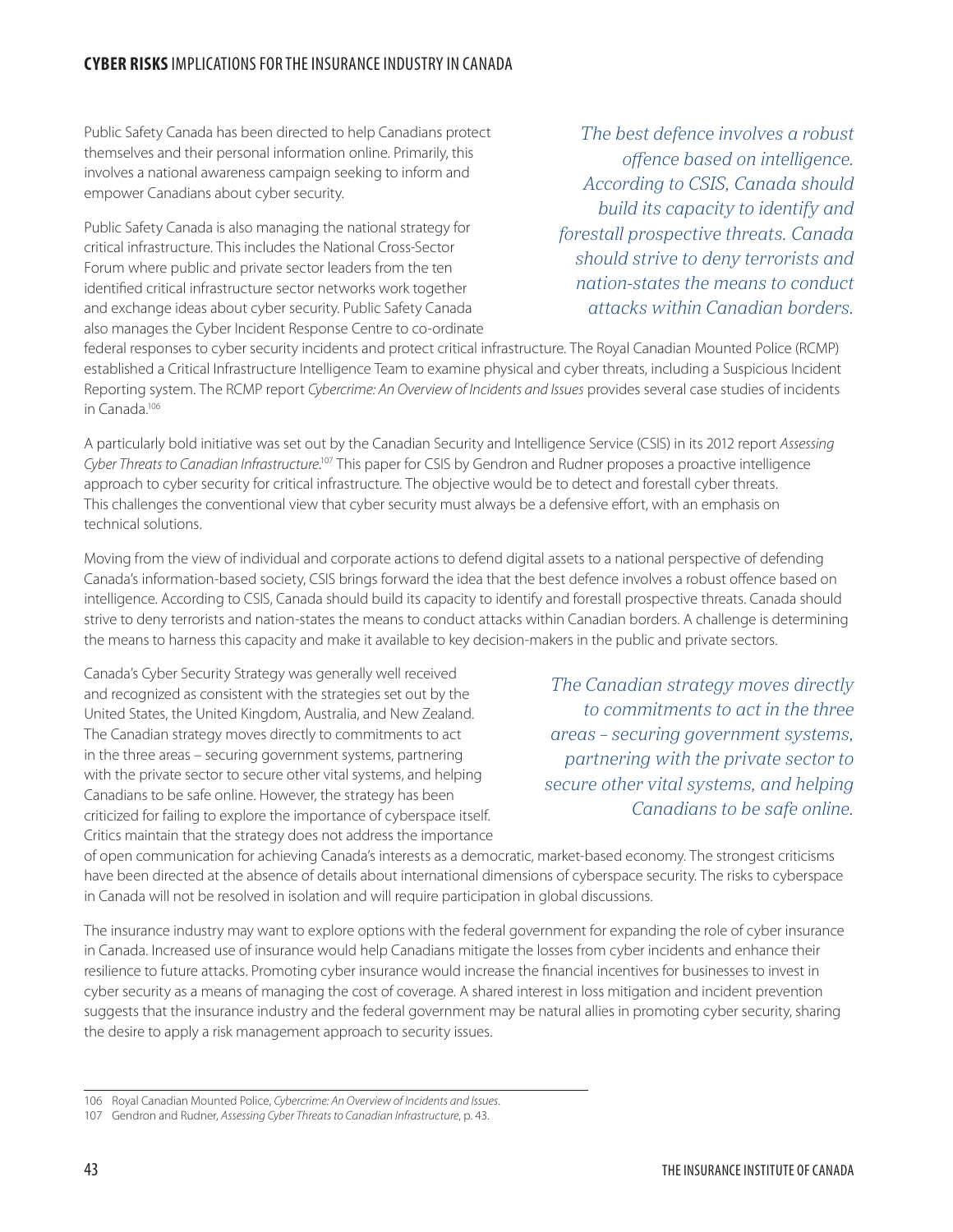Public Safety Canada has been directed to help Canadians protect themselves and their personal information online. Primarily, this involves a national awareness campaign seeking to inform and empower Canadians about cyber security.

Public Safety Canada is also managing the national strategy for critical infrastructure. This includes the National Cross-Sector Forum where public and private sector leaders from the ten identified critical infrastructure sector networks work together and exchange ideas about cyber security. Public Safety Canada also manages the Cyber Incident Response Centre to co-ordinate federal responses to cyber security incidents and protect critical infrastructure. The Royal Canadian Mounted Police (RCMP) established a Critical Infrastructure Intelligence Team to examine physical and cyber threats, including a Suspicious Incident Reporting system. The RCMP report *Cybercrime: An Overview of Incidents and Issues* provides several case studies of incidents in Canada.[106]

*The best defence involves a robust offence based on intelligence. According to CSIS, Canada should build its capacity to identify and forestall prospective threats. Canada should strive to deny terrorists and nation-states the means to conduct attacks within Canadian borders.*

A particularly bold initiative was set out by the Canadian Security and Intelligence Service (CSIS) in its 2012 report *Assessing Cyber Threats to Canadian Infrastructure*.[107] This paper for CSIS by Gendron and Rudner proposes a proactive intelligence approach to cyber security for critical infrastructure. The objective would be to detect and forestall cyber threats. This challenges the conventional view that cyber security must always be a defensive effort, with an emphasis on technical solutions.

Moving from the view of individual and corporate actions to defend digital assets to a national perspective of defending Canada's information-based society, CSIS brings forward the idea that the best defence involves a robust offence based on intelligence. According to CSIS, Canada should build its capacity to identify and forestall prospective threats. Canada should strive to deny terrorists and nation-states the means to conduct attacks within Canadian borders. A challenge is determining the means to harness this capacity and make it available to key decision-makers in the public and private sectors.

Canada's Cyber Security Strategy was generally well received and recognized as consistent with the strategies set out by the United States, the United Kingdom, Australia, and New Zealand. The Canadian strategy moves directly to commitments to act in the three areas – securing government systems, partnering with the private sector to secure other vital systems, and helping Canadians to be safe online. However, the strategy has been criticized for failing to explore the importance of cyberspace itself. Critics maintain that the strategy does not address the importance of open communication for achieving Canada's interests as a democratic, market-based economy. The strongest criticisms have been directed at the absence of details about international dimensions of cyberspace security. The risks to cyberspace in Canada will not be resolved in isolation and will require participation in global discussions.

*The Canadian strategy moves directly to commitments to act in the three areas – securing government systems, partnering with the private sector to secure other vital systems, and helping Canadians to be safe online.*

The insurance industry may want to explore options with the federal government for expanding the role of cyber insurance in Canada. Increased use of insurance would help Canadians mitigate the losses from cyber incidents and enhance their resilience to future attacks. Promoting cyber insurance would increase the financial incentives for businesses to invest in cyber security as a means of managing the cost of coverage. A shared interest in loss mitigation and incident prevention suggests that the insurance industry and the federal government may be natural allies in promoting cyber security, sharing the desire to apply a risk management approach to security issues.

---

106 Royal Canadian Mounted Police, *Cybercrime: An Overview of Incidents and Issues*.

107 Gendron and Rudner, *Assessing Cyber Threats to Canadian Infrastructure*, p. 43.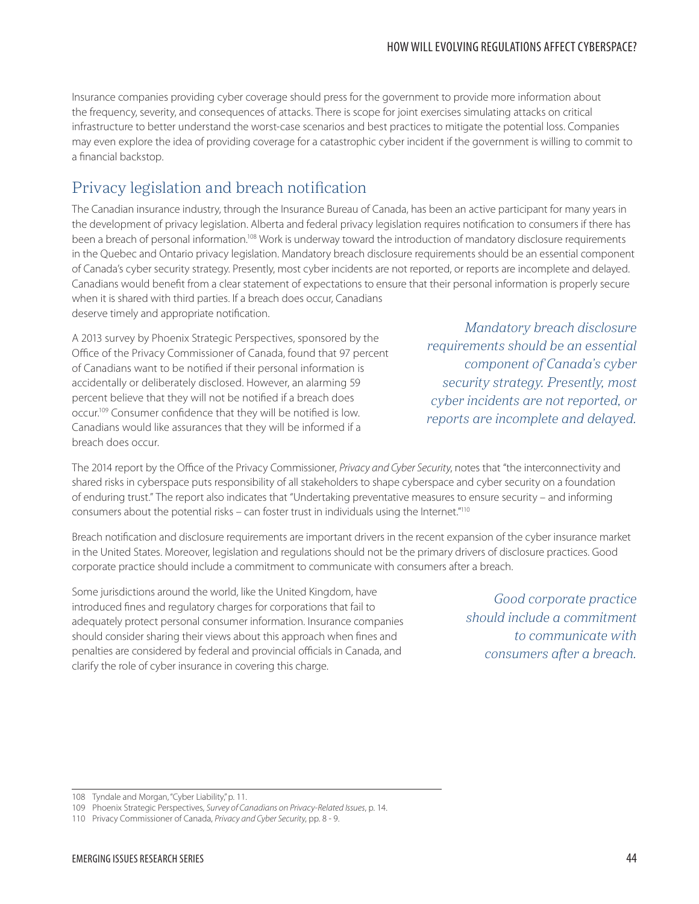Insurance companies providing cyber coverage should press for the government to provide more information about the frequency, severity, and consequences of attacks. There is scope for joint exercises simulating attacks on critical infrastructure to better understand the worst-case scenarios and best practices to mitigate the potential loss. Companies may even explore the idea of providing coverage for a catastrophic cyber incident if the government is willing to commit to a financial backstop.

## Privacy legislation and breach notification

The Canadian insurance industry, through the Insurance Bureau of Canada, has been an active participant for many years in the development of privacy legislation. Alberta and federal privacy legislation requires notification to consumers if there has been a breach of personal information.[108] Work is underway toward the introduction of mandatory disclosure requirements in the Quebec and Ontario privacy legislation. Mandatory breach disclosure requirements should be an essential component of Canada's cyber security strategy. Presently, most cyber incidents are not reported, or reports are incomplete and delayed. Canadians would benefit from a clear statement of expectations to ensure that their personal information is properly secure when it is shared with third parties. If a breach does occur, Canadians deserve timely and appropriate notification.

A 2013 survey by Phoenix Strategic Perspectives, sponsored by the Office of the Privacy Commissioner of Canada, found that 97 percent of Canadians want to be notified if their personal information is accidentally or deliberately disclosed. However, an alarming 59 percent believe that they will not be notified if a breach does occur.[109] Consumer confidence that they will be notified is low. Canadians would like assurances that they will be informed if a breach does occur.

*Mandatory breach disclosure requirements should be an essential component of Canada's cyber security strategy. Presently, most cyber incidents are not reported, or reports are incomplete and delayed.*

The 2014 report by the Office of the Privacy Commissioner, *Privacy and Cyber Security*, notes that "the interconnectivity and shared risks in cyberspace puts responsibility of all stakeholders to shape cyberspace and cyber security on a foundation of enduring trust." The report also indicates that "Undertaking preventative measures to ensure security – and informing consumers about the potential risks – can foster trust in individuals using the Internet."[110]

Breach notification and disclosure requirements are important drivers in the recent expansion of the cyber insurance market in the United States. Moreover, legislation and regulations should not be the primary drivers of disclosure practices. Good corporate practice should include a commitment to communicate with consumers after a breach.

Some jurisdictions around the world, like the United Kingdom, have introduced fines and regulatory charges for corporations that fail to adequately protect personal consumer information. Insurance companies should consider sharing their views about this approach when fines and penalties are considered by federal and provincial officials in Canada, and clarify the role of cyber insurance in covering this charge.

*Good corporate practice should include a commitment to communicate with consumers after a breach.*

---

108 Tyndale and Morgan, "Cyber Liability," p. 11.

109 Phoenix Strategic Perspectives, *Survey of Canadians on Privacy-Related Issues*, p. 14.

110 Privacy Commissioner of Canada, *Privacy and Cyber Security*, pp. 8 - 9.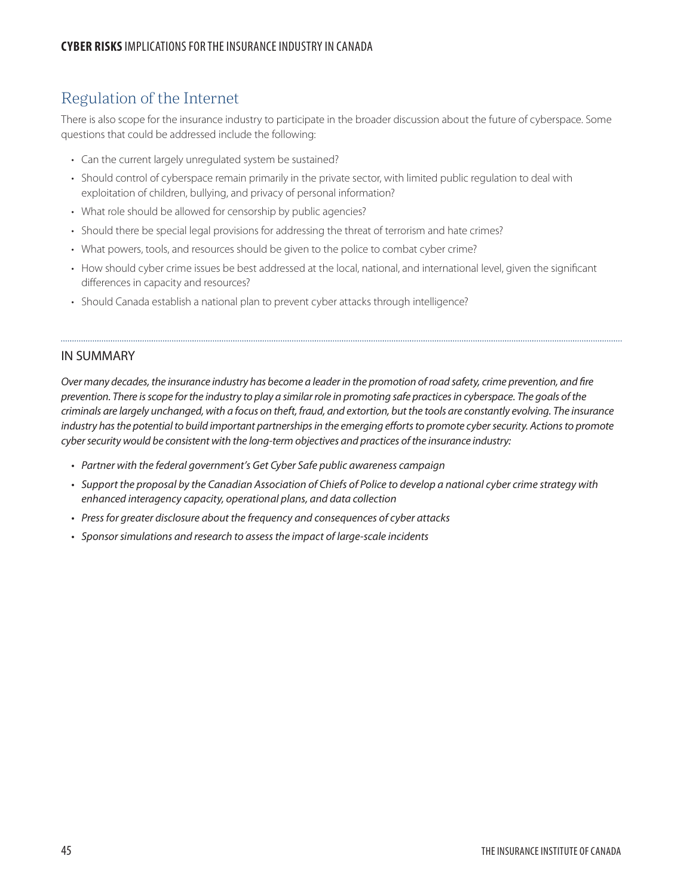## Regulation of the Internet

There is also scope for the insurance industry to participate in the broader discussion about the future of cyberspace. Some questions that could be addressed include the following:

- Can the current largely unregulated system be sustained?
- Should control of cyberspace remain primarily in the private sector, with limited public regulation to deal with exploitation of children, bullying, and privacy of personal information?
- What role should be allowed for censorship by public agencies?
- Should there be special legal provisions for addressing the threat of terrorism and hate crimes?
- What powers, tools, and resources should be given to the police to combat cyber crime?
- How should cyber crime issues be best addressed at the local, national, and international level, given the significant differences in capacity and resources?
- Should Canada establish a national plan to prevent cyber attacks through intelligence?

---

### IN SUMMARY

*Over many decades, the insurance industry has become a leader in the promotion of road safety, crime prevention, and fire prevention. There is scope for the industry to play a similar role in promoting safe practices in cyberspace. The goals of the criminals are largely unchanged, with a focus on theft, fraud, and extortion, but the tools are constantly evolving. The insurance industry has the potential to build important partnerships in the emerging efforts to promote cyber security. Actions to promote cyber security would be consistent with the long-term objectives and practices of the insurance industry:*

- *Partner with the federal government's Get Cyber Safe public awareness campaign*
- *Support the proposal by the Canadian Association of Chiefs of Police to develop a national cyber crime strategy with enhanced interagency capacity, operational plans, and data collection*
- *Press for greater disclosure about the frequency and consequences of cyber attacks*
- *Sponsor simulations and research to assess the impact of large-scale incidents*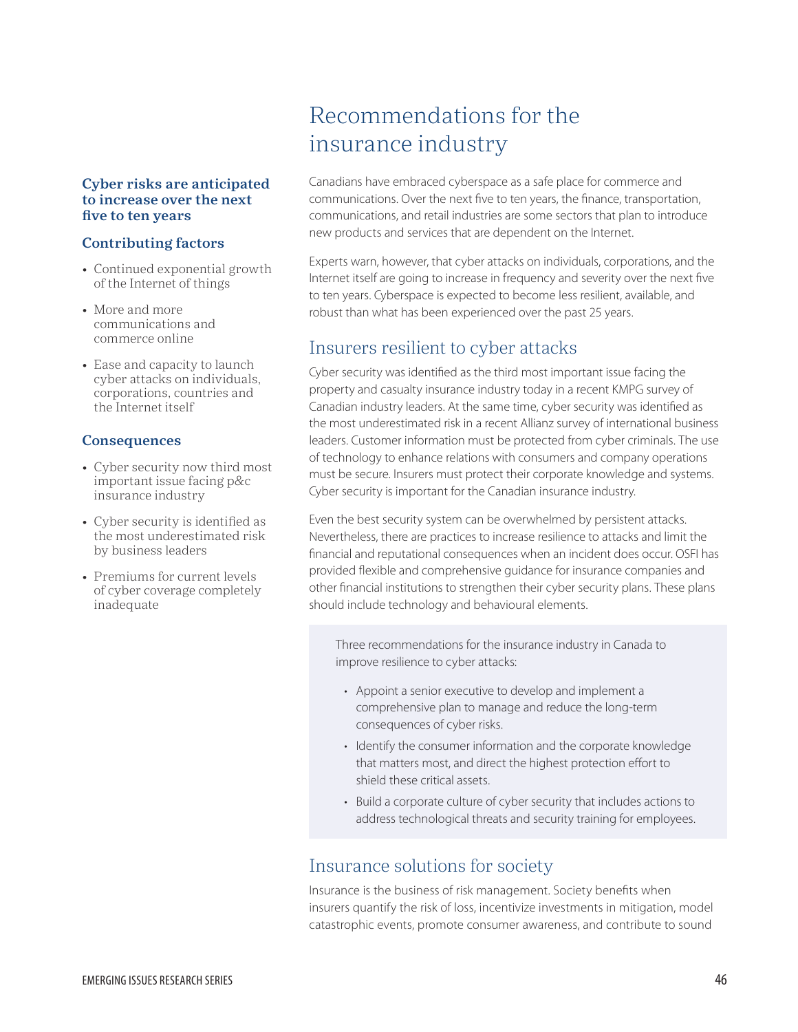# Recommendations for the insurance industry

**Cyber risks are anticipated to increase over the next five to ten years**

**Contributing factors**

- Continued exponential growth of the Internet of things
- More and more communications and commerce online
- Ease and capacity to launch cyber attacks on individuals, corporations, countries and the Internet itself

**Consequences**

- Cyber security now third most important issue facing p&c insurance industry
- Cyber security is identified as the most underestimated risk by business leaders
- Premiums for current levels of cyber coverage completely inadequate

Canadians have embraced cyberspace as a safe place for commerce and communications. Over the next five to ten years, the finance, transportation, communications, and retail industries are some sectors that plan to introduce new products and services that are dependent on the Internet.

Experts warn, however, that cyber attacks on individuals, corporations, and the Internet itself are going to increase in frequency and severity over the next five to ten years. Cyberspace is expected to become less resilient, available, and robust than what has been experienced over the past 25 years.

## Insurers resilient to cyber attacks

Cyber security was identified as the third most important issue facing the property and casualty insurance industry today in a recent KPMG survey of Canadian industry leaders. At the same time, cyber security was identified as the most underestimated risk in a recent Allianz survey of international business leaders. Customer information must be protected from cyber criminals. The use of technology to enhance relations with consumers and company operations must be secure. Insurers must protect their corporate knowledge and systems. Cyber security is important for the Canadian insurance industry.

Even the best security system can be overwhelmed by persistent attacks. Nevertheless, there are practices to increase resilience to attacks and limit the financial and reputational consequences when an incident does occur. OSFI has provided flexible and comprehensive guidance for insurance companies and other financial institutions to strengthen their cyber security plans. These plans should include technology and behavioural elements.

Three recommendations for the insurance industry in Canada to improve resilience to cyber attacks:

- Appoint a senior executive to develop and implement a comprehensive plan to manage and reduce the long-term consequences of cyber risks.
- Identify the consumer information and the corporate knowledge that matters most, and direct the highest protection effort to shield these critical assets.
- Build a corporate culture of cyber security that includes actions to address technological threats and security training for employees.

## Insurance solutions for society

Insurance is the business of risk management. Society benefits when insurers quantify the risk of loss, incentivize investments in mitigation, model catastrophic events, promote consumer awareness, and contribute to sound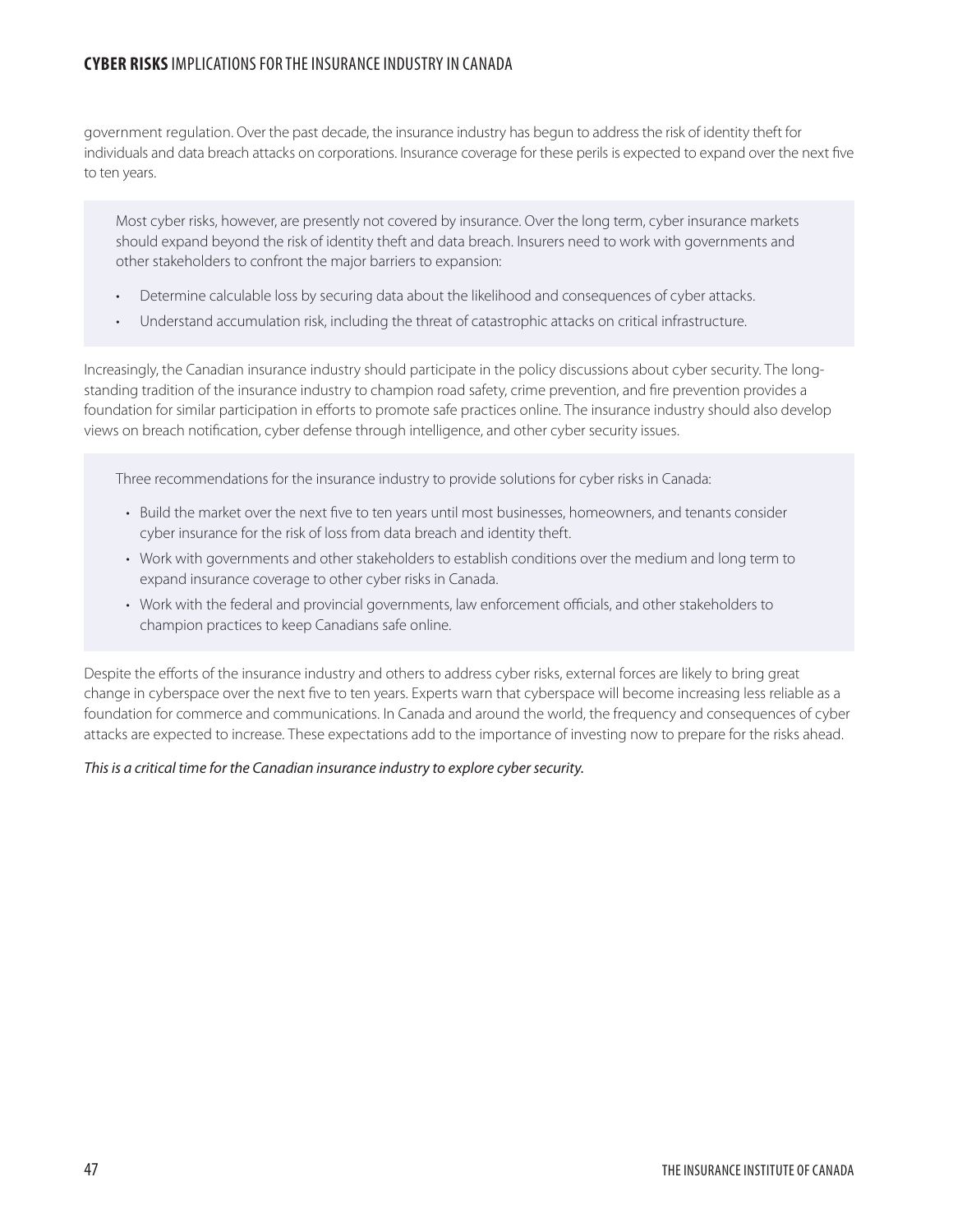government regulation. Over the past decade, the insurance industry has begun to address the risk of identity theft for individuals and data breach attacks on corporations. Insurance coverage for these perils is expected to expand over the next five to ten years.

> Most cyber risks, however, are presently not covered by insurance. Over the long term, cyber insurance markets should expand beyond the risk of identity theft and data breach. Insurers need to work with governments and other stakeholders to confront the major barriers to expansion:
>
> - Determine calculable loss by securing data about the likelihood and consequences of cyber attacks.
> - Understand accumulation risk, including the threat of catastrophic attacks on critical infrastructure.

Increasingly, the Canadian insurance industry should participate in the policy discussions about cyber security. The long-standing tradition of the insurance industry to champion road safety, crime prevention, and fire prevention provides a foundation for similar participation in efforts to promote safe practices online. The insurance industry should also develop views on breach notification, cyber defense through intelligence, and other cyber security issues.

> Three recommendations for the insurance industry to provide solutions for cyber risks in Canada:
>
> - Build the market over the next five to ten years until most businesses, homeowners, and tenants consider cyber insurance for the risk of loss from data breach and identity theft.
> - Work with governments and other stakeholders to establish conditions over the medium and long term to expand insurance coverage to other cyber risks in Canada.
> - Work with the federal and provincial governments, law enforcement officials, and other stakeholders to champion practices to keep Canadians safe online.

Despite the efforts of the insurance industry and others to address cyber risks, external forces are likely to bring great change in cyberspace over the next five to ten years. Experts warn that cyberspace will become increasing less reliable as a foundation for commerce and communications. In Canada and around the world, the frequency and consequences of cyber attacks are expected to increase. These expectations add to the importance of investing now to prepare for the risks ahead.

*This is a critical time for the Canadian insurance industry to explore cyber security.*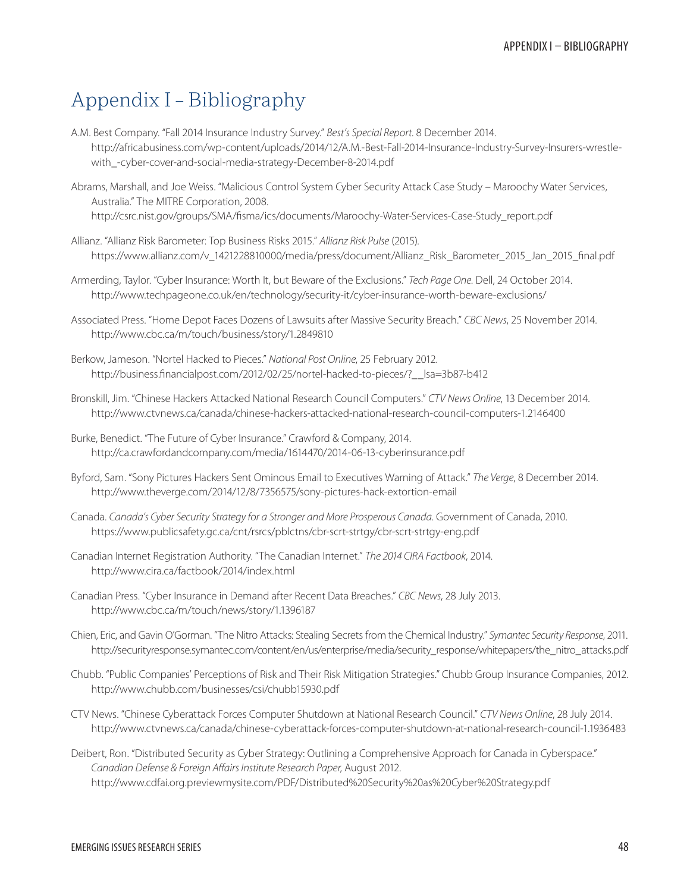# Appendix I – Bibliography

A.M. Best Company. "Fall 2014 Insurance Industry Survey." *Best's Special Report*. 8 December 2014. http://africabusiness.com/wp-content/uploads/2014/12/A.M.-Best-Fall-2014-Insurance-Industry-Survey-Insurers-wrestle-with_-cyber-cover-and-social-media-strategy-December-8-2014.pdf

Abrams, Marshall, and Joe Weiss. "Malicious Control System Cyber Security Attack Case Study – Maroochy Water Services, Australia." The MITRE Corporation, 2008. http://csrc.nist.gov/groups/SMA/fisma/ics/documents/Maroochy-Water-Services-Case-Study_report.pdf

Allianz. "Allianz Risk Barometer: Top Business Risks 2015." *Allianz Risk Pulse* (2015). https://www.allianz.com/v_1421228810000/media/press/document/Allianz_Risk_Barometer_2015_Jan_2015_final.pdf

Armerding, Taylor. "Cyber Insurance: Worth It, but Beware of the Exclusions." *Tech Page One*. Dell, 24 October 2014. http://www.techpageone.co.uk/en/technology/security-it/cyber-insurance-worth-beware-exclusions/

Associated Press. "Home Depot Faces Dozens of Lawsuits after Massive Security Breach." *CBC News*, 25 November 2014. http://www.cbc.ca/m/touch/business/story/1.2849810

Berkow, Jameson. "Nortel Hacked to Pieces." *National Post Online*, 25 February 2012. http://business.financialpost.com/2012/02/25/nortel-hacked-to-pieces/?__lsa=3b87-b412

Bronskill, Jim. "Chinese Hackers Attacked National Research Council Computers." *CTV News Online*, 13 December 2014. http://www.ctvnews.ca/canada/chinese-hackers-attacked-national-research-council-computers-1.2146400

Burke, Benedict. "The Future of Cyber Insurance." Crawford & Company, 2014. http://ca.crawfordandcompany.com/media/1614470/2014-06-13-cyberinsurance.pdf

Byford, Sam. "Sony Pictures Hackers Sent Ominous Email to Executives Warning of Attack." *The Verge*, 8 December 2014. http://www.theverge.com/2014/12/8/7356575/sony-pictures-hack-extortion-email

Canada. *Canada's Cyber Security Strategy for a Stronger and More Prosperous Canada*. Government of Canada, 2010. https://www.publicsafety.gc.ca/cnt/rsrcs/pblctns/cbr-scrt-strtgy/cbr-scrt-strtgy-eng.pdf

Canadian Internet Registration Authority. "The Canadian Internet." *The 2014 CIRA Factbook*, 2014. http://www.cira.ca/factbook/2014/index.html

Canadian Press. "Cyber Insurance in Demand after Recent Data Breaches." *CBC News*, 28 July 2013. http://www.cbc.ca/m/touch/news/story/1.1396187

Chien, Eric, and Gavin O'Gorman. "The Nitro Attacks: Stealing Secrets from the Chemical Industry." *Symantec Security Response*, 2011. http://securityresponse.symantec.com/content/en/us/enterprise/media/security_response/whitepapers/the_nitro_attacks.pdf

Chubb. "Public Companies' Perceptions of Risk and Their Risk Mitigation Strategies." Chubb Group Insurance Companies, 2012. http://www.chubb.com/businesses/csi/chubb15930.pdf

CTV News. "Chinese Cyberattack Forces Computer Shutdown at National Research Council." *CTV News Online*, 28 July 2014. http://www.ctvnews.ca/canada/chinese-cyberattack-forces-computer-shutdown-at-national-research-council-1.1936483

Deibert, Ron. "Distributed Security as Cyber Strategy: Outlining a Comprehensive Approach for Canada in Cyberspace." *Canadian Defense & Foreign Affairs Institute Research Paper*, August 2012. http://www.cdfai.org.previewmysite.com/PDF/Distributed%20Security%20as%20Cyber%20Strategy.pdf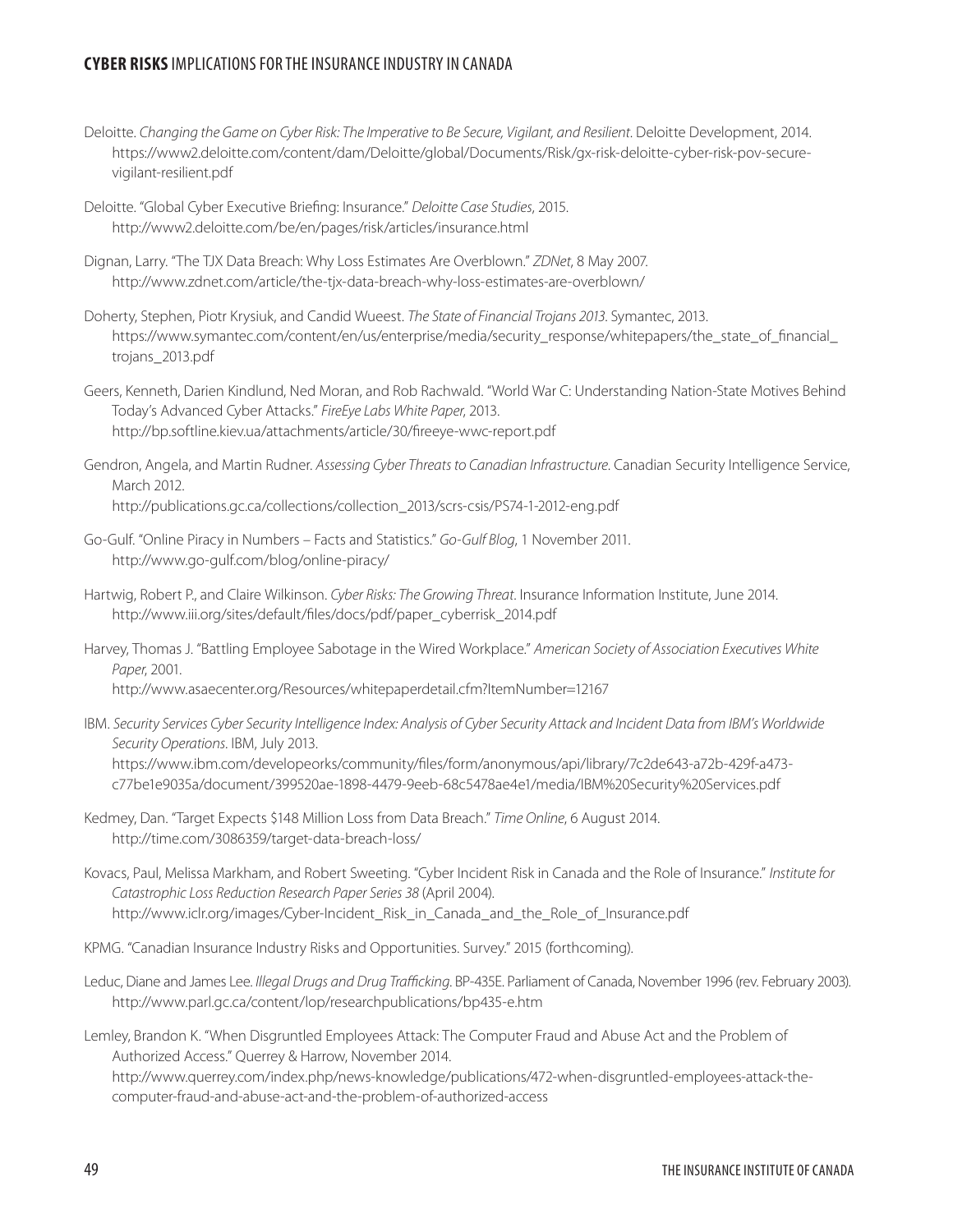Deloitte. *Changing the Game on Cyber Risk: The Imperative to Be Secure, Vigilant, and Resilient*. Deloitte Development, 2014. https://www2.deloitte.com/content/dam/Deloitte/global/Documents/Risk/gx-risk-deloitte-cyber-risk-pov-secure-vigilant-resilient.pdf

Deloitte. "Global Cyber Executive Briefing: Insurance." *Deloitte Case Studies*, 2015. http://www2.deloitte.com/be/en/pages/risk/articles/insurance.html

Dignan, Larry. "The TJX Data Breach: Why Loss Estimates Are Overblown." *ZDNet*, 8 May 2007. http://www.zdnet.com/article/the-tjx-data-breach-why-loss-estimates-are-overblown/

Doherty, Stephen, Piotr Krysiuk, and Candid Wueest. *The State of Financial Trojans 2013*. Symantec, 2013. https://www.symantec.com/content/en/us/enterprise/media/security_response/whitepapers/the_state_of_financial_trojans_2013.pdf

Geers, Kenneth, Darien Kindlund, Ned Moran, and Rob Rachwald. "World War C: Understanding Nation-State Motives Behind Today's Advanced Cyber Attacks." *FireEye Labs White Paper*, 2013. http://bp.softline.kiev.ua/attachments/article/30/fireeye-wwc-report.pdf

Gendron, Angela, and Martin Rudner. *Assessing Cyber Threats to Canadian Infrastructure*. Canadian Security Intelligence Service, March 2012. http://publications.gc.ca/collections/collection_2013/scrs-csis/PS74-1-2012-eng.pdf

Go-Gulf. "Online Piracy in Numbers – Facts and Statistics." *Go-Gulf Blog*, 1 November 2011. http://www.go-gulf.com/blog/online-piracy/

Hartwig, Robert P., and Claire Wilkinson. *Cyber Risks: The Growing Threat*. Insurance Information Institute, June 2014. http://www.iii.org/sites/default/files/docs/pdf/paper_cyberrisk_2014.pdf

Harvey, Thomas J. "Battling Employee Sabotage in the Wired Workplace." *American Society of Association Executives White Paper*, 2001. http://www.asaecenter.org/Resources/whitepaperdetail.cfm?ItemNumber=12167

IBM. *Security Services Cyber Security Intelligence Index: Analysis of Cyber Security Attack and Incident Data from IBM's Worldwide Security Operations*. IBM, July 2013. https://www.ibm.com/developeorks/community/files/form/anonymous/api/library/7c2de643-a72b-429f-a473-c77be1e9035a/document/399520ae-1898-4479-9eeb-68c5478ae4e1/media/IBM%20Security%20Services.pdf

Kedmey, Dan. "Target Expects $148 Million Loss from Data Breach." *Time Online*, 6 August 2014. http://time.com/3086359/target-data-breach-loss/

Kovacs, Paul, Melissa Markham, and Robert Sweeting. "Cyber Incident Risk in Canada and the Role of Insurance." *Institute for Catastrophic Loss Reduction Research Paper Series 38* (April 2004). http://www.iclr.org/images/Cyber-Incident_Risk_in_Canada_and_the_Role_of_Insurance.pdf

KPMG. "Canadian Insurance Industry Risks and Opportunities. Survey." 2015 (forthcoming).

Leduc, Diane and James Lee. *Illegal Drugs and Drug Trafficking*. BP-435E. Parliament of Canada, November 1996 (rev. February 2003). http://www.parl.gc.ca/content/lop/researchpublications/bp435-e.htm

Lemley, Brandon K. "When Disgruntled Employees Attack: The Computer Fraud and Abuse Act and the Problem of Authorized Access." Querrey & Harrow, November 2014. http://www.querrey.com/index.php/news-knowledge/publications/472-when-disgruntled-employees-attack-the-computer-fraud-and-abuse-act-and-the-problem-of-authorized-access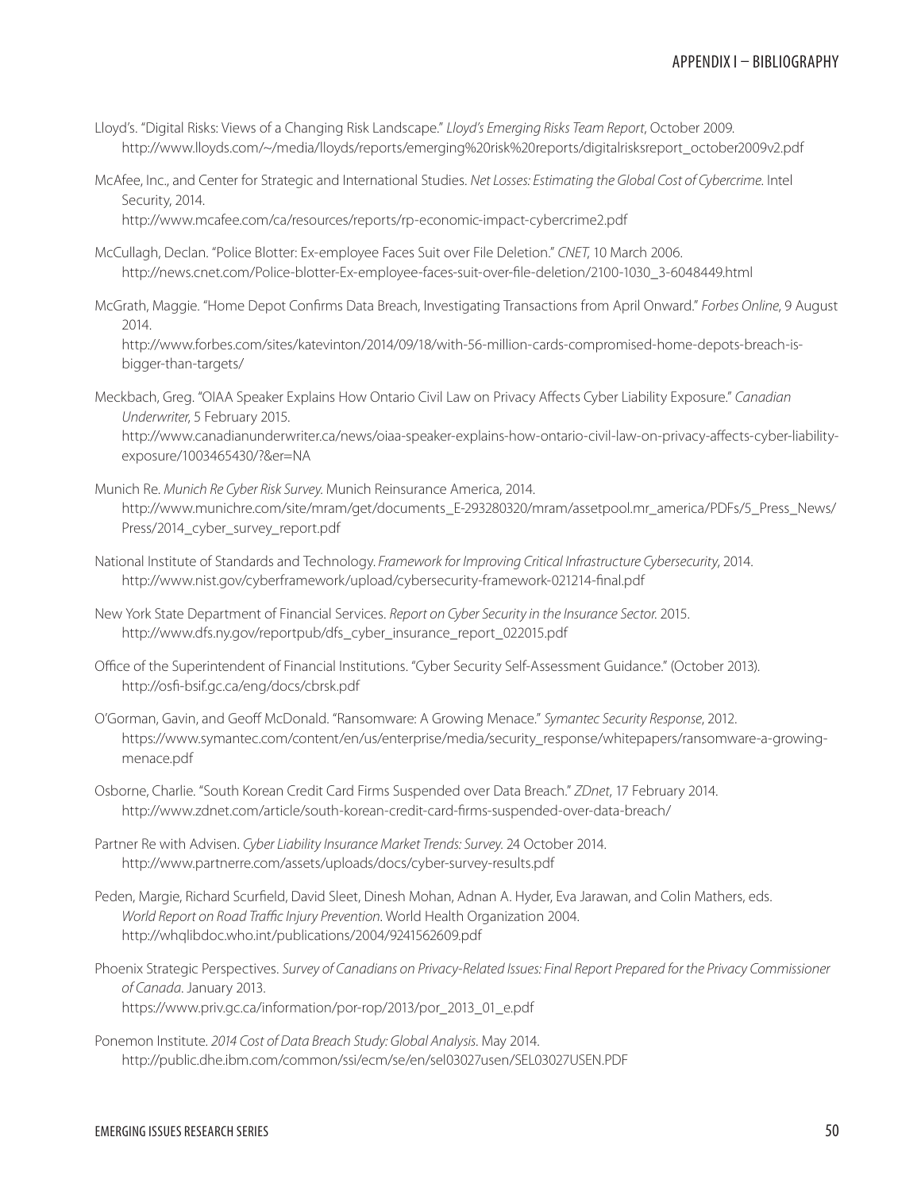Lloyd's. "Digital Risks: Views of a Changing Risk Landscape." *Lloyd's Emerging Risks Team Report*, October 2009. http://www.lloyds.com/~/media/lloyds/reports/emerging%20risk%20reports/digitalrisksreport_october2009v2.pdf

McAfee, Inc., and Center for Strategic and International Studies. *Net Losses: Estimating the Global Cost of Cybercrime.* Intel Security, 2014.
http://www.mcafee.com/ca/resources/reports/rp-economic-impact-cybercrime2.pdf

McCullagh, Declan. "Police Blotter: Ex-employee Faces Suit over File Deletion." *CNET*, 10 March 2006. http://news.cnet.com/Police-blotter-Ex-employee-faces-suit-over-file-deletion/2100-1030_3-6048449.html

McGrath, Maggie. "Home Depot Confirms Data Breach, Investigating Transactions from April Onward." *Forbes Online*, 9 August 2014.
http://www.forbes.com/sites/katevinton/2014/09/18/with-56-million-cards-compromised-home-depots-breach-is-bigger-than-targets/

Meckbach, Greg. "OIAA Speaker Explains How Ontario Civil Law on Privacy Affects Cyber Liability Exposure." *Canadian Underwriter*, 5 February 2015.
http://www.canadianunderwriter.ca/news/oiaa-speaker-explains-how-ontario-civil-law-on-privacy-affects-cyber-liability-exposure/1003465430/?&er=NA

Munich Re. *Munich Re Cyber Risk Survey.* Munich Reinsurance America, 2014. http://www.munichre.com/site/mram/get/documents_E-293280320/mram/assetpool.mr_america/PDFs/5_Press_News/Press/2014_cyber_survey_report.pdf

National Institute of Standards and Technology. *Framework for Improving Critical Infrastructure Cybersecurity*, 2014. http://www.nist.gov/cyberframework/upload/cybersecurity-framework-021214-final.pdf

New York State Department of Financial Services. *Report on Cyber Security in the Insurance Sector.* 2015. http://www.dfs.ny.gov/reportpub/dfs_cyber_insurance_report_022015.pdf

Office of the Superintendent of Financial Institutions. "Cyber Security Self-Assessment Guidance." (October 2013). http://osfi-bsif.gc.ca/eng/docs/cbrsk.pdf

O'Gorman, Gavin, and Geoff McDonald. "Ransomware: A Growing Menace." *Symantec Security Response*, 2012. https://www.symantec.com/content/en/us/enterprise/media/security_response/whitepapers/ransomware-a-growing-menace.pdf

Osborne, Charlie. "South Korean Credit Card Firms Suspended over Data Breach." *ZDnet*, 17 February 2014. http://www.zdnet.com/article/south-korean-credit-card-firms-suspended-over-data-breach/

Partner Re with Advisen. *Cyber Liability Insurance Market Trends: Survey.* 24 October 2014. http://www.partnerre.com/assets/uploads/docs/cyber-survey-results.pdf

Peden, Margie, Richard Scurfield, David Sleet, Dinesh Mohan, Adnan A. Hyder, Eva Jarawan, and Colin Mathers, eds. *World Report on Road Traffic Injury Prevention*. World Health Organization 2004. http://whqlibdoc.who.int/publications/2004/9241562609.pdf

Phoenix Strategic Perspectives. *Survey of Canadians on Privacy-Related Issues: Final Report Prepared for the Privacy Commissioner of Canada.* January 2013.
https://www.priv.gc.ca/information/por-rop/2013/por_2013_01_e.pdf

Ponemon Institute. *2014 Cost of Data Breach Study: Global Analysis.* May 2014. http://public.dhe.ibm.com/common/ssi/ecm/se/en/sel03027usen/SEL03027USEN.PDF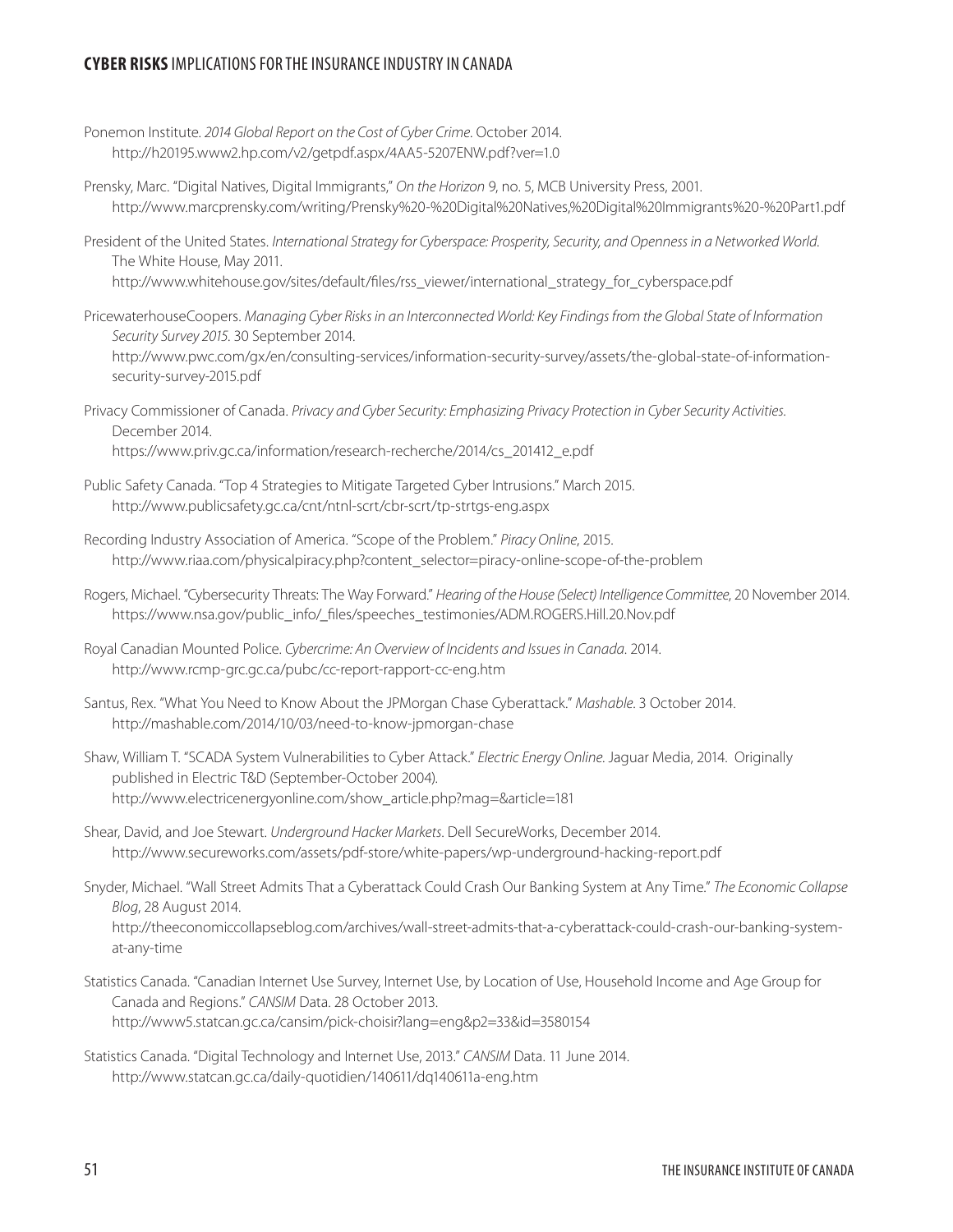Ponemon Institute. *2014 Global Report on the Cost of Cyber Crime*. October 2014. http://h20195.www2.hp.com/v2/getpdf.aspx/4AA5-5207ENW.pdf?ver=1.0

Prensky, Marc. "Digital Natives, Digital Immigrants," *On the Horizon* 9, no. 5, MCB University Press, 2001. http://www.marcprensky.com/writing/Prensky%20-%20Digital%20Natives,%20Digital%20Immigrants%20-%20Part1.pdf

President of the United States. *International Strategy for Cyberspace: Prosperity, Security, and Openness in a Networked World*. The White House, May 2011. http://www.whitehouse.gov/sites/default/files/rss_viewer/international_strategy_for_cyberspace.pdf

PricewaterhouseCoopers. *Managing Cyber Risks in an Interconnected World: Key Findings from the Global State of Information Security Survey 2015*. 30 September 2014. http://www.pwc.com/gx/en/consulting-services/information-security-survey/assets/the-global-state-of-information-security-survey-2015.pdf

Privacy Commissioner of Canada. *Privacy and Cyber Security: Emphasizing Privacy Protection in Cyber Security Activities*. December 2014. https://www.priv.gc.ca/information/research-recherche/2014/cs_201412_e.pdf

Public Safety Canada. "Top 4 Strategies to Mitigate Targeted Cyber Intrusions." March 2015. http://www.publicsafety.gc.ca/cnt/ntnl-scrt/cbr-scrt/tp-strtgs-eng.aspx

Recording Industry Association of America. "Scope of the Problem." *Piracy Online*, 2015. http://www.riaa.com/physicalpiracy.php?content_selector=piracy-online-scope-of-the-problem

Rogers, Michael. "Cybersecurity Threats: The Way Forward." *Hearing of the House (Select) Intelligence Committee*, 20 November 2014. https://www.nsa.gov/public_info/_files/speeches_testimonies/ADM.ROGERS.Hill.20.Nov.pdf

Royal Canadian Mounted Police. *Cybercrime: An Overview of Incidents and Issues in Canada*. 2014. http://www.rcmp-grc.gc.ca/pubc/cc-report-rapport-cc-eng.htm

Santus, Rex. "What You Need to Know About the JPMorgan Chase Cyberattack." *Mashable*. 3 October 2014. http://mashable.com/2014/10/03/need-to-know-jpmorgan-chase

Shaw, William T. "SCADA System Vulnerabilities to Cyber Attack." *Electric Energy Online*. Jaguar Media, 2014. Originally published in Electric T&D (September-October 2004). http://www.electricenergyonline.com/show_article.php?mag=&article=181

Shear, David, and Joe Stewart. *Underground Hacker Markets*. Dell SecureWorks, December 2014. http://www.secureworks.com/assets/pdf-store/white-papers/wp-underground-hacking-report.pdf

Snyder, Michael. "Wall Street Admits That a Cyberattack Could Crash Our Banking System at Any Time." *The Economic Collapse Blog*, 28 August 2014. http://theeconomiccollapseblog.com/archives/wall-street-admits-that-a-cyberattack-could-crash-our-banking-system-at-any-time

Statistics Canada. "Canadian Internet Use Survey, Internet Use, by Location of Use, Household Income and Age Group for Canada and Regions." *CANSIM* Data. 28 October 2013. http://www5.statcan.gc.ca/cansim/pick-choisir?lang=eng&p2=33&id=3580154

Statistics Canada. "Digital Technology and Internet Use, 2013." *CANSIM* Data. 11 June 2014. http://www.statcan.gc.ca/daily-quotidien/140611/dq140611a-eng.htm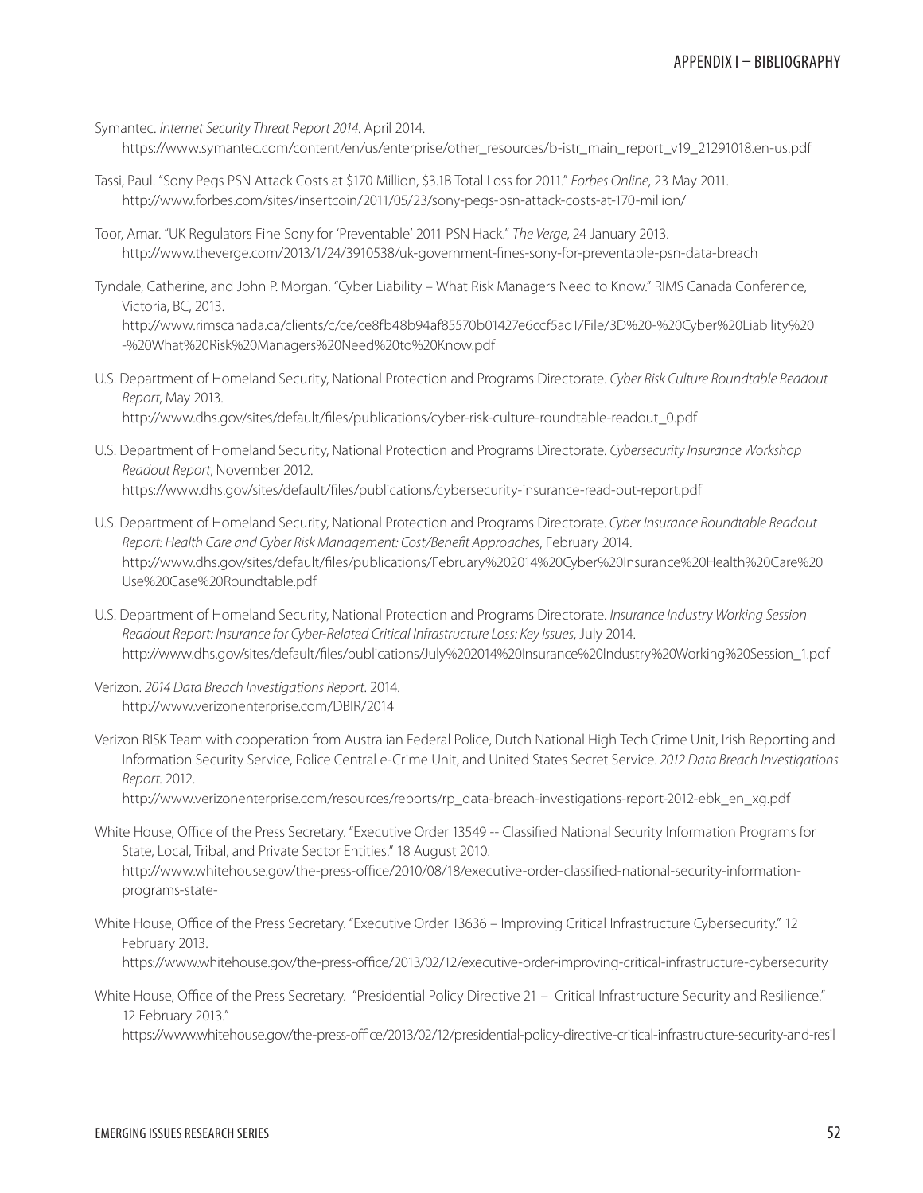Symantec. *Internet Security Threat Report 2014*. April 2014. https://www.symantec.com/content/en/us/enterprise/other_resources/b-istr_main_report_v19_21291018.en-us.pdf

Tassi, Paul. "Sony Pegs PSN Attack Costs at $170 Million, $3.1B Total Loss for 2011." *Forbes Online*, 23 May 2011. http://www.forbes.com/sites/insertcoin/2011/05/23/sony-pegs-psn-attack-costs-at-170-million/

Toor, Amar. "UK Regulators Fine Sony for 'Preventable' 2011 PSN Hack." *The Verge*, 24 January 2013. http://www.theverge.com/2013/1/24/3910538/uk-government-fines-sony-for-preventable-psn-data-breach

Tyndale, Catherine, and John P. Morgan. "Cyber Liability – What Risk Managers Need to Know." RIMS Canada Conference, Victoria, BC, 2013. http://www.rimscanada.ca/clients/c/ce/ce8fb48b94af85570b01427e6ccf5ad1/File/3D%20-%20Cyber%20Liability%20-%20What%20Risk%20Managers%20Need%20to%20Know.pdf

U.S. Department of Homeland Security, National Protection and Programs Directorate. *Cyber Risk Culture Roundtable Readout Report*, May 2013. http://www.dhs.gov/sites/default/files/publications/cyber-risk-culture-roundtable-readout_0.pdf

U.S. Department of Homeland Security, National Protection and Programs Directorate. *Cybersecurity Insurance Workshop Readout Report*, November 2012. https://www.dhs.gov/sites/default/files/publications/cybersecurity-insurance-read-out-report.pdf

U.S. Department of Homeland Security, National Protection and Programs Directorate. *Cyber Insurance Roundtable Readout Report: Health Care and Cyber Risk Management: Cost/Benefit Approaches*, February 2014. http://www.dhs.gov/sites/default/files/publications/February%202014%20Cyber%20Insurance%20Health%20Care%20Use%20Case%20Roundtable.pdf

U.S. Department of Homeland Security, National Protection and Programs Directorate. *Insurance Industry Working Session Readout Report: Insurance for Cyber-Related Critical Infrastructure Loss: Key Issues*, July 2014. http://www.dhs.gov/sites/default/files/publications/July%202014%20Insurance%20Industry%20Working%20Session_1.pdf

Verizon. *2014 Data Breach Investigations Report*. 2014. http://www.verizonenterprise.com/DBIR/2014

Verizon RISK Team with cooperation from Australian Federal Police, Dutch National High Tech Crime Unit, Irish Reporting and Information Security Service, Police Central e-Crime Unit, and United States Secret Service. *2012 Data Breach Investigations Report*. 2012. http://www.verizonenterprise.com/resources/reports/rp_data-breach-investigations-report-2012-ebk_en_xg.pdf

White House, Office of the Press Secretary. "Executive Order 13549 -- Classified National Security Information Programs for State, Local, Tribal, and Private Sector Entities." 18 August 2010. http://www.whitehouse.gov/the-press-office/2010/08/18/executive-order-classified-national-security-information-programs-state-

White House, Office of the Press Secretary. "Executive Order 13636 – Improving Critical Infrastructure Cybersecurity." 12 February 2013. https://www.whitehouse.gov/the-press-office/2013/02/12/executive-order-improving-critical-infrastructure-cybersecurity

White House, Office of the Press Secretary. "Presidential Policy Directive 21 – Critical Infrastructure Security and Resilience." 12 February 2013." https://www.whitehouse.gov/the-press-office/2013/02/12/presidential-policy-directive-critical-infrastructure-security-and-resil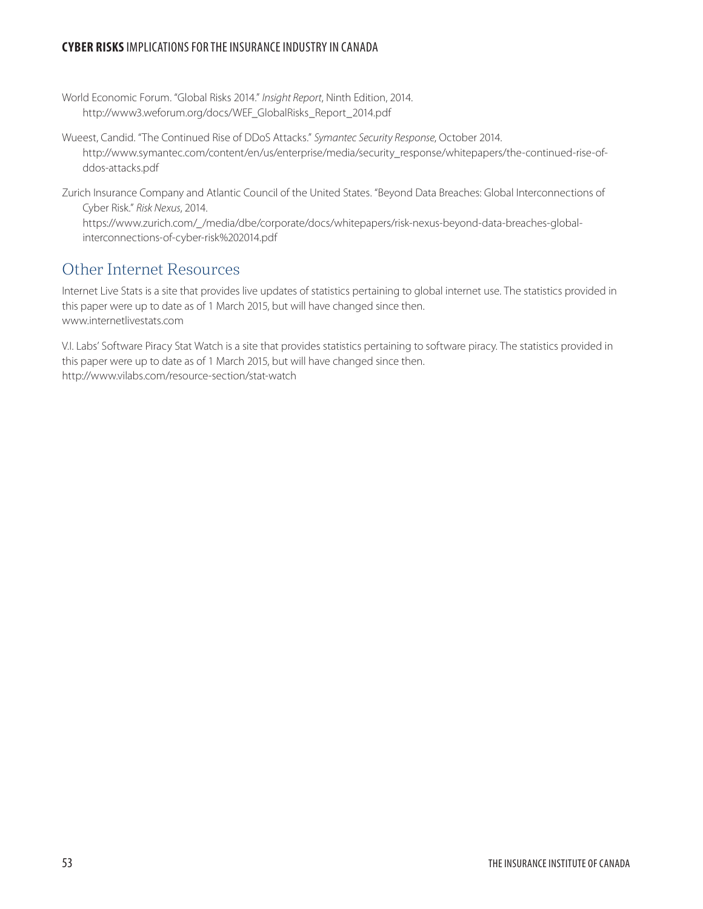World Economic Forum. "Global Risks 2014." *Insight Report*, Ninth Edition, 2014. http://www3.weforum.org/docs/WEF_GlobalRisks_Report_2014.pdf

Wueest, Candid. "The Continued Rise of DDoS Attacks." *Symantec Security Response*, October 2014. http://www.symantec.com/content/en/us/enterprise/media/security_response/whitepapers/the-continued-rise-of-ddos-attacks.pdf

Zurich Insurance Company and Atlantic Council of the United States. "Beyond Data Breaches: Global Interconnections of Cyber Risk." *Risk Nexus*, 2014. https://www.zurich.com/_/media/dbe/corporate/docs/whitepapers/risk-nexus-beyond-data-breaches-global-interconnections-of-cyber-risk%202014.pdf

## Other Internet Resources

Internet Live Stats is a site that provides live updates of statistics pertaining to global internet use. The statistics provided in this paper were up to date as of 1 March 2015, but will have changed since then.
www.internetlivestats.com

V.I. Labs' Software Piracy Stat Watch is a site that provides statistics pertaining to software piracy. The statistics provided in this paper were up to date as of 1 March 2015, but will have changed since then.
http://www.vilabs.com/resource-section/stat-watch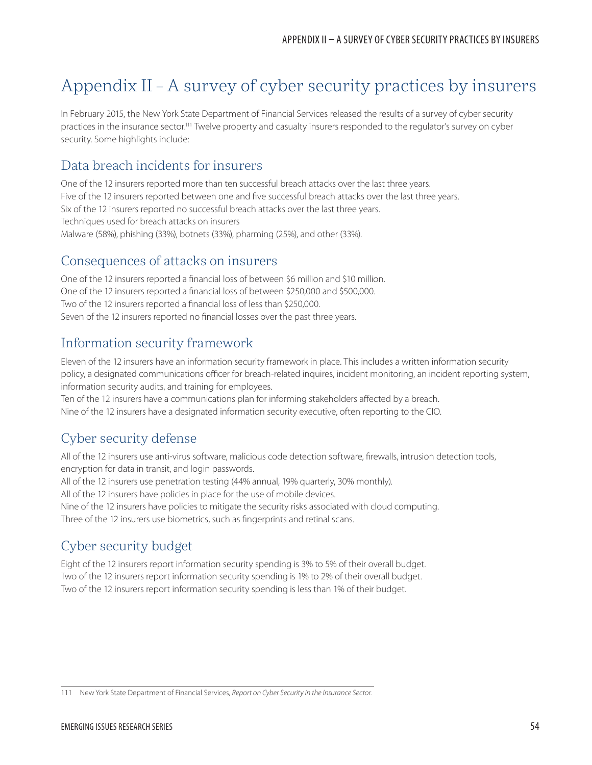# Appendix II – A survey of cyber security practices by insurers

In February 2015, the New York State Department of Financial Services released the results of a survey of cyber security practices in the insurance sector.[111] Twelve property and casualty insurers responded to the regulator's survey on cyber security. Some highlights include:

## Data breach incidents for insurers

One of the 12 insurers reported more than ten successful breach attacks over the last three years.
Five of the 12 insurers reported between one and five successful breach attacks over the last three years.
Six of the 12 insurers reported no successful breach attacks over the last three years.
Techniques used for breach attacks on insurers
Malware (58%), phishing (33%), botnets (33%), pharming (25%), and other (33%).

## Consequences of attacks on insurers

One of the 12 insurers reported a financial loss of between $6 million and $10 million.
One of the 12 insurers reported a financial loss of between $250,000 and $500,000.
Two of the 12 insurers reported a financial loss of less than $250,000.
Seven of the 12 insurers reported no financial losses over the past three years.

## Information security framework

Eleven of the 12 insurers have an information security framework in place. This includes a written information security policy, a designated communications officer for breach-related inquires, incident monitoring, an incident reporting system, information security audits, and training for employees.
Ten of the 12 insurers have a communications plan for informing stakeholders affected by a breach.
Nine of the 12 insurers have a designated information security executive, often reporting to the CIO.

## Cyber security defense

All of the 12 insurers use anti-virus software, malicious code detection software, firewalls, intrusion detection tools, encryption for data in transit, and login passwords.
All of the 12 insurers use penetration testing (44% annual, 19% quarterly, 30% monthly).
All of the 12 insurers have policies in place for the use of mobile devices.
Nine of the 12 insurers have policies to mitigate the security risks associated with cloud computing.
Three of the 12 insurers use biometrics, such as fingerprints and retinal scans.

## Cyber security budget

Eight of the 12 insurers report information security spending is 3% to 5% of their overall budget.
Two of the 12 insurers report information security spending is 1% to 2% of their overall budget.
Two of the 12 insurers report information security spending is less than 1% of their budget.

---

111 New York State Department of Financial Services, *Report on Cyber Security in the Insurance Sector.*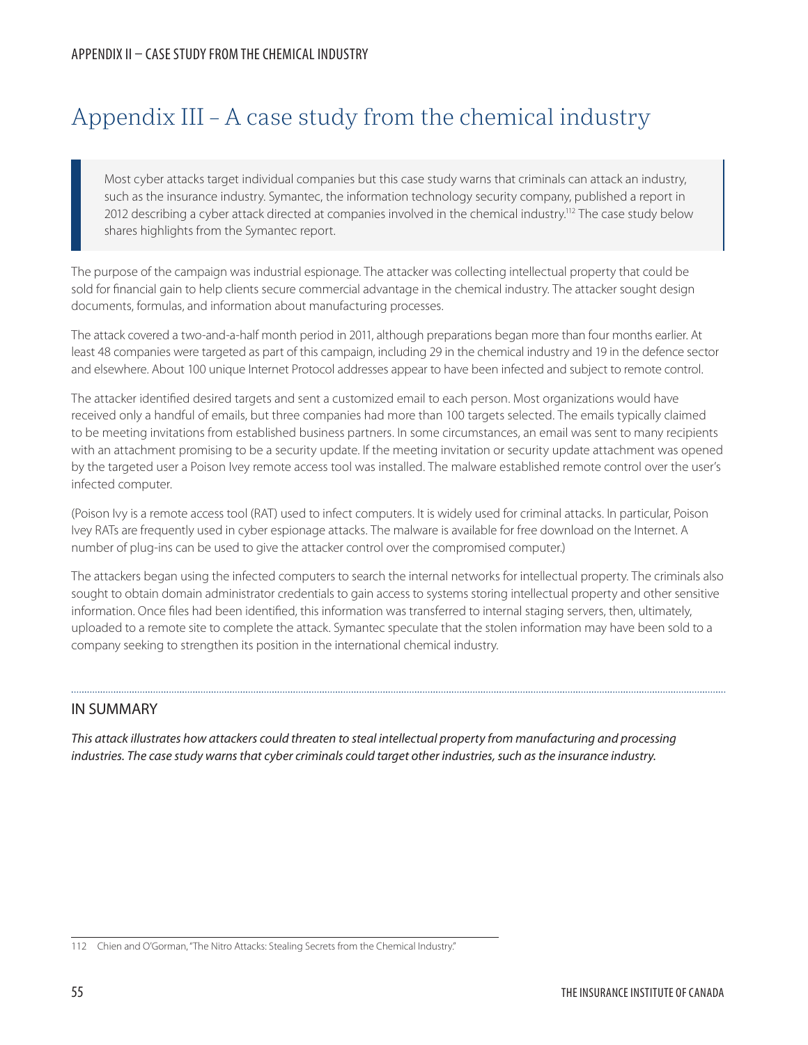# Appendix III – A case study from the chemical industry

> Most cyber attacks target individual companies but this case study warns that criminals can attack an industry, such as the insurance industry. Symantec, the information technology security company, published a report in 2012 describing a cyber attack directed at companies involved in the chemical industry.[112] The case study below shares highlights from the Symantec report.

The purpose of the campaign was industrial espionage. The attacker was collecting intellectual property that could be sold for financial gain to help clients secure commercial advantage in the chemical industry. The attacker sought design documents, formulas, and information about manufacturing processes.

The attack covered a two-and-a-half month period in 2011, although preparations began more than four months earlier. At least 48 companies were targeted as part of this campaign, including 29 in the chemical industry and 19 in the defence sector and elsewhere. About 100 unique Internet Protocol addresses appear to have been infected and subject to remote control.

The attacker identified desired targets and sent a customized email to each person. Most organizations would have received only a handful of emails, but three companies had more than 100 targets selected. The emails typically claimed to be meeting invitations from established business partners. In some circumstances, an email was sent to many recipients with an attachment promising to be a security update. If the meeting invitation or security update attachment was opened by the targeted user a Poison Ivey remote access tool was installed. The malware established remote control over the user's infected computer.

(Poison Ivy is a remote access tool (RAT) used to infect computers. It is widely used for criminal attacks. In particular, Poison Ivey RATs are frequently used in cyber espionage attacks. The malware is available for free download on the Internet. A number of plug-ins can be used to give the attacker control over the compromised computer.)

The attackers began using the infected computers to search the internal networks for intellectual property. The criminals also sought to obtain domain administrator credentials to gain access to systems storing intellectual property and other sensitive information. Once files had been identified, this information was transferred to internal staging servers, then, ultimately, uploaded to a remote site to complete the attack. Symantec speculate that the stolen information may have been sold to a company seeking to strengthen its position in the international chemical industry.

## IN SUMMARY

*This attack illustrates how attackers could threaten to steal intellectual property from manufacturing and processing industries. The case study warns that cyber criminals could target other industries, such as the insurance industry.*

---

112 Chien and O'Gorman, "The Nitro Attacks: Stealing Secrets from the Chemical Industry."